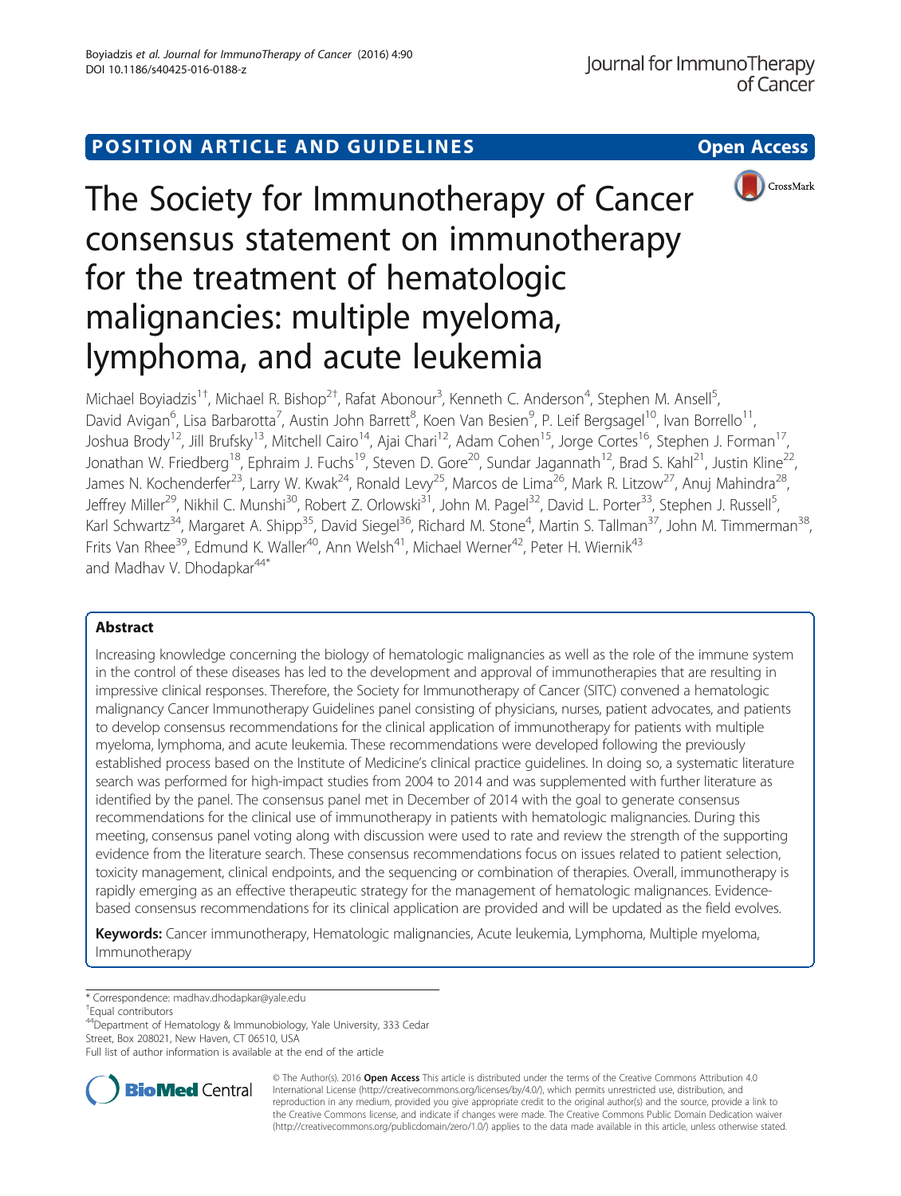POSITION ARTICLE AND GUIDELINES

Open Access

# The Society for Immunotherapy of Cancer consensus statement on immunotherapy for the treatment of hematologic malignancies: multiple myeloma, lymphoma, and acute leukemia

Michael Boyiadzis[1†], Michael R. Bishop[2†], Rafat Abonour[3], Kenneth C. Anderson[4], Stephen M. Ansell[5], David Avigan[6], Lisa Barbarotta[7], Austin John Barrett[8], Koen Van Besien[9], P. Leif Bergsagel[10], Ivan Borrello[11], Joshua Brody[12], Jill Brufsky[13], Mitchell Cairo[14], Ajai Chari[12], Adam Cohen[15], Jorge Cortes[16], Stephen J. Forman[17], Jonathan W. Friedberg[18], Ephraim J. Fuchs[19], Steven D. Gore[20], Sundar Jagannath[12], Brad S. Kahl[21], Justin Kline[22], James N. Kochenderfer[23], Larry W. Kwak[24], Ronald Levy[25], Marcos de Lima[26], Mark R. Litzow[27], Anuj Mahindra[28], Jeffrey Miller[29], Nikhil C. Munshi[30], Robert Z. Orlowski[31], John M. Pagel[32], David L. Porter[33], Stephen J. Russell[5], Karl Schwartz[34], Margaret A. Shipp[35], David Siegel[36], Richard M. Stone[4], Martin S. Tallman[37], John M. Timmerman[38], Frits Van Rhee[39], Edmund K. Waller[40], Ann Welsh[41], Michael Werner[42], Peter H. Wiernik[43] and Madhav V. Dhodapkar[44*]

## Abstract

Increasing knowledge concerning the biology of hematologic malignancies as well as the role of the immune system in the control of these diseases has led to the development and approval of immunotherapies that are resulting in impressive clinical responses. Therefore, the Society for Immunotherapy of Cancer (SITC) convened a hematologic malignancy Cancer Immunotherapy Guidelines panel consisting of physicians, nurses, patient advocates, and patients to develop consensus recommendations for the clinical application of immunotherapy for patients with multiple myeloma, lymphoma, and acute leukemia. These recommendations were developed following the previously established process based on the Institute of Medicine's clinical practice guidelines. In doing so, a systematic literature search was performed for high-impact studies from 2004 to 2014 and was supplemented with further literature as identified by the panel. The consensus panel met in December of 2014 with the goal to generate consensus recommendations for the clinical use of immunotherapy in patients with hematologic malignancies. During this meeting, consensus panel voting along with discussion were used to rate and review the strength of the supporting evidence from the literature search. These consensus recommendations focus on issues related to patient selection, toxicity management, clinical endpoints, and the sequencing or combination of therapies. Overall, immunotherapy is rapidly emerging as an effective therapeutic strategy for the management of hematologic malignances. Evidence-based consensus recommendations for its clinical application are provided and will be updated as the field evolves.

**Keywords:** Cancer immunotherapy, Hematologic malignancies, Acute leukemia, Lymphoma, Multiple myeloma, Immunotherapy

\* Correspondence: madhav.dhodapkar@yale.edu

†Equal contributors

[44]Department of Hematology & Immunobiology, Yale University, 333 Cedar Street, Box 208021, New Haven, CT 06510, USA

Full list of author information is available at the end of the article

© The Author(s). 2016 **Open Access** This article is distributed under the terms of the Creative Commons Attribution 4.0 International License (http://creativecommons.org/licenses/by/4.0/), which permits unrestricted use, distribution, and reproduction in any medium, provided you give appropriate credit to the original author(s) and the source, provide a link to the Creative Commons license, and indicate if changes were made. The Creative Commons Public Domain Dedication waiver (http://creativecommons.org/publicdomain/zero/1.0/) applies to the data made available in this article, unless otherwise stated.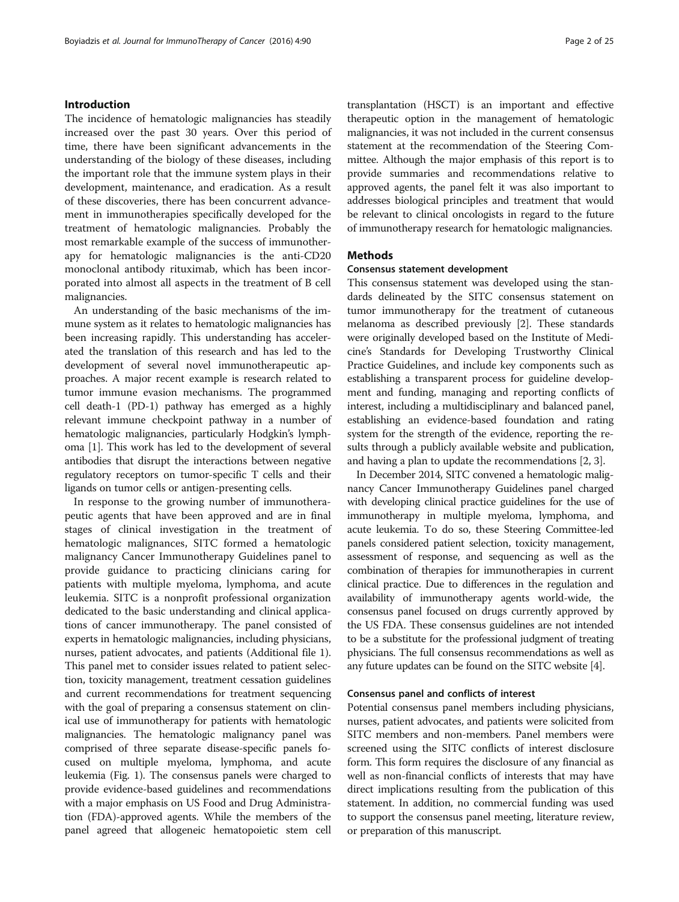## Introduction

The incidence of hematologic malignancies has steadily increased over the past 30 years. Over this period of time, there have been significant advancements in the understanding of the biology of these diseases, including the important role that the immune system plays in their development, maintenance, and eradication. As a result of these discoveries, there has been concurrent advancement in immunotherapies specifically developed for the treatment of hematologic malignancies. Probably the most remarkable example of the success of immunotherapy for hematologic malignancies is the anti-CD20 monoclonal antibody rituximab, which has been incorporated into almost all aspects in the treatment of B cell malignancies.

An understanding of the basic mechanisms of the immune system as it relates to hematologic malignancies has been increasing rapidly. This understanding has accelerated the translation of this research and has led to the development of several novel immunotherapeutic approaches. A major recent example is research related to tumor immune evasion mechanisms. The programmed cell death-1 (PD-1) pathway has emerged as a highly relevant immune checkpoint pathway in a number of hematologic malignancies, particularly Hodgkin's lymphoma [1]. This work has led to the development of several antibodies that disrupt the interactions between negative regulatory receptors on tumor-specific T cells and their ligands on tumor cells or antigen-presenting cells.

In response to the growing number of immunotherapeutic agents that have been approved and are in final stages of clinical investigation in the treatment of hematologic malignances, SITC formed a hematologic malignancy Cancer Immunotherapy Guidelines panel to provide guidance to practicing clinicians caring for patients with multiple myeloma, lymphoma, and acute leukemia. SITC is a nonprofit professional organization dedicated to the basic understanding and clinical applications of cancer immunotherapy. The panel consisted of experts in hematologic malignancies, including physicians, nurses, patient advocates, and patients (Additional file 1). This panel met to consider issues related to patient selection, toxicity management, treatment cessation guidelines and current recommendations for treatment sequencing with the goal of preparing a consensus statement on clinical use of immunotherapy for patients with hematologic malignancies. The hematologic malignancy panel was comprised of three separate disease-specific panels focused on multiple myeloma, lymphoma, and acute leukemia (Fig. 1). The consensus panels were charged to provide evidence-based guidelines and recommendations with a major emphasis on US Food and Drug Administration (FDA)-approved agents. While the members of the panel agreed that allogeneic hematopoietic stem cell transplantation (HSCT) is an important and effective therapeutic option in the management of hematologic malignancies, it was not included in the current consensus statement at the recommendation of the Steering Committee. Although the major emphasis of this report is to provide summaries and recommendations relative to approved agents, the panel felt it was also important to addresses biological principles and treatment that would be relevant to clinical oncologists in regard to the future of immunotherapy research for hematologic malignancies.

## Methods

### Consensus statement development

This consensus statement was developed using the standards delineated by the SITC consensus statement on tumor immunotherapy for the treatment of cutaneous melanoma as described previously [2]. These standards were originally developed based on the Institute of Medicine's Standards for Developing Trustworthy Clinical Practice Guidelines, and include key components such as establishing a transparent process for guideline development and funding, managing and reporting conflicts of interest, including a multidisciplinary and balanced panel, establishing an evidence-based foundation and rating system for the strength of the evidence, reporting the results through a publicly available website and publication, and having a plan to update the recommendations [2, 3].

In December 2014, SITC convened a hematologic malignancy Cancer Immunotherapy Guidelines panel charged with developing clinical practice guidelines for the use of immunotherapy in multiple myeloma, lymphoma, and acute leukemia. To do so, these Steering Committee-led panels considered patient selection, toxicity management, assessment of response, and sequencing as well as the combination of therapies for immunotherapies in current clinical practice. Due to differences in the regulation and availability of immunotherapy agents world-wide, the consensus panel focused on drugs currently approved by the US FDA. These consensus guidelines are not intended to be a substitute for the professional judgment of treating physicians. The full consensus recommendations as well as any future updates can be found on the SITC website [4].

### Consensus panel and conflicts of interest

Potential consensus panel members including physicians, nurses, patient advocates, and patients were solicited from SITC members and non-members. Panel members were screened using the SITC conflicts of interest disclosure form. This form requires the disclosure of any financial as well as non-financial conflicts of interests that may have direct implications resulting from the publication of this statement. In addition, no commercial funding was used to support the consensus panel meeting, literature review, or preparation of this manuscript.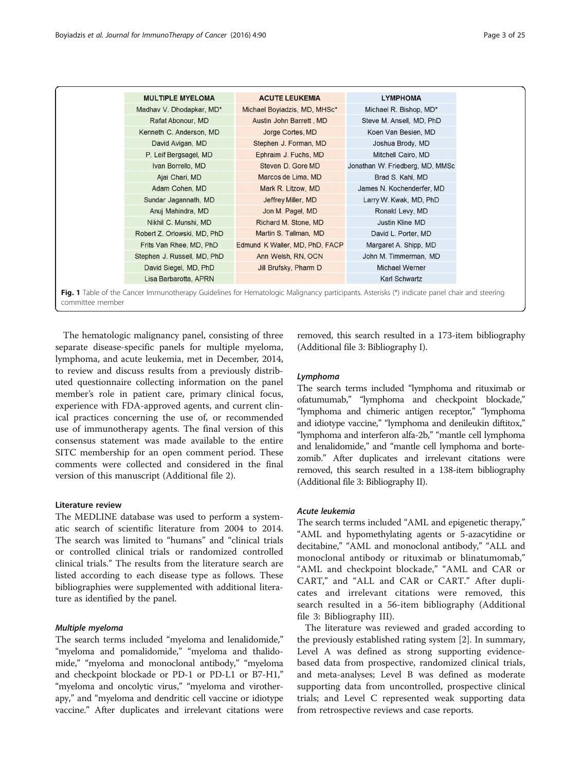| MULTIPLE MYELOMA | ACUTE LEUKEMIA | LYMPHOMA |
| --- | --- | --- |
| Madhav V. Dhodapkar, MD* | Michael Boyiadzis, MD, MHSc* | Michael R. Bishop, MD* |
| Rafat Abonour, MD | Austin John Barrett , MD | Steve M. Ansell, MD, PhD |
| Kenneth C. Anderson, MD | Jorge Cortes, MD | Koen Van Besien, MD |
| David Avigan, MD | Stephen J. Forman, MD | Joshua Brody, MD |
| P. Leif Bergsagel, MD | Ephraim J. Fuchs, MD | Mitchell Cairo, MD |
| Ivan Borrello, MD | Steven D. Gore MD | Jonathan W. Friedberg, MD, MMSc |
| Ajai Chari, MD | Marcos de Lima, MD | Brad S. Kahl, MD |
| Adam Cohen, MD | Mark R. Litzow, MD | James N. Kochenderfer, MD |
| Sundar Jagannath, MD | Jeffrey Miller, MD | Larry W. Kwak, MD, PhD |
| Anuj Mahindra, MD | Jon M. Pagel, MD | Ronald Levy, MD |
| Nikhil C. Munshi, MD | Richard M. Stone, MD | Justin Kline MD |
| Robert Z. Orlowski, MD, PhD | Martin S. Tallman, MD | David L. Porter, MD |
| Frits Van Rhee, MD, PhD | Edmund K Waller, MD, PhD, FACP | Margaret A. Shipp, MD |
| Stephen J. Russell, MD, PhD | Ann Welsh, RN, OCN | John M. Timmerman, MD |
| David Siegel, MD, PhD | Jill Brufsky, Pharm D | Michael Werner |
| Lisa Barbarotta, APRN | | Karl Schwartz |

**Fig. 1** Table of the Cancer Immunotherapy Guidelines for Hematologic Malignancy participants. Asterisks (*) indicate panel chair and steering committee member

The hematologic malignancy panel, consisting of three separate disease-specific panels for multiple myeloma, lymphoma, and acute leukemia, met in December, 2014, to review and discuss results from a previously distributed questionnaire collecting information on the panel member's role in patient care, primary clinical focus, experience with FDA-approved agents, and current clinical practices concerning the use of, or recommended use of immunotherapy agents. The final version of this consensus statement was made available to the entire SITC membership for an open comment period. These comments were collected and considered in the final version of this manuscript (Additional file 2).

### Literature review

The MEDLINE database was used to perform a systematic search of scientific literature from 2004 to 2014. The search was limited to "humans" and "clinical trials or controlled clinical trials or randomized controlled clinical trials." The results from the literature search are listed according to each disease type as follows. These bibliographies were supplemented with additional literature as identified by the panel.

#### *Multiple myeloma*

The search terms included "myeloma and lenalidomide," "myeloma and pomalidomide," "myeloma and thalidomide," "myeloma and monoclonal antibody," "myeloma and checkpoint blockade or PD-1 or PD-L1 or B7-H1," "myeloma and oncolytic virus," "myeloma and virotherapy," and "myeloma and dendritic cell vaccine or idiotype vaccine." After duplicates and irrelevant citations were removed, this search resulted in a 173-item bibliography (Additional file 3: Bibliography I).

#### *Lymphoma*

The search terms included "lymphoma and rituximab or ofatumumab," "lymphoma and checkpoint blockade," "lymphoma and chimeric antigen receptor," "lymphoma and idiotype vaccine," "lymphoma and denileukin diftitox," "lymphoma and interferon alfa-2b," "mantle cell lymphoma and lenalidomide," and "mantle cell lymphoma and bortezomib." After duplicates and irrelevant citations were removed, this search resulted in a 138-item bibliography (Additional file 3: Bibliography II).

#### *Acute leukemia*

The search terms included "AML and epigenetic therapy," "AML and hypomethylating agents or 5-azacytidine or decitabine," "AML and monoclonal antibody," "ALL and monoclonal antibody or rituximab or blinatumomab," "AML and checkpoint blockade," "AML and CAR or CART," and "ALL and CAR or CART." After duplicates and irrelevant citations were removed, this search resulted in a 56-item bibliography (Additional file 3: Bibliography III).

The literature was reviewed and graded according to the previously established rating system [2]. In summary, Level A was defined as strong supporting evidence-based data from prospective, randomized clinical trials, and meta-analyses; Level B was defined as moderate supporting data from uncontrolled, prospective clinical trials; and Level C represented weak supporting data from retrospective reviews and case reports.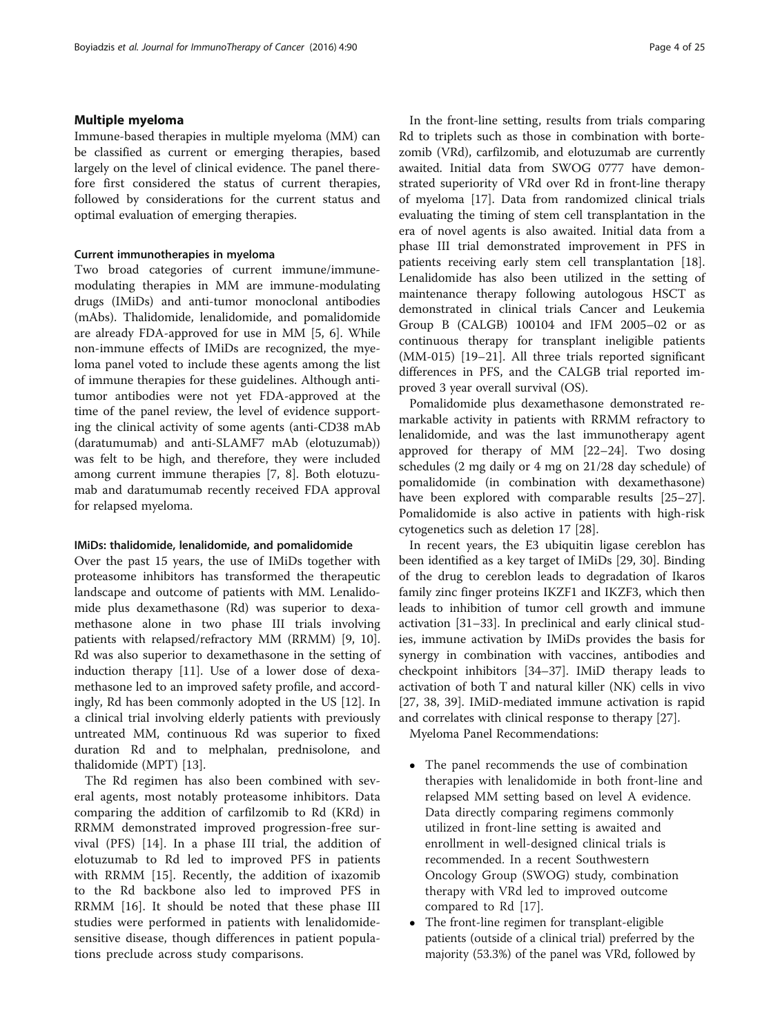## Multiple myeloma

Immune-based therapies in multiple myeloma (MM) can be classified as current or emerging therapies, based largely on the level of clinical evidence. The panel therefore first considered the status of current therapies, followed by considerations for the current status and optimal evaluation of emerging therapies.

### Current immunotherapies in myeloma

Two broad categories of current immune/immune-modulating therapies in MM are immune-modulating drugs (IMiDs) and anti-tumor monoclonal antibodies (mAbs). Thalidomide, lenalidomide, and pomalidomide are already FDA-approved for use in MM [5, 6]. While non-immune effects of IMiDs are recognized, the myeloma panel voted to include these agents among the list of immune therapies for these guidelines. Although anti-tumor antibodies were not yet FDA-approved at the time of the panel review, the level of evidence supporting the clinical activity of some agents (anti-CD38 mAb (daratumumab) and anti-SLAMF7 mAb (elotuzumab)) was felt to be high, and therefore, they were included among current immune therapies [7, 8]. Both elotuzumab and daratumumab recently received FDA approval for relapsed myeloma.

### IMiDs: thalidomide, lenalidomide, and pomalidomide

Over the past 15 years, the use of IMiDs together with proteasome inhibitors has transformed the therapeutic landscape and outcome of patients with MM. Lenalidomide plus dexamethasone (Rd) was superior to dexamethasone alone in two phase III trials involving patients with relapsed/refractory MM (RRMM) [9, 10]. Rd was also superior to dexamethasone in the setting of induction therapy [11]. Use of a lower dose of dexamethasone led to an improved safety profile, and accordingly, Rd has been commonly adopted in the US [12]. In a clinical trial involving elderly patients with previously untreated MM, continuous Rd was superior to fixed duration Rd and to melphalan, prednisolone, and thalidomide (MPT) [13].

The Rd regimen has also been combined with several agents, most notably proteasome inhibitors. Data comparing the addition of carfilzomib to Rd (KRd) in RRMM demonstrated improved progression-free survival (PFS) [14]. In a phase III trial, the addition of elotuzumab to Rd led to improved PFS in patients with RRMM [15]. Recently, the addition of ixazomib to the Rd backbone also led to improved PFS in RRMM [16]. It should be noted that these phase III studies were performed in patients with lenalidomide-sensitive disease, though differences in patient populations preclude across study comparisons.

In the front-line setting, results from trials comparing Rd to triplets such as those in combination with bortezomib (VRd), carfilzomib, and elotuzumab are currently awaited. Initial data from SWOG 0777 have demonstrated superiority of VRd over Rd in front-line therapy of myeloma [17]. Data from randomized clinical trials evaluating the timing of stem cell transplantation in the era of novel agents is also awaited. Initial data from a phase III trial demonstrated improvement in PFS in patients receiving early stem cell transplantation [18]. Lenalidomide has also been utilized in the setting of maintenance therapy following autologous HSCT as demonstrated in clinical trials Cancer and Leukemia Group B (CALGB) 100104 and IFM 2005–02 or as continuous therapy for transplant ineligible patients (MM-015) [19–21]. All three trials reported significant differences in PFS, and the CALGB trial reported improved 3 year overall survival (OS).

Pomalidomide plus dexamethasone demonstrated remarkable activity in patients with RRMM refractory to lenalidomide, and was the last immunotherapy agent approved for therapy of MM [22–24]. Two dosing schedules (2 mg daily or 4 mg on 21/28 day schedule) of pomalidomide (in combination with dexamethasone) have been explored with comparable results [25–27]. Pomalidomide is also active in patients with high-risk cytogenetics such as deletion 17 [28].

In recent years, the E3 ubiquitin ligase cereblon has been identified as a key target of IMiDs [29, 30]. Binding of the drug to cereblon leads to degradation of Ikaros family zinc finger proteins IKZF1 and IKZF3, which then leads to inhibition of tumor cell growth and immune activation [31–33]. In preclinical and early clinical studies, immune activation by IMiDs provides the basis for synergy in combination with vaccines, antibodies and checkpoint inhibitors [34–37]. IMiD therapy leads to activation of both T and natural killer (NK) cells in vivo [27, 38, 39]. IMiD-mediated immune activation is rapid and correlates with clinical response to therapy [27].

Myeloma Panel Recommendations:

- The panel recommends the use of combination therapies with lenalidomide in both front-line and relapsed MM setting based on level A evidence. Data directly comparing regimens commonly utilized in front-line setting is awaited and enrollment in well-designed clinical trials is recommended. In a recent Southwestern Oncology Group (SWOG) study, combination therapy with VRd led to improved outcome compared to Rd [17].
- The front-line regimen for transplant-eligible patients (outside of a clinical trial) preferred by the majority (53.3%) of the panel was VRd, followed by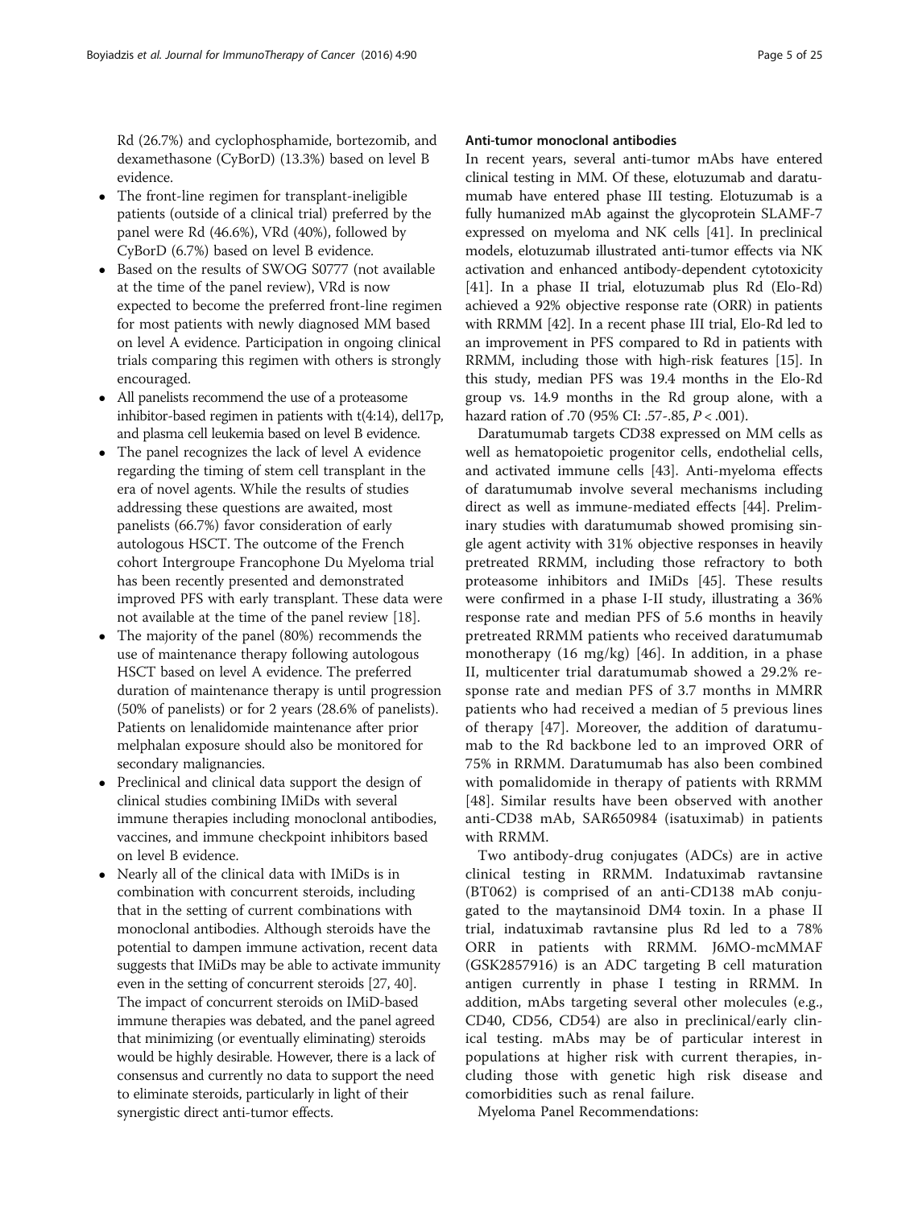Rd (26.7%) and cyclophosphamide, bortezomib, and dexamethasone (CyBorD) (13.3%) based on level B evidence.

- The front-line regimen for transplant-ineligible patients (outside of a clinical trial) preferred by the panel were Rd (46.6%), VRd (40%), followed by CyBorD (6.7%) based on level B evidence.
- Based on the results of SWOG S0777 (not available at the time of the panel review), VRd is now expected to become the preferred front-line regimen for most patients with newly diagnosed MM based on level A evidence. Participation in ongoing clinical trials comparing this regimen with others is strongly encouraged.
- All panelists recommend the use of a proteasome inhibitor-based regimen in patients with t(4:14), del17p, and plasma cell leukemia based on level B evidence.
- The panel recognizes the lack of level A evidence regarding the timing of stem cell transplant in the era of novel agents. While the results of studies addressing these questions are awaited, most panelists (66.7%) favor consideration of early autologous HSCT. The outcome of the French cohort Intergroupe Francophone Du Myeloma trial has been recently presented and demonstrated improved PFS with early transplant. These data were not available at the time of the panel review [18].
- The majority of the panel (80%) recommends the use of maintenance therapy following autologous HSCT based on level A evidence. The preferred duration of maintenance therapy is until progression (50% of panelists) or for 2 years (28.6% of panelists). Patients on lenalidomide maintenance after prior melphalan exposure should also be monitored for secondary malignancies.
- Preclinical and clinical data support the design of clinical studies combining IMiDs with several immune therapies including monoclonal antibodies, vaccines, and immune checkpoint inhibitors based on level B evidence.
- Nearly all of the clinical data with IMiDs is in combination with concurrent steroids, including that in the setting of current combinations with monoclonal antibodies. Although steroids have the potential to dampen immune activation, recent data suggests that IMiDs may be able to activate immunity even in the setting of concurrent steroids [27, 40]. The impact of concurrent steroids on IMiD-based immune therapies was debated, and the panel agreed that minimizing (or eventually eliminating) steroids would be highly desirable. However, there is a lack of consensus and currently no data to support the need to eliminate steroids, particularly in light of their synergistic direct anti-tumor effects.

#### Anti-tumor monoclonal antibodies

In recent years, several anti-tumor mAbs have entered clinical testing in MM. Of these, elotuzumab and daratumumab have entered phase III testing. Elotuzumab is a fully humanized mAb against the glycoprotein SLAMF-7 expressed on myeloma and NK cells [41]. In preclinical models, elotuzumab illustrated anti-tumor effects via NK activation and enhanced antibody-dependent cytotoxicity [41]. In a phase II trial, elotuzumab plus Rd (Elo-Rd) achieved a 92% objective response rate (ORR) in patients with RRMM [42]. In a recent phase III trial, Elo-Rd led to an improvement in PFS compared to Rd in patients with RRMM, including those with high-risk features [15]. In this study, median PFS was 19.4 months in the Elo-Rd group vs. 14.9 months in the Rd group alone, with a hazard ration of .70 (95% CI: .57-.85, $P < .001$).

Daratumumab targets CD38 expressed on MM cells as well as hematopoietic progenitor cells, endothelial cells, and activated immune cells [43]. Anti-myeloma effects of daratumumab involve several mechanisms including direct as well as immune-mediated effects [44]. Preliminary studies with daratumumab showed promising single agent activity with 31% objective responses in heavily pretreated RRMM, including those refractory to both proteasome inhibitors and IMiDs [45]. These results were confirmed in a phase I-II study, illustrating a 36% response rate and median PFS of 5.6 months in heavily pretreated RRMM patients who received daratumumab monotherapy (16 mg/kg) [46]. In addition, in a phase II, multicenter trial daratumumab showed a 29.2% response rate and median PFS of 3.7 months in MMRR patients who had received a median of 5 previous lines of therapy [47]. Moreover, the addition of daratumumab to the Rd backbone led to an improved ORR of 75% in RRMM. Daratumumab has also been combined with pomalidomide in therapy of patients with RRMM [48]. Similar results have been observed with another anti-CD38 mAb, SAR650984 (isatuximab) in patients with RRMM.

Two antibody-drug conjugates (ADCs) are in active clinical testing in RRMM. Indatuximab ravtansine (BT062) is comprised of an anti-CD138 mAb conjugated to the maytansinoid DM4 toxin. In a phase II trial, indatuximab ravtansine plus Rd led to a 78% ORR in patients with RRMM. J6MO-mcMMAF (GSK2857916) is an ADC targeting B cell maturation antigen currently in phase I testing in RRMM. In addition, mAbs targeting several other molecules (e.g., CD40, CD56, CD54) are also in preclinical/early clinical testing. mAbs may be of particular interest in populations at higher risk with current therapies, including those with genetic high risk disease and comorbidities such as renal failure.

Myeloma Panel Recommendations: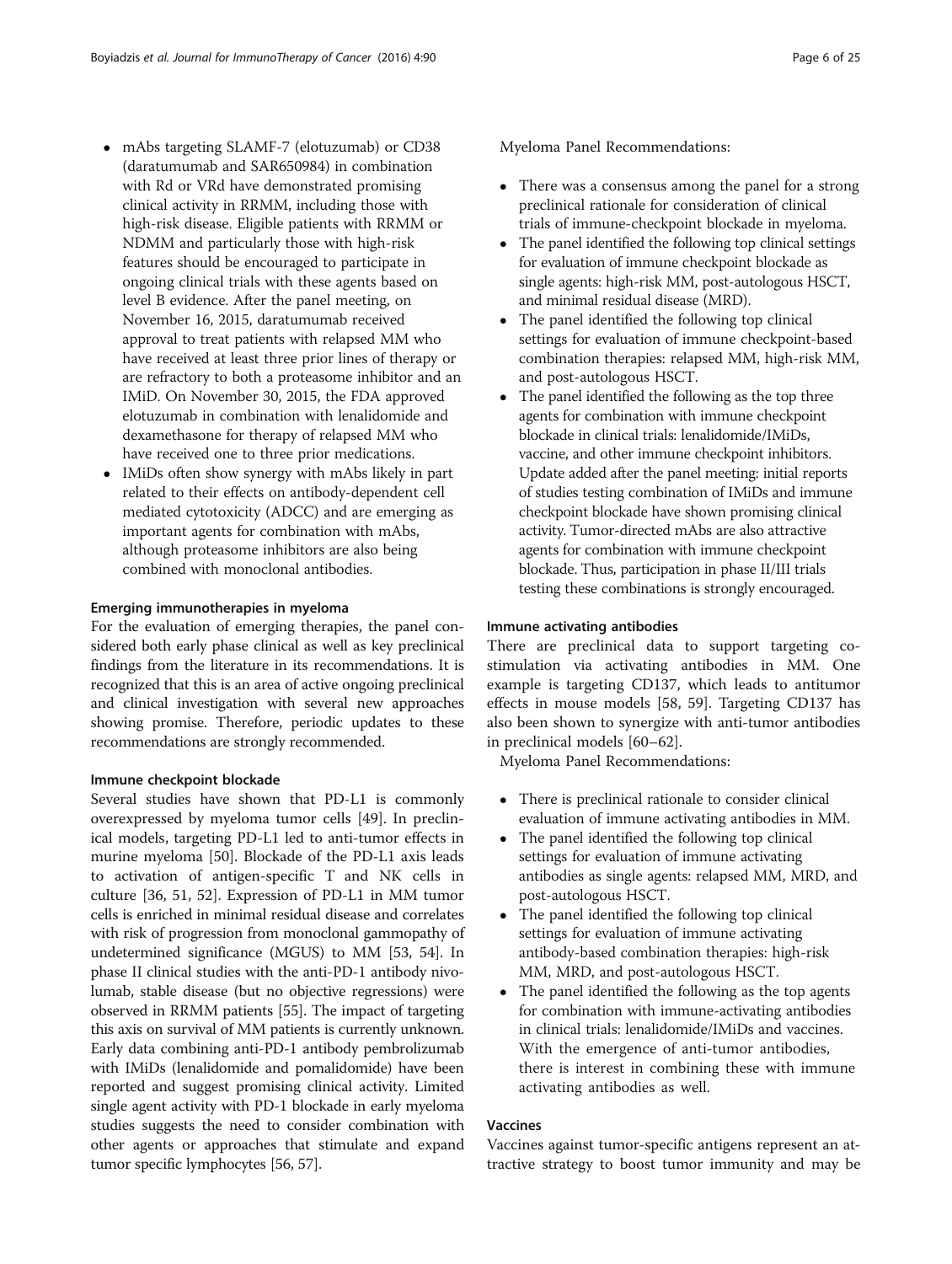- mAbs targeting SLAMF-7 (elotuzumab) or CD38 (daratumumab and SAR650984) in combination with Rd or VRd have demonstrated promising clinical activity in RRMM, including those with high-risk disease. Eligible patients with RRMM or NDMM and particularly those with high-risk features should be encouraged to participate in ongoing clinical trials with these agents based on level B evidence. After the panel meeting, on November 16, 2015, daratumumab received approval to treat patients with relapsed MM who have received at least three prior lines of therapy or are refractory to both a proteasome inhibitor and an IMiD. On November 30, 2015, the FDA approved elotuzumab in combination with lenalidomide and dexamethasone for therapy of relapsed MM who have received one to three prior medications.
- IMiDs often show synergy with mAbs likely in part related to their effects on antibody-dependent cell mediated cytotoxicity (ADCC) and are emerging as important agents for combination with mAbs, although proteasome inhibitors are also being combined with monoclonal antibodies.

### Emerging immunotherapies in myeloma

For the evaluation of emerging therapies, the panel considered both early phase clinical as well as key preclinical findings from the literature in its recommendations. It is recognized that this is an area of active ongoing preclinical and clinical investigation with several new approaches showing promise. Therefore, periodic updates to these recommendations are strongly recommended.

### Immune checkpoint blockade

Several studies have shown that PD-L1 is commonly overexpressed by myeloma tumor cells [49]. In preclinical models, targeting PD-L1 led to anti-tumor effects in murine myeloma [50]. Blockade of the PD-L1 axis leads to activation of antigen-specific T and NK cells in culture [36, 51, 52]. Expression of PD-L1 in MM tumor cells is enriched in minimal residual disease and correlates with risk of progression from monoclonal gammopathy of undetermined significance (MGUS) to MM [53, 54]. In phase II clinical studies with the anti-PD-1 antibody nivolumab, stable disease (but no objective regressions) were observed in RRMM patients [55]. The impact of targeting this axis on survival of MM patients is currently unknown. Early data combining anti-PD-1 antibody pembrolizumab with IMiDs (lenalidomide and pomalidomide) have been reported and suggest promising clinical activity. Limited single agent activity with PD-1 blockade in early myeloma studies suggests the need to consider combination with other agents or approaches that stimulate and expand tumor specific lymphocytes [56, 57].

Myeloma Panel Recommendations:

- There was a consensus among the panel for a strong preclinical rationale for consideration of clinical trials of immune-checkpoint blockade in myeloma.
- The panel identified the following top clinical settings for evaluation of immune checkpoint blockade as single agents: high-risk MM, post-autologous HSCT, and minimal residual disease (MRD).
- The panel identified the following top clinical settings for evaluation of immune checkpoint-based combination therapies: relapsed MM, high-risk MM, and post-autologous HSCT.
- The panel identified the following as the top three agents for combination with immune checkpoint blockade in clinical trials: lenalidomide/IMiDs, vaccine, and other immune checkpoint inhibitors. Update added after the panel meeting: initial reports of studies testing combination of IMiDs and immune checkpoint blockade have shown promising clinical activity. Tumor-directed mAbs are also attractive agents for combination with immune checkpoint blockade. Thus, participation in phase II/III trials testing these combinations is strongly encouraged.

### Immune activating antibodies

There are preclinical data to support targeting co-stimulation via activating antibodies in MM. One example is targeting CD137, which leads to antitumor effects in mouse models [58, 59]. Targeting CD137 has also been shown to synergize with anti-tumor antibodies in preclinical models [60–62].

Myeloma Panel Recommendations:

- There is preclinical rationale to consider clinical evaluation of immune activating antibodies in MM.
- The panel identified the following top clinical settings for evaluation of immune activating antibodies as single agents: relapsed MM, MRD, and post-autologous HSCT.
- The panel identified the following top clinical settings for evaluation of immune activating antibody-based combination therapies: high-risk MM, MRD, and post-autologous HSCT.
- The panel identified the following as the top agents for combination with immune-activating antibodies in clinical trials: lenalidomide/IMiDs and vaccines. With the emergence of anti-tumor antibodies, there is interest in combining these with immune activating antibodies as well.

### Vaccines

Vaccines against tumor-specific antigens represent an attractive strategy to boost tumor immunity and may be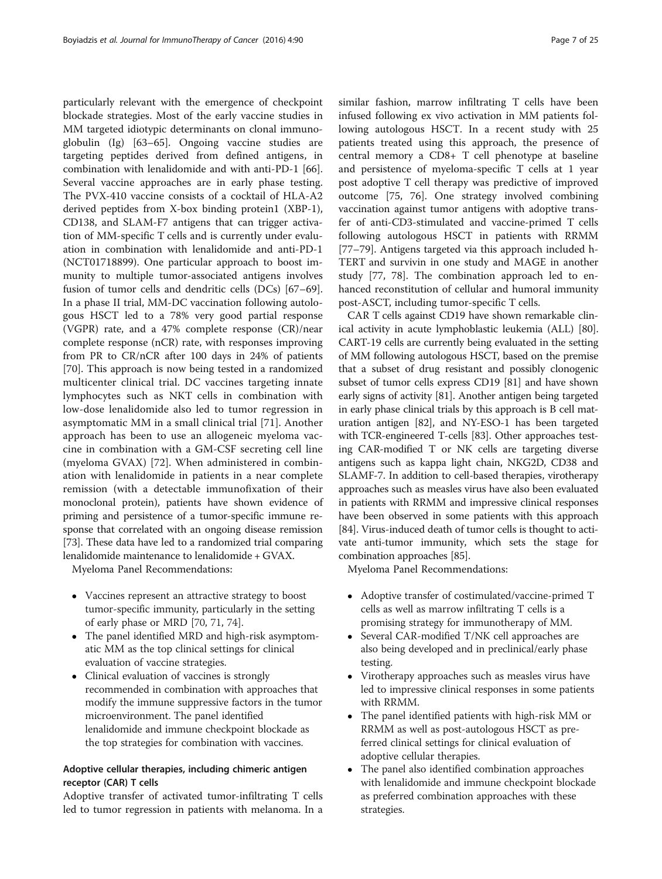particularly relevant with the emergence of checkpoint blockade strategies. Most of the early vaccine studies in MM targeted idiotypic determinants on clonal immunoglobulin (Ig) [63–65]. Ongoing vaccine studies are targeting peptides derived from defined antigens, in combination with lenalidomide and with anti-PD-1 [66]. Several vaccine approaches are in early phase testing. The PVX-410 vaccine consists of a cocktail of HLA-A2 derived peptides from X-box binding protein1 (XBP-1), CD138, and SLAM-F7 antigens that can trigger activation of MM-specific T cells and is currently under evaluation in combination with lenalidomide and anti-PD-1 (NCT01718899). One particular approach to boost immunity to multiple tumor-associated antigens involves fusion of tumor cells and dendritic cells (DCs) [67–69]. In a phase II trial, MM-DC vaccination following autologous HSCT led to a 78% very good partial response (VGPR) rate, and a 47% complete response (CR)/near complete response (nCR) rate, with responses improving from PR to CR/nCR after 100 days in 24% of patients [70]. This approach is now being tested in a randomized multicenter clinical trial. DC vaccines targeting innate lymphocytes such as NKT cells in combination with low-dose lenalidomide also led to tumor regression in asymptomatic MM in a small clinical trial [71]. Another approach has been to use an allogeneic myeloma vaccine in combination with a GM-CSF secreting cell line (myeloma GVAX) [72]. When administered in combination with lenalidomide in patients in a near complete remission (with a detectable immunofixation of their monoclonal protein), patients have shown evidence of priming and persistence of a tumor-specific immune response that correlated with an ongoing disease remission [73]. These data have led to a randomized trial comparing lenalidomide maintenance to lenalidomide + GVAX.

Myeloma Panel Recommendations:

- Vaccines represent an attractive strategy to boost tumor-specific immunity, particularly in the setting of early phase or MRD [70, 71, 74].
- The panel identified MRD and high-risk asymptomatic MM as the top clinical settings for clinical evaluation of vaccine strategies.
- Clinical evaluation of vaccines is strongly recommended in combination with approaches that modify the immune suppressive factors in the tumor microenvironment. The panel identified lenalidomide and immune checkpoint blockade as the top strategies for combination with vaccines.

### Adoptive cellular therapies, including chimeric antigen receptor (CAR) T cells

Adoptive transfer of activated tumor-infiltrating T cells led to tumor regression in patients with melanoma. In a similar fashion, marrow infiltrating T cells have been infused following ex vivo activation in MM patients following autologous HSCT. In a recent study with 25 patients treated using this approach, the presence of central memory a CD8+ T cell phenotype at baseline and persistence of myeloma-specific T cells at 1 year post adoptive T cell therapy was predictive of improved outcome [75, 76]. One strategy involved combining vaccination against tumor antigens with adoptive transfer of anti-CD3-stimulated and vaccine-primed T cells following autologous HSCT in patients with RRMM [77–79]. Antigens targeted via this approach included h-TERT and survivin in one study and MAGE in another study [77, 78]. The combination approach led to enhanced reconstitution of cellular and humoral immunity post-ASCT, including tumor-specific T cells.

CAR T cells against CD19 have shown remarkable clinical activity in acute lymphoblastic leukemia (ALL) [80]. CART-19 cells are currently being evaluated in the setting of MM following autologous HSCT, based on the premise that a subset of drug resistant and possibly clonogenic subset of tumor cells express CD19 [81] and have shown early signs of activity [81]. Another antigen being targeted in early phase clinical trials by this approach is B cell maturation antigen [82], and NY-ESO-1 has been targeted with TCR-engineered T-cells [83]. Other approaches testing CAR-modified T or NK cells are targeting diverse antigens such as kappa light chain, NKG2D, CD38 and SLAMF-7. In addition to cell-based therapies, virotherapy approaches such as measles virus have also been evaluated in patients with RRMM and impressive clinical responses have been observed in some patients with this approach [84]. Virus-induced death of tumor cells is thought to activate anti-tumor immunity, which sets the stage for combination approaches [85].

Myeloma Panel Recommendations:

- Adoptive transfer of costimulated/vaccine-primed T cells as well as marrow infiltrating T cells is a promising strategy for immunotherapy of MM.
- Several CAR-modified T/NK cell approaches are also being developed and in preclinical/early phase testing.
- Virotherapy approaches such as measles virus have led to impressive clinical responses in some patients with RRMM.
- The panel identified patients with high-risk MM or RRMM as well as post-autologous HSCT as preferred clinical settings for clinical evaluation of adoptive cellular therapies.
- The panel also identified combination approaches with lenalidomide and immune checkpoint blockade as preferred combination approaches with these strategies.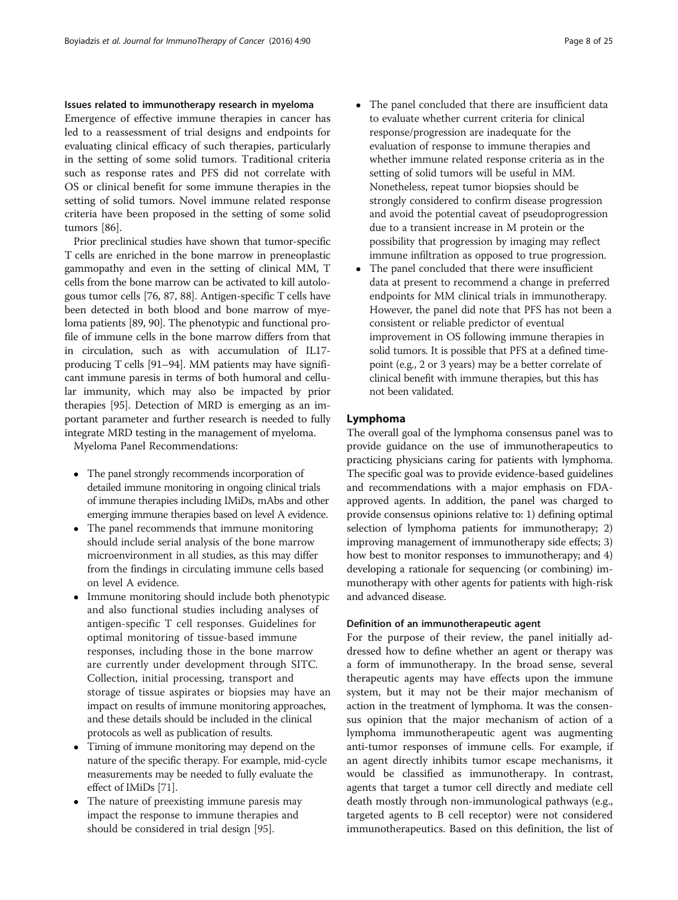### Issues related to immunotherapy research in myeloma

Emergence of effective immune therapies in cancer has led to a reassessment of trial designs and endpoints for evaluating clinical efficacy of such therapies, particularly in the setting of some solid tumors. Traditional criteria such as response rates and PFS did not correlate with OS or clinical benefit for some immune therapies in the setting of solid tumors. Novel immune related response criteria have been proposed in the setting of some solid tumors [86].

Prior preclinical studies have shown that tumor-specific T cells are enriched in the bone marrow in preneoplastic gammopathy and even in the setting of clinical MM, T cells from the bone marrow can be activated to kill autologous tumor cells [76, 87, 88]. Antigen-specific T cells have been detected in both blood and bone marrow of myeloma patients [89, 90]. The phenotypic and functional profile of immune cells in the bone marrow differs from that in circulation, such as with accumulation of IL17-producing T cells [91–94]. MM patients may have significant immune paresis in terms of both humoral and cellular immunity, which may also be impacted by prior therapies [95]. Detection of MRD is emerging as an important parameter and further research is needed to fully integrate MRD testing in the management of myeloma.

Myeloma Panel Recommendations:

- The panel strongly recommends incorporation of detailed immune monitoring in ongoing clinical trials of immune therapies including IMiDs, mAbs and other emerging immune therapies based on level A evidence.
- The panel recommends that immune monitoring should include serial analysis of the bone marrow microenvironment in all studies, as this may differ from the findings in circulating immune cells based on level A evidence.
- Immune monitoring should include both phenotypic and also functional studies including analyses of antigen-specific T cell responses. Guidelines for optimal monitoring of tissue-based immune responses, including those in the bone marrow are currently under development through SITC. Collection, initial processing, transport and storage of tissue aspirates or biopsies may have an impact on results of immune monitoring approaches, and these details should be included in the clinical protocols as well as publication of results.
- Timing of immune monitoring may depend on the nature of the specific therapy. For example, mid-cycle measurements may be needed to fully evaluate the effect of IMiDs [71].
- The nature of preexisting immune paresis may impact the response to immune therapies and should be considered in trial design [95].
- The panel concluded that there are insufficient data to evaluate whether current criteria for clinical response/progression are inadequate for the evaluation of response to immune therapies and whether immune related response criteria as in the setting of solid tumors will be useful in MM. Nonetheless, repeat tumor biopsies should be strongly considered to confirm disease progression and avoid the potential caveat of pseudoprogression due to a transient increase in M protein or the possibility that progression by imaging may reflect immune infiltration as opposed to true progression.
- The panel concluded that there were insufficient data at present to recommend a change in preferred endpoints for MM clinical trials in immunotherapy. However, the panel did note that PFS has not been a consistent or reliable predictor of eventual improvement in OS following immune therapies in solid tumors. It is possible that PFS at a defined time-point (e.g., 2 or 3 years) may be a better correlate of clinical benefit with immune therapies, but this has not been validated.

## Lymphoma

The overall goal of the lymphoma consensus panel was to provide guidance on the use of immunotherapeutics to practicing physicians caring for patients with lymphoma. The specific goal was to provide evidence-based guidelines and recommendations with a major emphasis on FDA-approved agents. In addition, the panel was charged to provide consensus opinions relative to: 1) defining optimal selection of lymphoma patients for immunotherapy; 2) improving management of immunotherapy side effects; 3) how best to monitor responses to immunotherapy; and 4) developing a rationale for sequencing (or combining) immunotherapy with other agents for patients with high-risk and advanced disease.

### Definition of an immunotherapeutic agent

For the purpose of their review, the panel initially addressed how to define whether an agent or therapy was a form of immunotherapy. In the broad sense, several therapeutic agents may have effects upon the immune system, but it may not be their major mechanism of action in the treatment of lymphoma. It was the consensus opinion that the major mechanism of action of a lymphoma immunotherapeutic agent was augmenting anti-tumor responses of immune cells. For example, if an agent directly inhibits tumor escape mechanisms, it would be classified as immunotherapy. In contrast, agents that target a tumor cell directly and mediate cell death mostly through non-immunological pathways (e.g., targeted agents to B cell receptor) were not considered immunotherapeutics. Based on this definition, the list of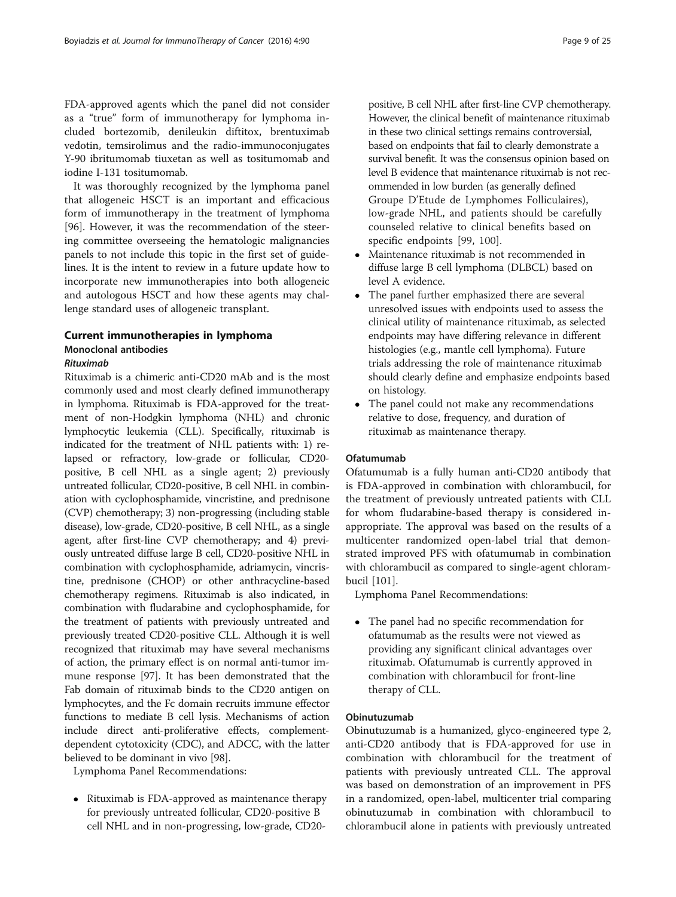FDA-approved agents which the panel did not consider as a "true" form of immunotherapy for lymphoma included bortezomib, denileukin diftitox, brentuximab vedotin, temsirolimus and the radio-immunoconjugates Y-90 ibritumomab tiuxetan as well as tositumomab and iodine I-131 tositumomab.

It was thoroughly recognized by the lymphoma panel that allogeneic HSCT is an important and efficacious form of immunotherapy in the treatment of lymphoma [96]. However, it was the recommendation of the steering committee overseeing the hematologic malignancies panels to not include this topic in the first set of guidelines. It is the intent to review in a future update how to incorporate new immunotherapies into both allogeneic and autologous HSCT and how these agents may challenge standard uses of allogeneic transplant.

## Current immunotherapies in lymphoma

### Monoclonal antibodies

#### *Rituximab*

Rituximab is a chimeric anti-CD20 mAb and is the most commonly used and most clearly defined immunotherapy in lymphoma. Rituximab is FDA-approved for the treatment of non-Hodgkin lymphoma (NHL) and chronic lymphocytic leukemia (CLL). Specifically, rituximab is indicated for the treatment of NHL patients with: 1) relapsed or refractory, low-grade or follicular, CD20-positive, B cell NHL as a single agent; 2) previously untreated follicular, CD20-positive, B cell NHL in combination with cyclophosphamide, vincristine, and prednisone (CVP) chemotherapy; 3) non-progressing (including stable disease), low-grade, CD20-positive, B cell NHL, as a single agent, after first-line CVP chemotherapy; and 4) previously untreated diffuse large B cell, CD20-positive NHL in combination with cyclophosphamide, adriamycin, vincristine, prednisone (CHOP) or other anthracycline-based chemotherapy regimens. Rituximab is also indicated, in combination with fludarabine and cyclophosphamide, for the treatment of patients with previously untreated and previously treated CD20-positive CLL. Although it is well recognized that rituximab may have several mechanisms of action, the primary effect is on normal anti-tumor immune response [97]. It has been demonstrated that the Fab domain of rituximab binds to the CD20 antigen on lymphocytes, and the Fc domain recruits immune effector functions to mediate B cell lysis. Mechanisms of action include direct anti-proliferative effects, complement-dependent cytotoxicity (CDC), and ADCC, with the latter believed to be dominant in vivo [98].

Lymphoma Panel Recommendations:

- Rituximab is FDA-approved as maintenance therapy for previously untreated follicular, CD20-positive B cell NHL and in non-progressing, low-grade, CD20-positive, B cell NHL after first-line CVP chemotherapy. However, the clinical benefit of maintenance rituximab in these two clinical settings remains controversial, based on endpoints that fail to clearly demonstrate a survival benefit. It was the consensus opinion based on level B evidence that maintenance rituximab is not recommended in low burden (as generally defined Groupe D'Etude de Lymphomes Folliculaires), low-grade NHL, and patients should be carefully counseled relative to clinical benefits based on specific endpoints [99, 100].
- Maintenance rituximab is not recommended in diffuse large B cell lymphoma (DLBCL) based on level A evidence.
- The panel further emphasized there are several unresolved issues with endpoints used to assess the clinical utility of maintenance rituximab, as selected endpoints may have differing relevance in different histologies (e.g., mantle cell lymphoma). Future trials addressing the role of maintenance rituximab should clearly define and emphasize endpoints based on histology.
- The panel could not make any recommendations relative to dose, frequency, and duration of rituximab as maintenance therapy.

#### Ofatumumab

Ofatumumab is a fully human anti-CD20 antibody that is FDA-approved in combination with chlorambucil, for the treatment of previously untreated patients with CLL for whom fludarabine-based therapy is considered inappropriate. The approval was based on the results of a multicenter randomized open-label trial that demonstrated improved PFS with ofatumumab in combination with chlorambucil as compared to single-agent chlorambucil [101].

Lymphoma Panel Recommendations:

- The panel had no specific recommendation for ofatumumab as the results were not viewed as providing any significant clinical advantages over rituximab. Ofatumumab is currently approved in combination with chlorambucil for front-line therapy of CLL.

#### Obinutuzumab

Obinutuzumab is a humanized, glyco-engineered type 2, anti-CD20 antibody that is FDA-approved for use in combination with chlorambucil for the treatment of patients with previously untreated CLL. The approval was based on demonstration of an improvement in PFS in a randomized, open-label, multicenter trial comparing obinutuzumab in combination with chlorambucil to chlorambucil alone in patients with previously untreated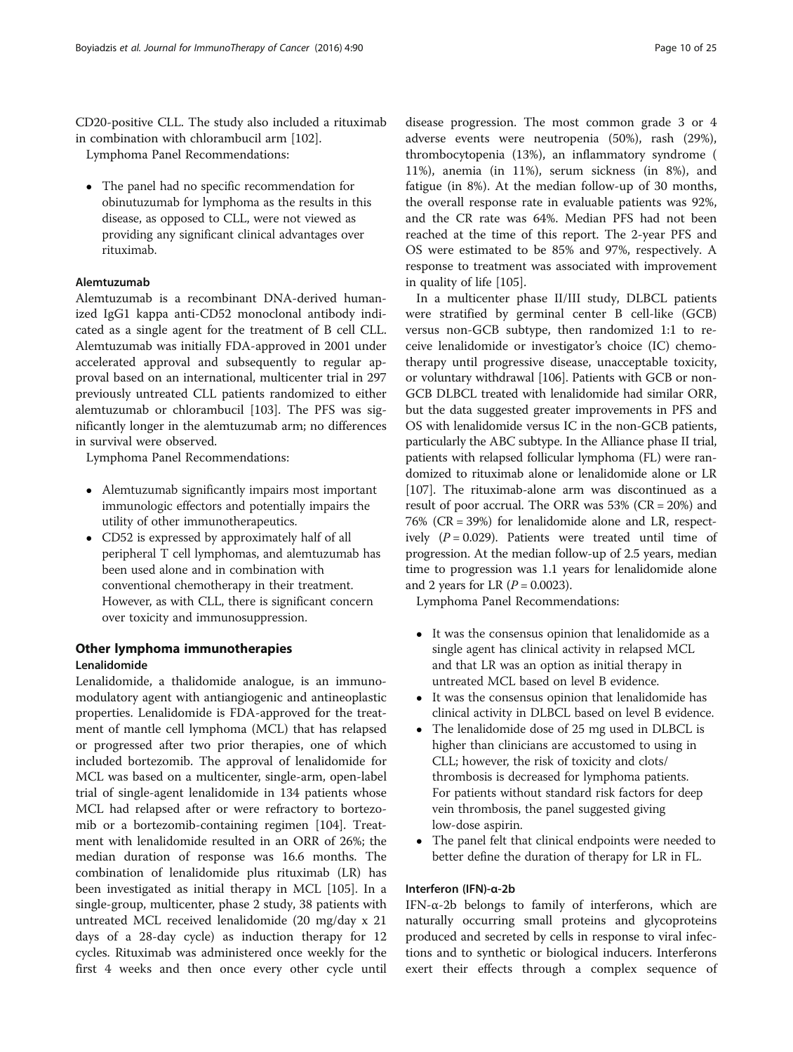CD20-positive CLL. The study also included a rituximab in combination with chlorambucil arm [102].

Lymphoma Panel Recommendations:

- The panel had no specific recommendation for obinutuzumab for lymphoma as the results in this disease, as opposed to CLL, were not viewed as providing any significant clinical advantages over rituximab.

#### Alemtuzumab

Alemtuzumab is a recombinant DNA-derived humanized IgG1 kappa anti-CD52 monoclonal antibody indicated as a single agent for the treatment of B cell CLL. Alemtuzumab was initially FDA-approved in 2001 under accelerated approval and subsequently to regular approval based on an international, multicenter trial in 297 previously untreated CLL patients randomized to either alemtuzumab or chlorambucil [103]. The PFS was significantly longer in the alemtuzumab arm; no differences in survival were observed.

Lymphoma Panel Recommendations:

- Alemtuzumab significantly impairs most important immunologic effectors and potentially impairs the utility of other immunotherapeutics.
- CD52 is expressed by approximately half of all peripheral T cell lymphomas, and alemtuzumab has been used alone and in combination with conventional chemotherapy in their treatment. However, as with CLL, there is significant concern over toxicity and immunosuppression.

### Other lymphoma immunotherapies

#### Lenalidomide

Lenalidomide, a thalidomide analogue, is an immunomodulatory agent with antiangiogenic and antineoplastic properties. Lenalidomide is FDA-approved for the treatment of mantle cell lymphoma (MCL) that has relapsed or progressed after two prior therapies, one of which included bortezomib. The approval of lenalidomide for MCL was based on a multicenter, single-arm, open-label trial of single-agent lenalidomide in 134 patients whose MCL had relapsed after or were refractory to bortezomib or a bortezomib-containing regimen [104]. Treatment with lenalidomide resulted in an ORR of 26%; the median duration of response was 16.6 months. The combination of lenalidomide plus rituximab (LR) has been investigated as initial therapy in MCL [105]. In a single-group, multicenter, phase 2 study, 38 patients with untreated MCL received lenalidomide (20 mg/day x 21 days of a 28-day cycle) as induction therapy for 12 cycles. Rituximab was administered once weekly for the first 4 weeks and then once every other cycle until disease progression. The most common grade 3 or 4 adverse events were neutropenia (50%), rash (29%), thrombocytopenia (13%), an inflammatory syndrome ( 11%), anemia (in 11%), serum sickness (in 8%), and fatigue (in 8%). At the median follow-up of 30 months, the overall response rate in evaluable patients was 92%, and the CR rate was 64%. Median PFS had not been reached at the time of this report. The 2-year PFS and OS were estimated to be 85% and 97%, respectively. A response to treatment was associated with improvement in quality of life [105].

In a multicenter phase II/III study, DLBCL patients were stratified by germinal center B cell-like (GCB) versus non-GCB subtype, then randomized 1:1 to receive lenalidomide or investigator's choice (IC) chemotherapy until progressive disease, unacceptable toxicity, or voluntary withdrawal [106]. Patients with GCB or non-GCB DLBCL treated with lenalidomide had similar ORR, but the data suggested greater improvements in PFS and OS with lenalidomide versus IC in the non-GCB patients, particularly the ABC subtype. In the Alliance phase II trial, patients with relapsed follicular lymphoma (FL) were randomized to rituximab alone or lenalidomide alone or LR [107]. The rituximab-alone arm was discontinued as a result of poor accrual. The ORR was 53% (CR = 20%) and 76% (CR = 39%) for lenalidomide alone and LR, respectively ($P = 0.029$). Patients were treated until time of progression. At the median follow-up of 2.5 years, median time to progression was 1.1 years for lenalidomide alone and 2 years for LR ($P = 0.0023$).

Lymphoma Panel Recommendations:

- It was the consensus opinion that lenalidomide as a single agent has clinical activity in relapsed MCL and that LR was an option as initial therapy in untreated MCL based on level B evidence.
- It was the consensus opinion that lenalidomide has clinical activity in DLBCL based on level B evidence.
- The lenalidomide dose of 25 mg used in DLBCL is higher than clinicians are accustomed to using in CLL; however, the risk of toxicity and clots/thrombosis is decreased for lymphoma patients. For patients without standard risk factors for deep vein thrombosis, the panel suggested giving low-dose aspirin.
- The panel felt that clinical endpoints were needed to better define the duration of therapy for LR in FL.

#### Interferon (IFN)-α-2b

IFN-α-2b belongs to family of interferons, which are naturally occurring small proteins and glycoproteins produced and secreted by cells in response to viral infections and to synthetic or biological inducers. Interferons exert their effects through a complex sequence of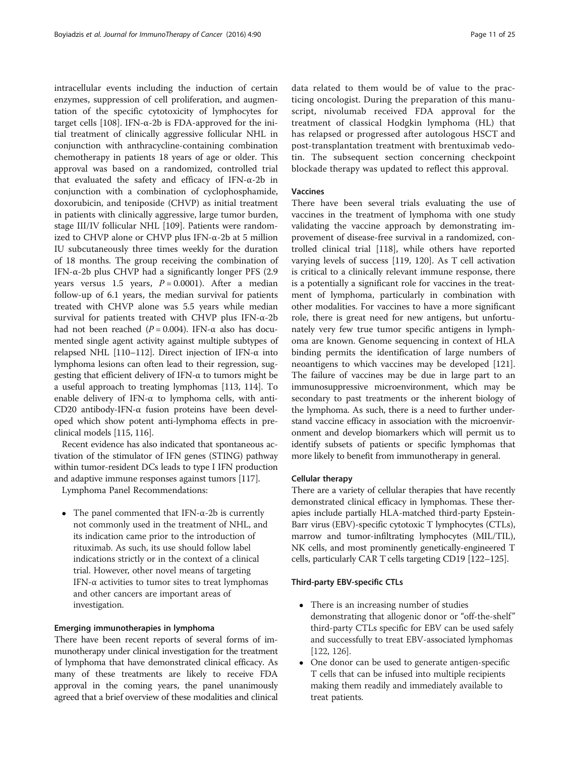intracellular events including the induction of certain enzymes, suppression of cell proliferation, and augmentation of the specific cytotoxicity of lymphocytes for target cells [108]. IFN-α-2b is FDA-approved for the initial treatment of clinically aggressive follicular NHL in conjunction with anthracycline-containing combination chemotherapy in patients 18 years of age or older. This approval was based on a randomized, controlled trial that evaluated the safety and efficacy of IFN-α-2b in conjunction with a combination of cyclophosphamide, doxorubicin, and teniposide (CHVP) as initial treatment in patients with clinically aggressive, large tumor burden, stage III/IV follicular NHL [109]. Patients were randomized to CHVP alone or CHVP plus IFN-α-2b at 5 million IU subcutaneously three times weekly for the duration of 18 months. The group receiving the combination of IFN-α-2b plus CHVP had a significantly longer PFS (2.9 years versus 1.5 years, $P = 0.0001$). After a median follow-up of 6.1 years, the median survival for patients treated with CHVP alone was 5.5 years while median survival for patients treated with CHVP plus IFN-α-2b had not been reached ($P = 0.004$). IFN-α also has documented single agent activity against multiple subtypes of relapsed NHL [110–112]. Direct injection of IFN-α into lymphoma lesions can often lead to their regression, suggesting that efficient delivery of IFN-α to tumors might be a useful approach to treating lymphomas [113, 114]. To enable delivery of IFN-α to lymphoma cells, with anti-CD20 antibody-IFN-α fusion proteins have been developed which show potent anti-lymphoma effects in preclinical models [115, 116].

Recent evidence has also indicated that spontaneous activation of the stimulator of IFN genes (STING) pathway within tumor-resident DCs leads to type I IFN production and adaptive immune responses against tumors [117].

Lymphoma Panel Recommendations:

- The panel commented that IFN-α-2b is currently not commonly used in the treatment of NHL, and its indication came prior to the introduction of rituximab. As such, its use should follow label indications strictly or in the context of a clinical trial. However, other novel means of targeting IFN-α activities to tumor sites to treat lymphomas and other cancers are important areas of investigation.

### Emerging immunotherapies in lymphoma

There have been recent reports of several forms of immunotherapy under clinical investigation for the treatment of lymphoma that have demonstrated clinical efficacy. As many of these treatments are likely to receive FDA approval in the coming years, the panel unanimously agreed that a brief overview of these modalities and clinical data related to them would be of value to the practicing oncologist. During the preparation of this manuscript, nivolumab received FDA approval for the treatment of classical Hodgkin lymphoma (HL) that has relapsed or progressed after autologous HSCT and post-transplantation treatment with brentuximab vedotin. The subsequent section concerning checkpoint blockade therapy was updated to reflect this approval.

#### Vaccines

There have been several trials evaluating the use of vaccines in the treatment of lymphoma with one study validating the vaccine approach by demonstrating improvement of disease-free survival in a randomized, controlled clinical trial [118], while others have reported varying levels of success [119, 120]. As T cell activation is critical to a clinically relevant immune response, there is a potentially a significant role for vaccines in the treatment of lymphoma, particularly in combination with other modalities. For vaccines to have a more significant role, there is great need for new antigens, but unfortunately very few true tumor specific antigens in lymphoma are known. Genome sequencing in context of HLA binding permits the identification of large numbers of neoantigens to which vaccines may be developed [121]. The failure of vaccines may be due in large part to an immunosuppressive microenvironment, which may be secondary to past treatments or the inherent biology of the lymphoma. As such, there is a need to further understand vaccine efficacy in association with the microenvironment and develop biomarkers which will permit us to identify subsets of patients or specific lymphomas that more likely to benefit from immunotherapy in general.

#### Cellular therapy

There are a variety of cellular therapies that have recently demonstrated clinical efficacy in lymphomas. These therapies include partially HLA-matched third-party Epstein-Barr virus (EBV)-specific cytotoxic T lymphocytes (CTLs), marrow and tumor-infiltrating lymphocytes (MIL/TIL), NK cells, and most prominently genetically-engineered T cells, particularly CAR T cells targeting CD19 [122–125].

#### Third-party EBV-specific CTLs

- There is an increasing number of studies demonstrating that allogenic donor or "off-the-shelf" third-party CTLs specific for EBV can be used safely and successfully to treat EBV-associated lymphomas [122, 126].
- One donor can be used to generate antigen-specific T cells that can be infused into multiple recipients making them readily and immediately available to treat patients.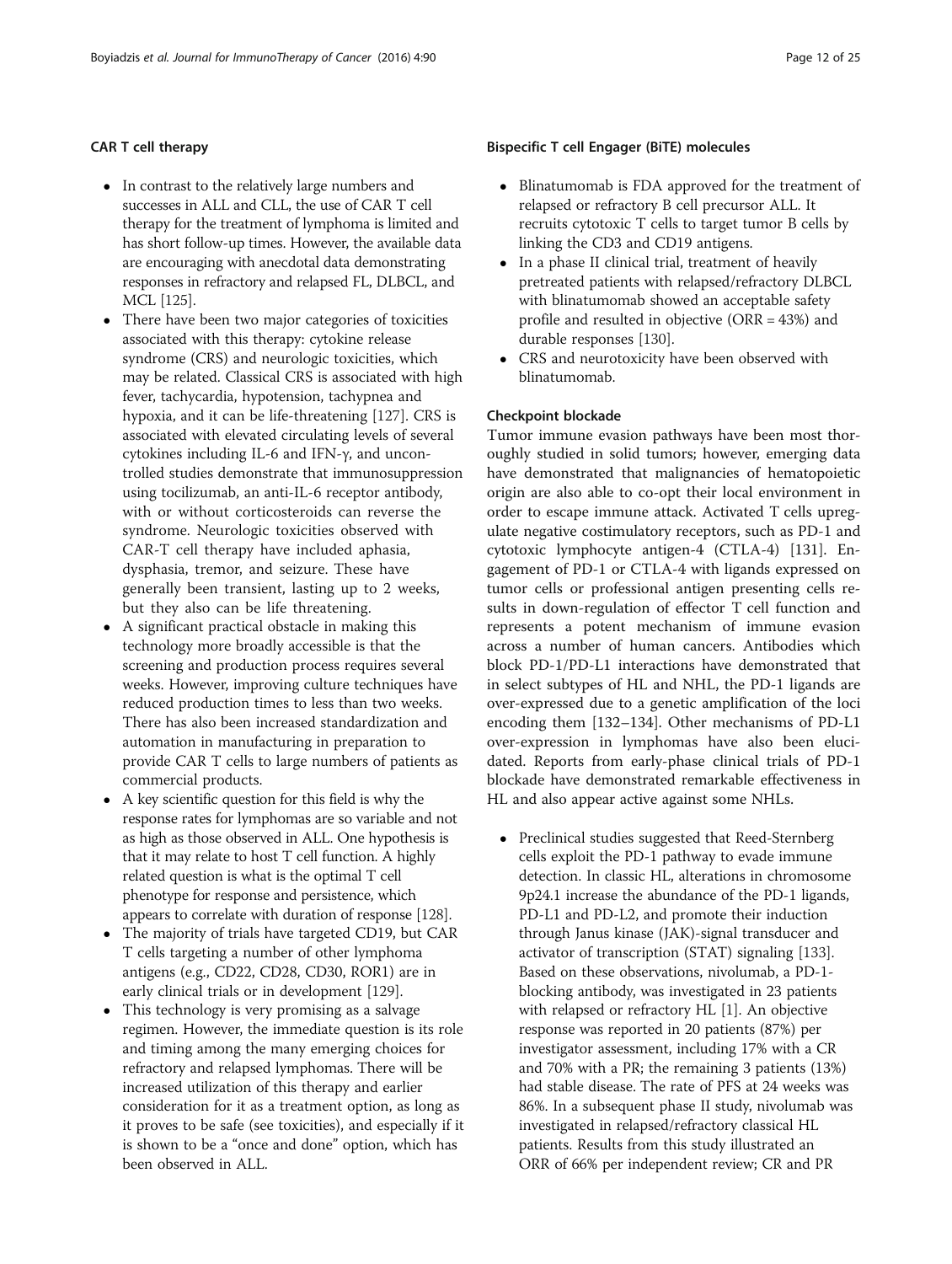### CAR T cell therapy

- In contrast to the relatively large numbers and successes in ALL and CLL, the use of CAR T cell therapy for the treatment of lymphoma is limited and has short follow-up times. However, the available data are encouraging with anecdotal data demonstrating responses in refractory and relapsed FL, DLBCL, and MCL [125].
- There have been two major categories of toxicities associated with this therapy: cytokine release syndrome (CRS) and neurologic toxicities, which may be related. Classical CRS is associated with high fever, tachycardia, hypotension, tachypnea and hypoxia, and it can be life-threatening [127]. CRS is associated with elevated circulating levels of several cytokines including IL-6 and IFN-γ, and uncontrolled studies demonstrate that immunosuppression using tocilizumab, an anti-IL-6 receptor antibody, with or without corticosteroids can reverse the syndrome. Neurologic toxicities observed with CAR-T cell therapy have included aphasia, dysphasia, tremor, and seizure. These have generally been transient, lasting up to 2 weeks, but they also can be life threatening.
- A significant practical obstacle in making this technology more broadly accessible is that the screening and production process requires several weeks. However, improving culture techniques have reduced production times to less than two weeks. There has also been increased standardization and automation in manufacturing in preparation to provide CAR T cells to large numbers of patients as commercial products.
- A key scientific question for this field is why the response rates for lymphomas are so variable and not as high as those observed in ALL. One hypothesis is that it may relate to host T cell function. A highly related question is what is the optimal T cell phenotype for response and persistence, which appears to correlate with duration of response [128].
- The majority of trials have targeted CD19, but CAR T cells targeting a number of other lymphoma antigens (e.g., CD22, CD28, CD30, ROR1) are in early clinical trials or in development [129].
- This technology is very promising as a salvage regimen. However, the immediate question is its role and timing among the many emerging choices for refractory and relapsed lymphomas. There will be increased utilization of this therapy and earlier consideration for it as a treatment option, as long as it proves to be safe (see toxicities), and especially if it is shown to be a "once and done" option, which has been observed in ALL.

### Bispecific T cell Engager (BiTE) molecules

- Blinatumomab is FDA approved for the treatment of relapsed or refractory B cell precursor ALL. It recruits cytotoxic T cells to target tumor B cells by linking the CD3 and CD19 antigens.
- In a phase II clinical trial, treatment of heavily pretreated patients with relapsed/refractory DLBCL with blinatumomab showed an acceptable safety profile and resulted in objective (ORR = 43%) and durable responses [130].
- CRS and neurotoxicity have been observed with blinatumomab.

### Checkpoint blockade

Tumor immune evasion pathways have been most thoroughly studied in solid tumors; however, emerging data have demonstrated that malignancies of hematopoietic origin are also able to co-opt their local environment in order to escape immune attack. Activated T cells upregulate negative costimulatory receptors, such as PD-1 and cytotoxic lymphocyte antigen-4 (CTLA-4) [131]. Engagement of PD-1 or CTLA-4 with ligands expressed on tumor cells or professional antigen presenting cells results in down-regulation of effector T cell function and represents a potent mechanism of immune evasion across a number of human cancers. Antibodies which block PD-1/PD-L1 interactions have demonstrated that in select subtypes of HL and NHL, the PD-1 ligands are over-expressed due to a genetic amplification of the loci encoding them [132–134]. Other mechanisms of PD-L1 over-expression in lymphomas have also been elucidated. Reports from early-phase clinical trials of PD-1 blockade have demonstrated remarkable effectiveness in HL and also appear active against some NHLs.

- Preclinical studies suggested that Reed-Sternberg cells exploit the PD-1 pathway to evade immune detection. In classic HL, alterations in chromosome 9p24.1 increase the abundance of the PD-1 ligands, PD-L1 and PD-L2, and promote their induction through Janus kinase (JAK)-signal transducer and activator of transcription (STAT) signaling [133]. Based on these observations, nivolumab, a PD-1-blocking antibody, was investigated in 23 patients with relapsed or refractory HL [1]. An objective response was reported in 20 patients (87%) per investigator assessment, including 17% with a CR and 70% with a PR; the remaining 3 patients (13%) had stable disease. The rate of PFS at 24 weeks was 86%. In a subsequent phase II study, nivolumab was investigated in relapsed/refractory classical HL patients. Results from this study illustrated an ORR of 66% per independent review; CR and PR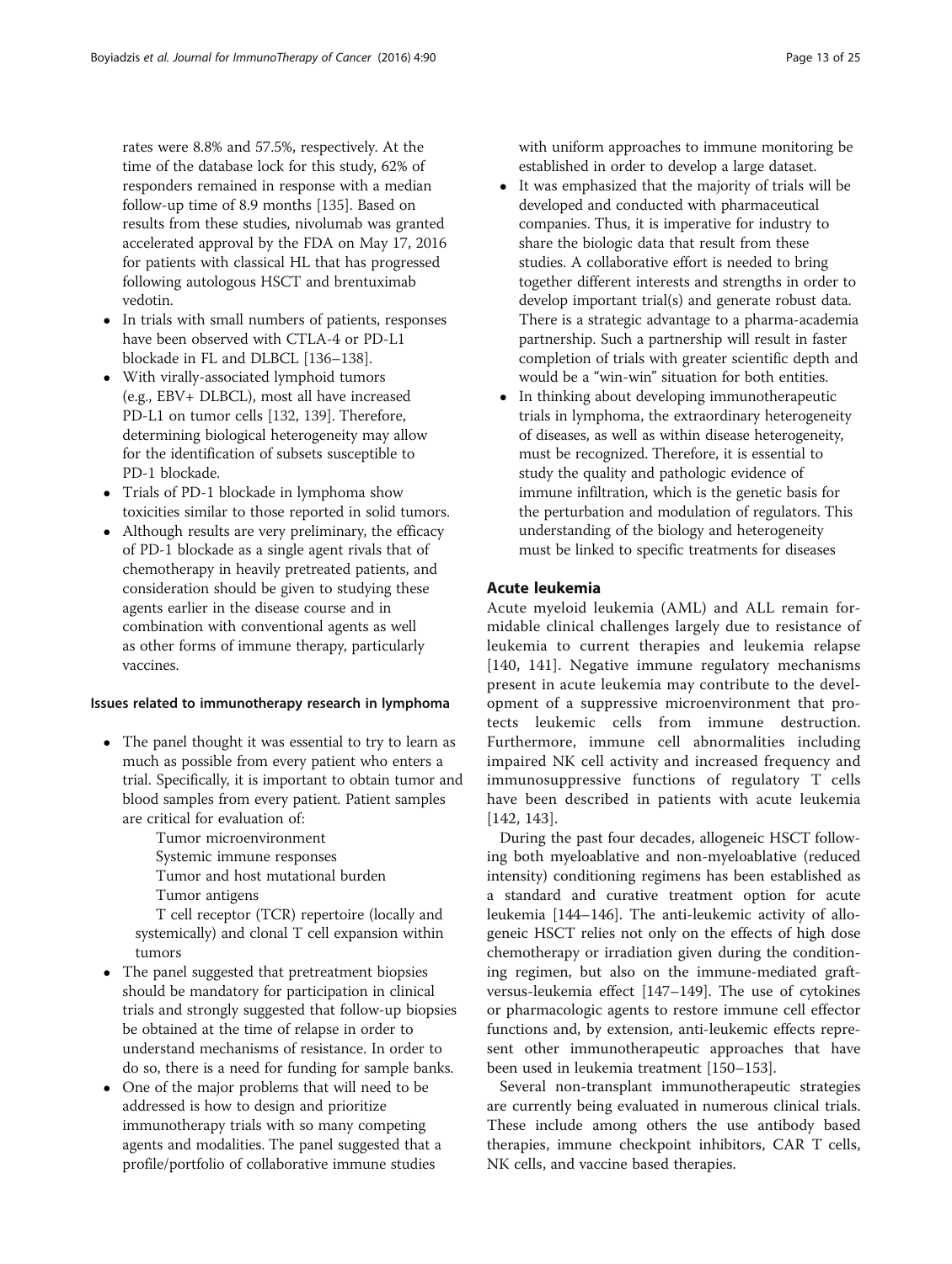rates were 8.8% and 57.5%, respectively. At the time of the database lock for this study, 62% of responders remained in response with a median follow-up time of 8.9 months [135]. Based on results from these studies, nivolumab was granted accelerated approval by the FDA on May 17, 2016 for patients with classical HL that has progressed following autologous HSCT and brentuximab vedotin.

- In trials with small numbers of patients, responses have been observed with CTLA-4 or PD-L1 blockade in FL and DLBCL [136–138].
- With virally-associated lymphoid tumors (e.g., EBV+ DLBCL), most all have increased PD-L1 on tumor cells [132, 139]. Therefore, determining biological heterogeneity may allow for the identification of subsets susceptible to PD-1 blockade.
- Trials of PD-1 blockade in lymphoma show toxicities similar to those reported in solid tumors.
- Although results are very preliminary, the efficacy of PD-1 blockade as a single agent rivals that of chemotherapy in heavily pretreated patients, and consideration should be given to studying these agents earlier in the disease course and in combination with conventional agents as well as other forms of immune therapy, particularly vaccines.

#### Issues related to immunotherapy research in lymphoma

- The panel thought it was essential to try to learn as much as possible from every patient who enters a trial. Specifically, it is important to obtain tumor and blood samples from every patient. Patient samples are critical for evaluation of:

  Tumor microenvironment
  Systemic immune responses
  Tumor and host mutational burden
  Tumor antigens
  T cell receptor (TCR) repertoire (locally and systemically) and clonal T cell expansion within tumors

- The panel suggested that pretreatment biopsies should be mandatory for participation in clinical trials and strongly suggested that follow-up biopsies be obtained at the time of relapse in order to understand mechanisms of resistance. In order to do so, there is a need for funding for sample banks.
- One of the major problems that will need to be addressed is how to design and prioritize immunotherapy trials with so many competing agents and modalities. The panel suggested that a profile/portfolio of collaborative immune studies with uniform approaches to immune monitoring be established in order to develop a large dataset.
- It was emphasized that the majority of trials will be developed and conducted with pharmaceutical companies. Thus, it is imperative for industry to share the biologic data that result from these studies. A collaborative effort is needed to bring together different interests and strengths in order to develop important trial(s) and generate robust data. There is a strategic advantage to a pharma-academia partnership. Such a partnership will result in faster completion of trials with greater scientific depth and would be a "win-win" situation for both entities.
- In thinking about developing immunotherapeutic trials in lymphoma, the extraordinary heterogeneity of diseases, as well as within disease heterogeneity, must be recognized. Therefore, it is essential to study the quality and pathologic evidence of immune infiltration, which is the genetic basis for the perturbation and modulation of regulators. This understanding of the biology and heterogeneity must be linked to specific treatments for diseases

## Acute leukemia

Acute myeloid leukemia (AML) and ALL remain formidable clinical challenges largely due to resistance of leukemia to current therapies and leukemia relapse [140, 141]. Negative immune regulatory mechanisms present in acute leukemia may contribute to the development of a suppressive microenvironment that protects leukemic cells from immune destruction. Furthermore, immune cell abnormalities including impaired NK cell activity and increased frequency and immunosuppressive functions of regulatory T cells have been described in patients with acute leukemia [142, 143].

During the past four decades, allogeneic HSCT following both myeloablative and non-myeloablative (reduced intensity) conditioning regimens has been established as a standard and curative treatment option for acute leukemia [144–146]. The anti-leukemic activity of allogeneic HSCT relies not only on the effects of high dose chemotherapy or irradiation given during the conditioning regimen, but also on the immune-mediated graft-versus-leukemia effect [147–149]. The use of cytokines or pharmacologic agents to restore immune cell effector functions and, by extension, anti-leukemic effects represent other immunotherapeutic approaches that have been used in leukemia treatment [150–153].

Several non-transplant immunotherapeutic strategies are currently being evaluated in numerous clinical trials. These include among others the use antibody based therapies, immune checkpoint inhibitors, CAR T cells, NK cells, and vaccine based therapies.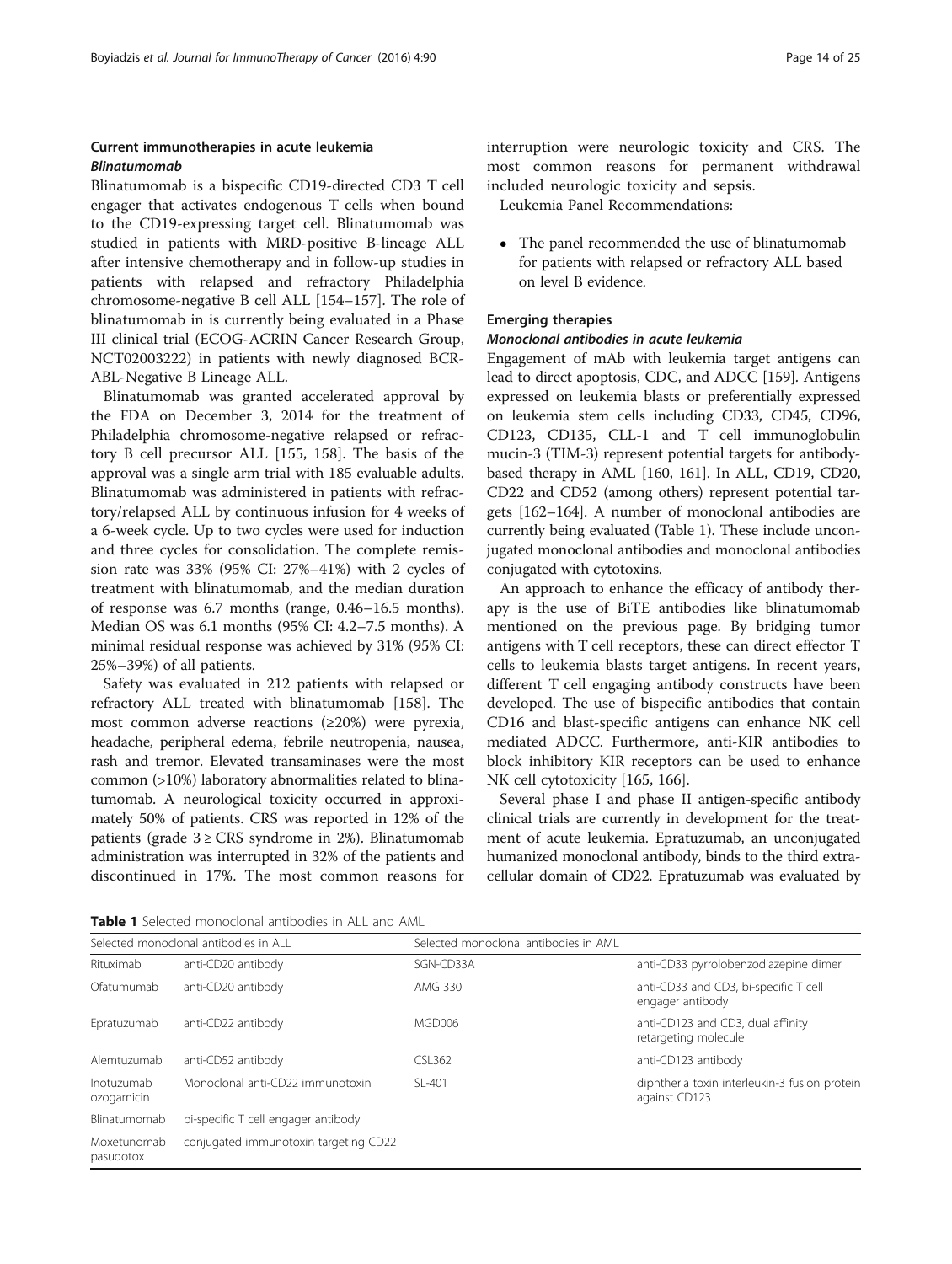## Current immunotherapies in acute leukemia

### *Blinatumomab*

Blinatumomab is a bispecific CD19-directed CD3 T cell engager that activates endogenous T cells when bound to the CD19-expressing target cell. Blinatumomab was studied in patients with MRD-positive B-lineage ALL after intensive chemotherapy and in follow-up studies in patients with relapsed and refractory Philadelphia chromosome-negative B cell ALL [154–157]. The role of blinatumomab in is currently being evaluated in a Phase III clinical trial (ECOG-ACRIN Cancer Research Group, NCT02003222) in patients with newly diagnosed BCR-ABL-Negative B Lineage ALL.

Blinatumomab was granted accelerated approval by the FDA on December 3, 2014 for the treatment of Philadelphia chromosome-negative relapsed or refractory B cell precursor ALL [155, 158]. The basis of the approval was a single arm trial with 185 evaluable adults. Blinatumomab was administered in patients with refractory/relapsed ALL by continuous infusion for 4 weeks of a 6-week cycle. Up to two cycles were used for induction and three cycles for consolidation. The complete remission rate was 33% (95% CI: 27%–41%) with 2 cycles of treatment with blinatumomab, and the median duration of response was 6.7 months (range, 0.46–16.5 months). Median OS was 6.1 months (95% CI: 4.2–7.5 months). A minimal residual response was achieved by 31% (95% CI: 25%–39%) of all patients.

Safety was evaluated in 212 patients with relapsed or refractory ALL treated with blinatumomab [158]. The most common adverse reactions (≥20%) were pyrexia, headache, peripheral edema, febrile neutropenia, nausea, rash and tremor. Elevated transaminases were the most common (>10%) laboratory abnormalities related to blinatumomab. A neurological toxicity occurred in approximately 50% of patients. CRS was reported in 12% of the patients (grade 3 ≥ CRS syndrome in 2%). Blinatumomab administration was interrupted in 32% of the patients and discontinued in 17%. The most common reasons for interruption were neurologic toxicity and CRS. The most common reasons for permanent withdrawal included neurologic toxicity and sepsis.

Leukemia Panel Recommendations:

- The panel recommended the use of blinatumomab for patients with relapsed or refractory ALL based on level B evidence.

## Emerging therapies

### *Monoclonal antibodies in acute leukemia*

Engagement of mAb with leukemia target antigens can lead to direct apoptosis, CDC, and ADCC [159]. Antigens expressed on leukemia blasts or preferentially expressed on leukemia stem cells including CD33, CD45, CD96, CD123, CD135, CLL-1 and T cell immunoglobulin mucin-3 (TIM-3) represent potential targets for antibody-based therapy in AML [160, 161]. In ALL, CD19, CD20, CD22 and CD52 (among others) represent potential targets [162–164]. A number of monoclonal antibodies are currently being evaluated (Table 1). These include unconjugated monoclonal antibodies and monoclonal antibodies conjugated with cytotoxins.

An approach to enhance the efficacy of antibody therapy is the use of BiTE antibodies like blinatumomab mentioned on the previous page. By bridging tumor antigens with T cell receptors, these can direct effector T cells to leukemia blasts target antigens. In recent years, different T cell engaging antibody constructs have been developed. The use of bispecific antibodies that contain CD16 and blast-specific antigens can enhance NK cell mediated ADCC. Furthermore, anti-KIR antibodies to block inhibitory KIR receptors can be used to enhance NK cell cytotoxicity [165, 166].

Several phase I and phase II antigen-specific antibody clinical trials are currently in development for the treatment of acute leukemia. Epratuzumab, an unconjugated humanized monoclonal antibody, binds to the third extracellular domain of CD22. Epratuzumab was evaluated by

**Table 1** Selected monoclonal antibodies in ALL and AML

| Selected monoclonal antibodies in ALL | | Selected monoclonal antibodies in AML | |
|---|---|---|---|
| Rituximab | anti-CD20 antibody | SGN-CD33A | anti-CD33 pyrrolobenzodiazepine dimer |
| Ofatumumab | anti-CD20 antibody | AMG 330 | anti-CD33 and CD3, bi-specific T cell engager antibody |
| Epratuzumab | anti-CD22 antibody | MGD006 | anti-CD123 and CD3, dual affinity retargeting molecule |
| Alemtuzumab | anti-CD52 antibody | CSL362 | anti-CD123 antibody |
| Inotuzumab ozogamicin | Monoclonal anti-CD22 immunotoxin | SL-401 | diphtheria toxin interleukin-3 fusion protein against CD123 |
| Blinatumomab | bi-specific T cell engager antibody | | |
| Moxetunomab pasudotox | conjugated immunotoxin targeting CD22 | | |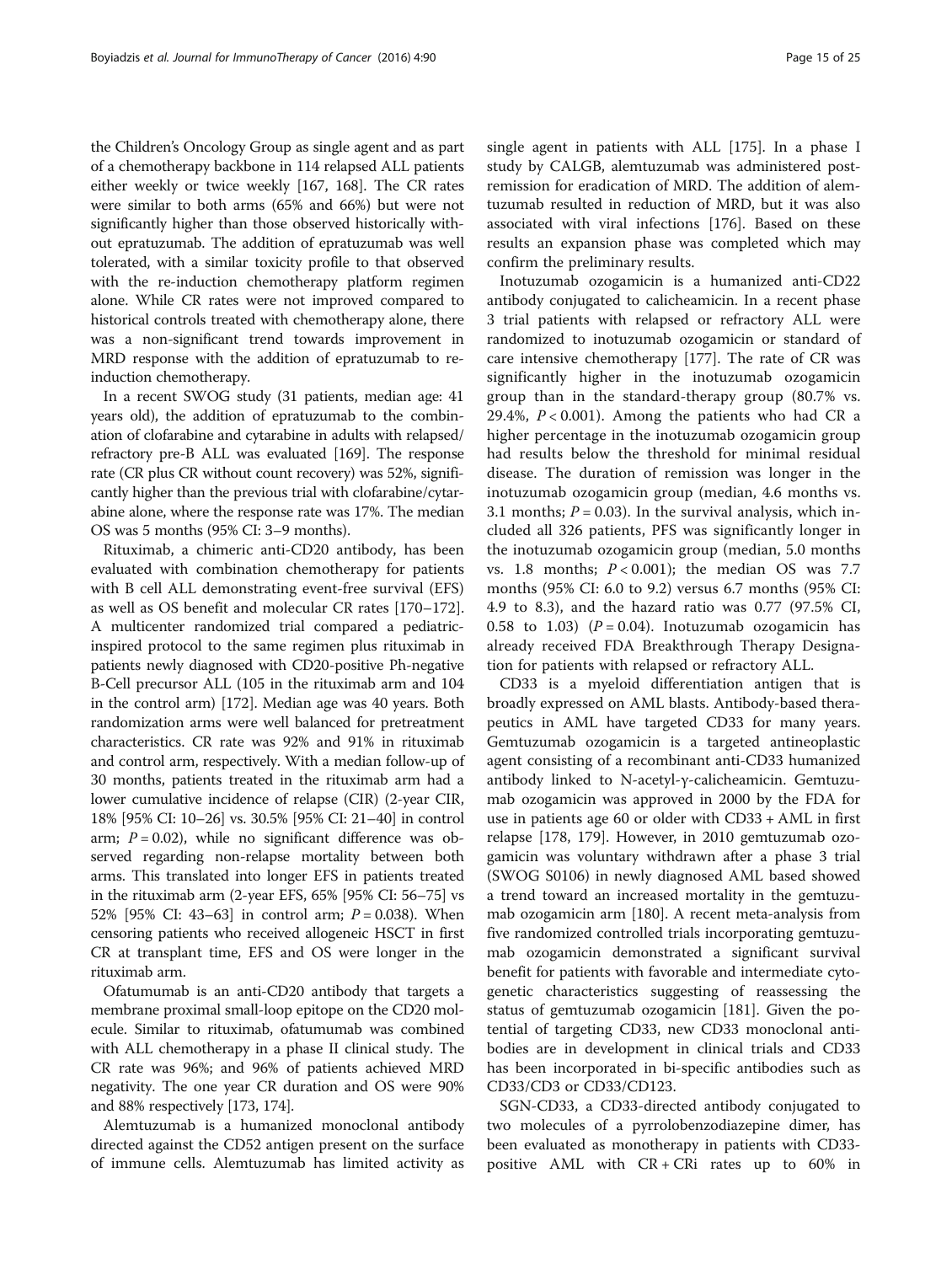the Children's Oncology Group as single agent and as part of a chemotherapy backbone in 114 relapsed ALL patients either weekly or twice weekly [167, 168]. The CR rates were similar to both arms (65% and 66%) but were not significantly higher than those observed historically without epratuzumab. The addition of epratuzumab was well tolerated, with a similar toxicity profile to that observed with the re-induction chemotherapy platform regimen alone. While CR rates were not improved compared to historical controls treated with chemotherapy alone, there was a non-significant trend towards improvement in MRD response with the addition of epratuzumab to re-induction chemotherapy.

In a recent SWOG study (31 patients, median age: 41 years old), the addition of epratuzumab to the combination of clofarabine and cytarabine in adults with relapsed/refractory pre-B ALL was evaluated [169]. The response rate (CR plus CR without count recovery) was 52%, significantly higher than the previous trial with clofarabine/cytarabine alone, where the response rate was 17%. The median OS was 5 months (95% CI: 3–9 months).

Rituximab, a chimeric anti-CD20 antibody, has been evaluated with combination chemotherapy for patients with B cell ALL demonstrating event-free survival (EFS) as well as OS benefit and molecular CR rates [170–172]. A multicenter randomized trial compared a pediatric-inspired protocol to the same regimen plus rituximab in patients newly diagnosed with CD20-positive Ph-negative B-Cell precursor ALL (105 in the rituximab arm and 104 in the control arm) [172]. Median age was 40 years. Both randomization arms were well balanced for pretreatment characteristics. CR rate was 92% and 91% in rituximab and control arm, respectively. With a median follow-up of 30 months, patients treated in the rituximab arm had a lower cumulative incidence of relapse (CIR) (2-year CIR, 18% [95% CI: 10–26] vs. 30.5% [95% CI: 21–40] in control arm; $P = 0.02$), while no significant difference was observed regarding non-relapse mortality between both arms. This translated into longer EFS in patients treated in the rituximab arm (2-year EFS, 65% [95% CI: 56–75] vs 52% [95% CI: 43–63] in control arm; $P = 0.038$). When censoring patients who received allogeneic HSCT in first CR at transplant time, EFS and OS were longer in the rituximab arm.

Ofatumumab is an anti-CD20 antibody that targets a membrane proximal small-loop epitope on the CD20 molecule. Similar to rituximab, ofatumumab was combined with ALL chemotherapy in a phase II clinical study. The CR rate was 96%; and 96% of patients achieved MRD negativity. The one year CR duration and OS were 90% and 88% respectively [173, 174].

Alemtuzumab is a humanized monoclonal antibody directed against the CD52 antigen present on the surface of immune cells. Alemtuzumab has limited activity as single agent in patients with ALL [175]. In a phase I study by CALGB, alemtuzumab was administered post-remission for eradication of MRD. The addition of alemtuzumab resulted in reduction of MRD, but it was also associated with viral infections [176]. Based on these results an expansion phase was completed which may confirm the preliminary results.

Inotuzumab ozogamicin is a humanized anti-CD22 antibody conjugated to calicheamicin. In a recent phase 3 trial patients with relapsed or refractory ALL were randomized to inotuzumab ozogamicin or standard of care intensive chemotherapy [177]. The rate of CR was significantly higher in the inotuzumab ozogamicin group than in the standard-therapy group (80.7% vs. 29.4%, $P < 0.001$). Among the patients who had CR a higher percentage in the inotuzumab ozogamicin group had results below the threshold for minimal residual disease. The duration of remission was longer in the inotuzumab ozogamicin group (median, 4.6 months vs. 3.1 months; $P = 0.03$). In the survival analysis, which included all 326 patients, PFS was significantly longer in the inotuzumab ozogamicin group (median, 5.0 months vs. 1.8 months; $P < 0.001$); the median OS was 7.7 months (95% CI: 6.0 to 9.2) versus 6.7 months (95% CI: 4.9 to 8.3), and the hazard ratio was 0.77 (97.5% CI, 0.58 to 1.03) ($P = 0.04$). Inotuzumab ozogamicin has already received FDA Breakthrough Therapy Designation for patients with relapsed or refractory ALL.

CD33 is a myeloid differentiation antigen that is broadly expressed on AML blasts. Antibody-based therapeutics in AML have targeted CD33 for many years. Gemtuzumab ozogamicin is a targeted antineoplastic agent consisting of a recombinant anti-CD33 humanized antibody linked to N-acetyl-γ-calicheamicin. Gemtuzumab ozogamicin was approved in 2000 by the FDA for use in patients age 60 or older with CD33 + AML in first relapse [178, 179]. However, in 2010 gemtuzumab ozogamicin was voluntary withdrawn after a phase 3 trial (SWOG S0106) in newly diagnosed AML based showed a trend toward an increased mortality in the gemtuzumab ozogamicin arm [180]. A recent meta-analysis from five randomized controlled trials incorporating gemtuzumab ozogamicin demonstrated a significant survival benefit for patients with favorable and intermediate cytogenetic characteristics suggesting of reassessing the status of gemtuzumab ozogamicin [181]. Given the potential of targeting CD33, new CD33 monoclonal antibodies are in development in clinical trials and CD33 has been incorporated in bi-specific antibodies such as CD33/CD3 or CD33/CD123.

SGN-CD33, a CD33-directed antibody conjugated to two molecules of a pyrrolobenzodiazepine dimer, has been evaluated as monotherapy in patients with CD33-positive AML with CR + CRi rates up to 60% in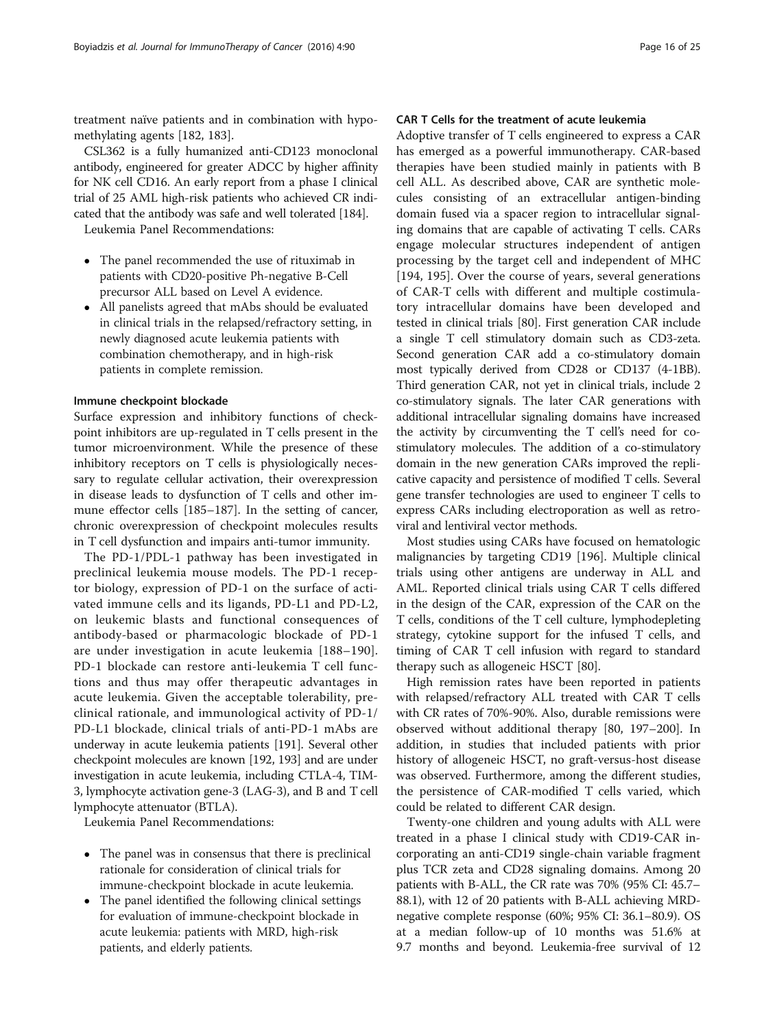treatment naïve patients and in combination with hypomethylating agents [182, 183].

CSL362 is a fully humanized anti-CD123 monoclonal antibody, engineered for greater ADCC by higher affinity for NK cell CD16. An early report from a phase I clinical trial of 25 AML high-risk patients who achieved CR indicated that the antibody was safe and well tolerated [184].

Leukemia Panel Recommendations:

- The panel recommended the use of rituximab in patients with CD20-positive Ph-negative B-Cell precursor ALL based on Level A evidence.
- All panelists agreed that mAbs should be evaluated in clinical trials in the relapsed/refractory setting, in newly diagnosed acute leukemia patients with combination chemotherapy, and in high-risk patients in complete remission.

#### Immune checkpoint blockade

Surface expression and inhibitory functions of checkpoint inhibitors are up-regulated in T cells present in the tumor microenvironment. While the presence of these inhibitory receptors on T cells is physiologically necessary to regulate cellular activation, their overexpression in disease leads to dysfunction of T cells and other immune effector cells [185–187]. In the setting of cancer, chronic overexpression of checkpoint molecules results in T cell dysfunction and impairs anti-tumor immunity.

The PD-1/PDL-1 pathway has been investigated in preclinical leukemia mouse models. The PD-1 receptor biology, expression of PD-1 on the surface of activated immune cells and its ligands, PD-L1 and PD-L2, on leukemic blasts and functional consequences of antibody-based or pharmacologic blockade of PD-1 are under investigation in acute leukemia [188–190]. PD-1 blockade can restore anti-leukemia T cell functions and thus may offer therapeutic advantages in acute leukemia. Given the acceptable tolerability, preclinical rationale, and immunological activity of PD-1/PD-L1 blockade, clinical trials of anti-PD-1 mAbs are underway in acute leukemia patients [191]. Several other checkpoint molecules are known [192, 193] and are under investigation in acute leukemia, including CTLA-4, TIM-3, lymphocyte activation gene-3 (LAG-3), and B and T cell lymphocyte attenuator (BTLA).

Leukemia Panel Recommendations:

- The panel was in consensus that there is preclinical rationale for consideration of clinical trials for immune-checkpoint blockade in acute leukemia.
- The panel identified the following clinical settings for evaluation of immune-checkpoint blockade in acute leukemia: patients with MRD, high-risk patients, and elderly patients.

#### CAR T Cells for the treatment of acute leukemia

Adoptive transfer of T cells engineered to express a CAR has emerged as a powerful immunotherapy. CAR-based therapies have been studied mainly in patients with B cell ALL. As described above, CAR are synthetic molecules consisting of an extracellular antigen-binding domain fused via a spacer region to intracellular signaling domains that are capable of activating T cells. CARs engage molecular structures independent of antigen processing by the target cell and independent of MHC [194, 195]. Over the course of years, several generations of CAR-T cells with different and multiple costimulatory intracellular domains have been developed and tested in clinical trials [80]. First generation CAR include a single T cell stimulatory domain such as CD3-zeta. Second generation CAR add a co-stimulatory domain most typically derived from CD28 or CD137 (4-1BB). Third generation CAR, not yet in clinical trials, include 2 co-stimulatory signals. The later CAR generations with additional intracellular signaling domains have increased the activity by circumventing the T cell's need for co-stimulatory molecules. The addition of a co-stimulatory domain in the new generation CARs improved the replicative capacity and persistence of modified T cells. Several gene transfer technologies are used to engineer T cells to express CARs including electroporation as well as retroviral and lentiviral vector methods.

Most studies using CARs have focused on hematologic malignancies by targeting CD19 [196]. Multiple clinical trials using other antigens are underway in ALL and AML. Reported clinical trials using CAR T cells differed in the design of the CAR, expression of the CAR on the T cells, conditions of the T cell culture, lymphodepleting strategy, cytokine support for the infused T cells, and timing of CAR T cell infusion with regard to standard therapy such as allogeneic HSCT [80].

High remission rates have been reported in patients with relapsed/refractory ALL treated with CAR T cells with CR rates of 70%-90%. Also, durable remissions were observed without additional therapy [80, 197–200]. In addition, in studies that included patients with prior history of allogeneic HSCT, no graft-versus-host disease was observed. Furthermore, among the different studies, the persistence of CAR-modified T cells varied, which could be related to different CAR design.

Twenty-one children and young adults with ALL were treated in a phase I clinical study with CD19-CAR incorporating an anti-CD19 single-chain variable fragment plus TCR zeta and CD28 signaling domains. Among 20 patients with B-ALL, the CR rate was 70% (95% CI: 45.7–88.1), with 12 of 20 patients with B-ALL achieving MRD-negative complete response (60%; 95% CI: 36.1–80.9). OS at a median follow-up of 10 months was 51.6% at 9.7 months and beyond. Leukemia-free survival of 12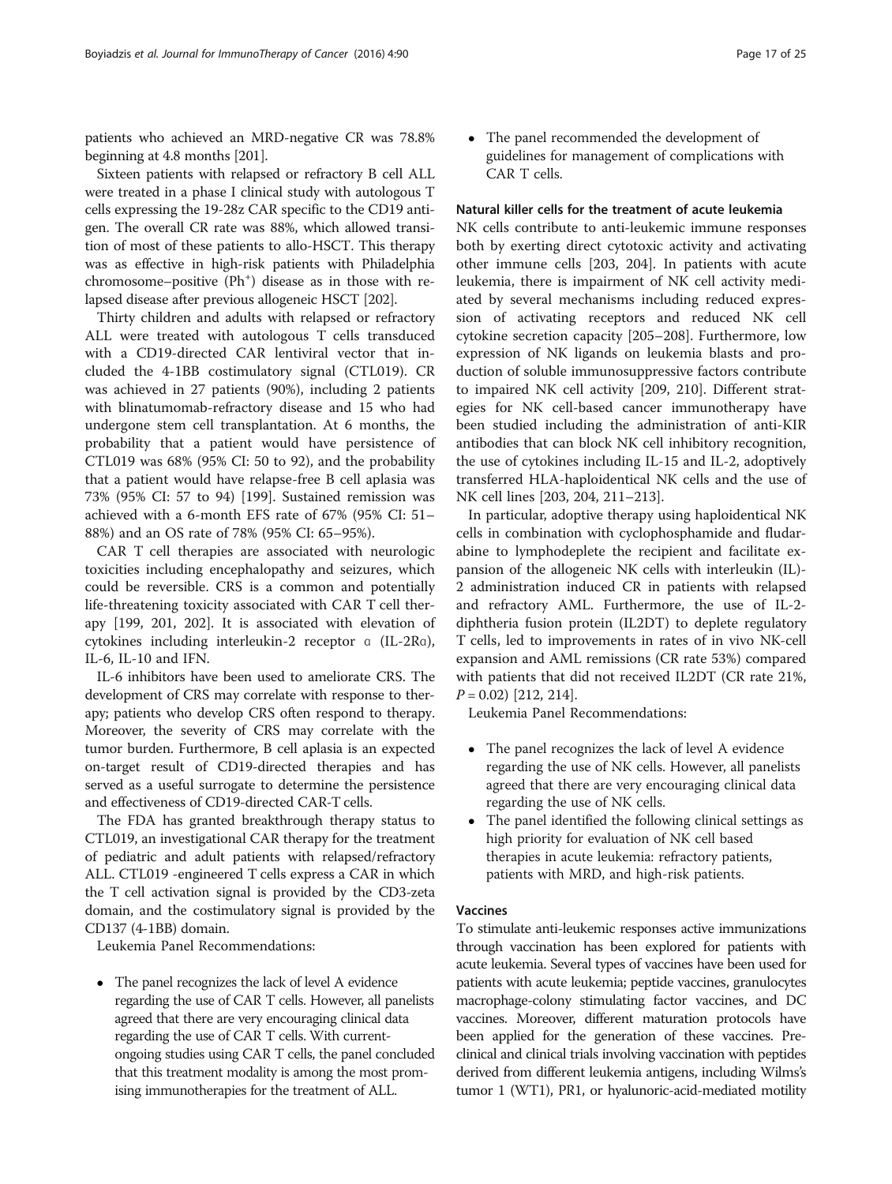patients who achieved an MRD-negative CR was 78.8% beginning at 4.8 months [201].

Sixteen patients with relapsed or refractory B cell ALL were treated in a phase I clinical study with autologous T cells expressing the 19-28z CAR specific to the CD19 antigen. The overall CR rate was 88%, which allowed transition of most of these patients to allo-HSCT. This therapy was as effective in high-risk patients with Philadelphia chromosome–positive ($Ph^+$) disease as in those with relapsed disease after previous allogeneic HSCT [202].

Thirty children and adults with relapsed or refractory ALL were treated with autologous T cells transduced with a CD19-directed CAR lentiviral vector that included the 4-1BB costimulatory signal (CTL019). CR was achieved in 27 patients (90%), including 2 patients with blinatumomab-refractory disease and 15 who had undergone stem cell transplantation. At 6 months, the probability that a patient would have persistence of CTL019 was 68% (95% CI: 50 to 92), and the probability that a patient would have relapse-free B cell aplasia was 73% (95% CI: 57 to 94) [199]. Sustained remission was achieved with a 6-month EFS rate of 67% (95% CI: 51–88%) and an OS rate of 78% (95% CI: 65–95%).

CAR T cell therapies are associated with neurologic toxicities including encephalopathy and seizures, which could be reversible. CRS is a common and potentially life-threatening toxicity associated with CAR T cell therapy [199, 201, 202]. It is associated with elevation of cytokines including interleukin-2 receptor α (IL-2Rα), IL-6, IL-10 and IFN.

IL-6 inhibitors have been used to ameliorate CRS. The development of CRS may correlate with response to therapy; patients who develop CRS often respond to therapy. Moreover, the severity of CRS may correlate with the tumor burden. Furthermore, B cell aplasia is an expected on-target result of CD19-directed therapies and has served as a useful surrogate to determine the persistence and effectiveness of CD19-directed CAR-T cells.

The FDA has granted breakthrough therapy status to CTL019, an investigational CAR therapy for the treatment of pediatric and adult patients with relapsed/refractory ALL. CTL019 -engineered T cells express a CAR in which the T cell activation signal is provided by the CD3-zeta domain, and the costimulatory signal is provided by the CD137 (4-1BB) domain.

Leukemia Panel Recommendations:

- The panel recognizes the lack of level A evidence regarding the use of CAR T cells. However, all panelists agreed that there are very encouraging clinical data regarding the use of CAR T cells. With current-ongoing studies using CAR T cells, the panel concluded that this treatment modality is among the most promising immunotherapies for the treatment of ALL.
- The panel recommended the development of guidelines for management of complications with CAR T cells.

#### Natural killer cells for the treatment of acute leukemia

NK cells contribute to anti-leukemic immune responses both by exerting direct cytotoxic activity and activating other immune cells [203, 204]. In patients with acute leukemia, there is impairment of NK cell activity mediated by several mechanisms including reduced expression of activating receptors and reduced NK cell cytokine secretion capacity [205–208]. Furthermore, low expression of NK ligands on leukemia blasts and production of soluble immunosuppressive factors contribute to impaired NK cell activity [209, 210]. Different strategies for NK cell-based cancer immunotherapy have been studied including the administration of anti-KIR antibodies that can block NK cell inhibitory recognition, the use of cytokines including IL-15 and IL-2, adoptively transferred HLA-haploidentical NK cells and the use of NK cell lines [203, 204, 211–213].

In particular, adoptive therapy using haploidentical NK cells in combination with cyclophosphamide and fludarabine to lymphodeplete the recipient and facilitate expansion of the allogeneic NK cells with interleukin (IL)-2 administration induced CR in patients with relapsed and refractory AML. Furthermore, the use of IL-2-diphtheria fusion protein (IL2DT) to deplete regulatory T cells, led to improvements in rates of in vivo NK-cell expansion and AML remissions (CR rate 53%) compared with patients that did not received IL2DT (CR rate 21%, $P = 0.02$) [212, 214].

Leukemia Panel Recommendations:

- The panel recognizes the lack of level A evidence regarding the use of NK cells. However, all panelists agreed that there are very encouraging clinical data regarding the use of NK cells.
- The panel identified the following clinical settings as high priority for evaluation of NK cell based therapies in acute leukemia: refractory patients, patients with MRD, and high-risk patients.

#### Vaccines

To stimulate anti-leukemic responses active immunizations through vaccination has been explored for patients with acute leukemia. Several types of vaccines have been used for patients with acute leukemia; peptide vaccines, granulocytes macrophage-colony stimulating factor vaccines, and DC vaccines. Moreover, different maturation protocols have been applied for the generation of these vaccines. Preclinical and clinical trials involving vaccination with peptides derived from different leukemia antigens, including Wilms's tumor 1 (WT1), PR1, or hyalunoric-acid-mediated motility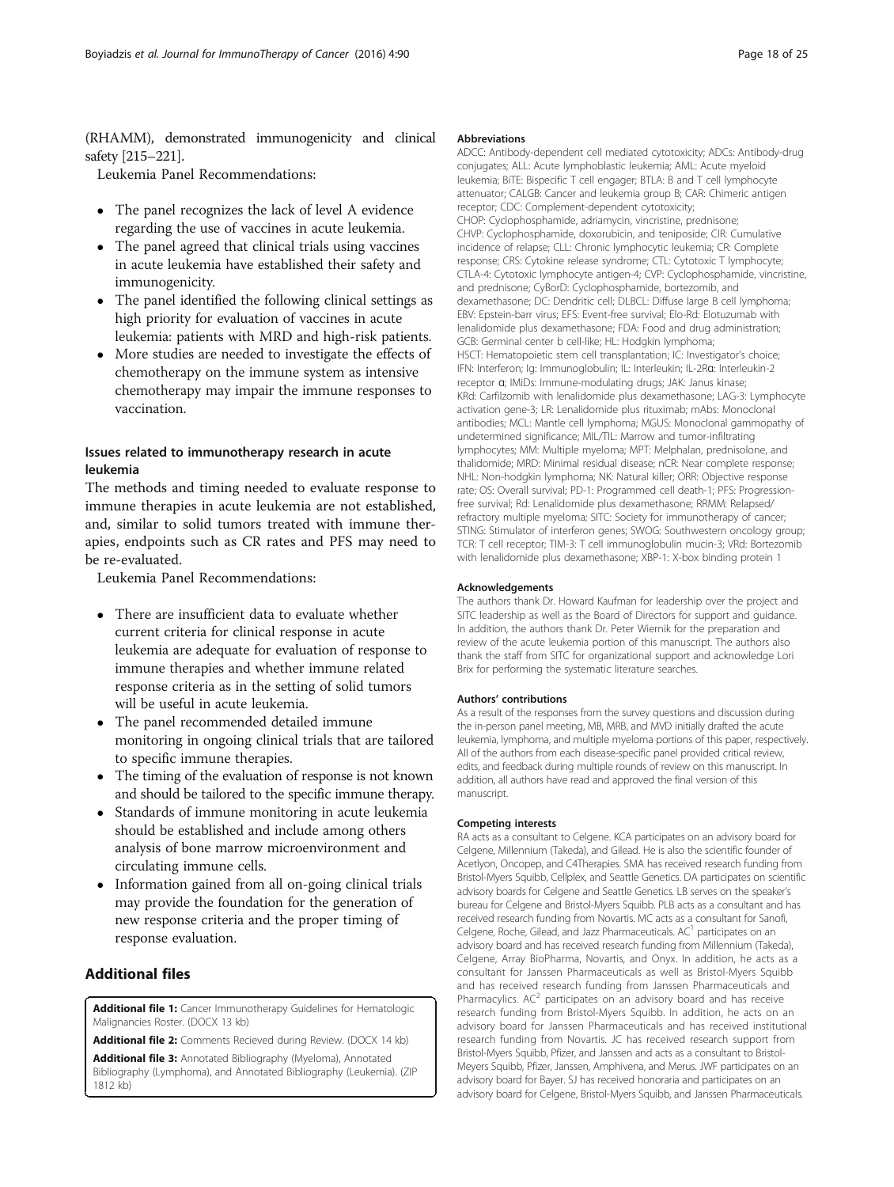(RHAMM), demonstrated immunogenicity and clinical safety [215–221].

Leukemia Panel Recommendations:

- The panel recognizes the lack of level A evidence regarding the use of vaccines in acute leukemia.
- The panel agreed that clinical trials using vaccines in acute leukemia have established their safety and immunogenicity.
- The panel identified the following clinical settings as high priority for evaluation of vaccines in acute leukemia: patients with MRD and high-risk patients.
- More studies are needed to investigate the effects of chemotherapy on the immune system as intensive chemotherapy may impair the immune responses to vaccination.

### Issues related to immunotherapy research in acute leukemia

The methods and timing needed to evaluate response to immune therapies in acute leukemia are not established, and, similar to solid tumors treated with immune therapies, endpoints such as CR rates and PFS may need to be re-evaluated.

Leukemia Panel Recommendations:

- There are insufficient data to evaluate whether current criteria for clinical response in acute leukemia are adequate for evaluation of response to immune therapies and whether immune related response criteria as in the setting of solid tumors will be useful in acute leukemia.
- The panel recommended detailed immune monitoring in ongoing clinical trials that are tailored to specific immune therapies.
- The timing of the evaluation of response is not known and should be tailored to the specific immune therapy.
- Standards of immune monitoring in acute leukemia should be established and include among others analysis of bone marrow microenvironment and circulating immune cells.
- Information gained from all on-going clinical trials may provide the foundation for the generation of new response criteria and the proper timing of response evaluation.

## Additional files

**Additional file 1:** Cancer Immunotherapy Guidelines for Hematologic Malignancies Roster. (DOCX 13 kb)

**Additional file 2:** Comments Recieved during Review. (DOCX 14 kb)

**Additional file 3:** Annotated Bibliography (Myeloma), Annotated Bibliography (Lymphoma), and Annotated Bibliography (Leukemia). (ZIP 1812 kb)

#### Abbreviations

ADCC: Antibody-dependent cell mediated cytotoxicity; ADCs: Antibody-drug conjugates; ALL: Acute lymphoblastic leukemia; AML: Acute myeloid leukemia; BiTE: Bispecific T cell engager; BTLA: B and T cell lymphocyte attenuator; CALGB: Cancer and leukemia group B; CAR: Chimeric antigen receptor; CDC: Complement-dependent cytotoxicity; CHOP: Cyclophosphamide, adriamycin, vincristine, prednisone; CHVP: Cyclophosphamide, doxorubicin, and teniposide; CIR: Cumulative incidence of relapse; CLL: Chronic lymphocytic leukemia; CR: Complete response; CRS: Cytokine release syndrome; CTL: Cytotoxic T lymphocyte; CTLA-4: Cytotoxic lymphocyte antigen-4; CVP: Cyclophosphamide, vincristine, and prednisone; CyBorD: Cyclophosphamide, bortezomib, and dexamethasone; DC: Dendritic cell; DLBCL: Diffuse large B cell lymphoma; EBV: Epstein-barr virus; EFS: Event-free survival; Elo-Rd: Elotuzumab with lenalidomide plus dexamethasone; FDA: Food and drug administration; GCB: Germinal center b cell-like; HL: Hodgkin lymphoma; HSCT: Hematopoietic stem cell transplantation; IC: Investigator's choice; IFN: Interferon; Ig: Immunoglobulin; IL: Interleukin; IL-2Rα: Interleukin-2 receptor α; IMiDs: Immune-modulating drugs; JAK: Janus kinase; KRd: Carfilzomib with lenalidomide plus dexamethasone; LAG-3: Lymphocyte activation gene-3; LR: Lenalidomide plus rituximab; mAbs: Monoclonal antibodies; MCL: Mantle cell lymphoma; MGUS: Monoclonal gammopathy of undetermined significance; MIL/TIL: Marrow and tumor-infiltrating lymphocytes; MM: Multiple myeloma; MPT: Melphalan, prednisolone, and thalidomide; MRD: Minimal residual disease; nCR: Near complete response; NHL: Non-hodgkin lymphoma; NK: Natural killer; ORR: Objective response rate; OS: Overall survival; PD-1: Programmed cell death-1; PFS: Progression-free survival; Rd: Lenalidomide plus dexamethasone; RRMM: Relapsed/refractory multiple myeloma; SITC: Society for immunotherapy of cancer; STING: Stimulator of interferon genes; SWOG: Southwestern oncology group; TCR: T cell receptor; TIM-3: T cell immunoglobulin mucin-3; VRd: Bortezomib with lenalidomide plus dexamethasone; XBP-1: X-box binding protein 1

#### Acknowledgements

The authors thank Dr. Howard Kaufman for leadership over the project and SITC leadership as well as the Board of Directors for support and guidance. In addition, the authors thank Dr. Peter Wiernik for the preparation and review of the acute leukemia portion of this manuscript. The authors also thank the staff from SITC for organizational support and acknowledge Lori Brix for performing the systematic literature searches.

#### Authors' contributions

As a result of the responses from the survey questions and discussion during the in-person panel meeting, MB, MRB, and MVD initially drafted the acute leukemia, lymphoma, and multiple myeloma portions of this paper, respectively. All of the authors from each disease-specific panel provided critical review, edits, and feedback during multiple rounds of review on this manuscript. In addition, all authors have read and approved the final version of this manuscript.

#### Competing interests

RA acts as a consultant to Celgene. KCA participates on an advisory board for Celgene, Millennium (Takeda), and Gilead. He is also the scientific founder of Acetlyon, Oncopep, and C4Therapies. SMA has received research funding from Bristol-Myers Squibb, Cellplex, and Seattle Genetics. DA participates on scientific advisory boards for Celgene and Seattle Genetics. LB serves on the speaker's bureau for Celgene and Bristol-Myers Squibb. PLB acts as a consultant and has received research funding from Novartis. MC acts as a consultant for Sanofi, Celgene, Roche, Gilead, and Jazz Pharmaceuticals. AC[1] participates on an advisory board and has received research funding from Millennium (Takeda), Celgene, Array BioPharma, Novartis, and Onyx. In addition, he acts as a consultant for Janssen Pharmaceuticals as well as Bristol-Myers Squibb and has received research funding from Janssen Pharmaceuticals and Pharmacylics. AC[2] participates on an advisory board and has receive research funding from Bristol-Myers Squibb. In addition, he acts on an advisory board for Janssen Pharmaceuticals and has received institutional research funding from Novartis. JC has received research support from Bristol-Myers Squibb, Pfizer, and Janssen and acts as a consultant to Bristol-Meyers Squibb, Pfizer, Janssen, Amphivena, and Merus. JWF participates on an advisory board for Bayer. SJ has received honoraria and participates on an advisory board for Celgene, Bristol-Myers Squibb, and Janssen Pharmaceuticals.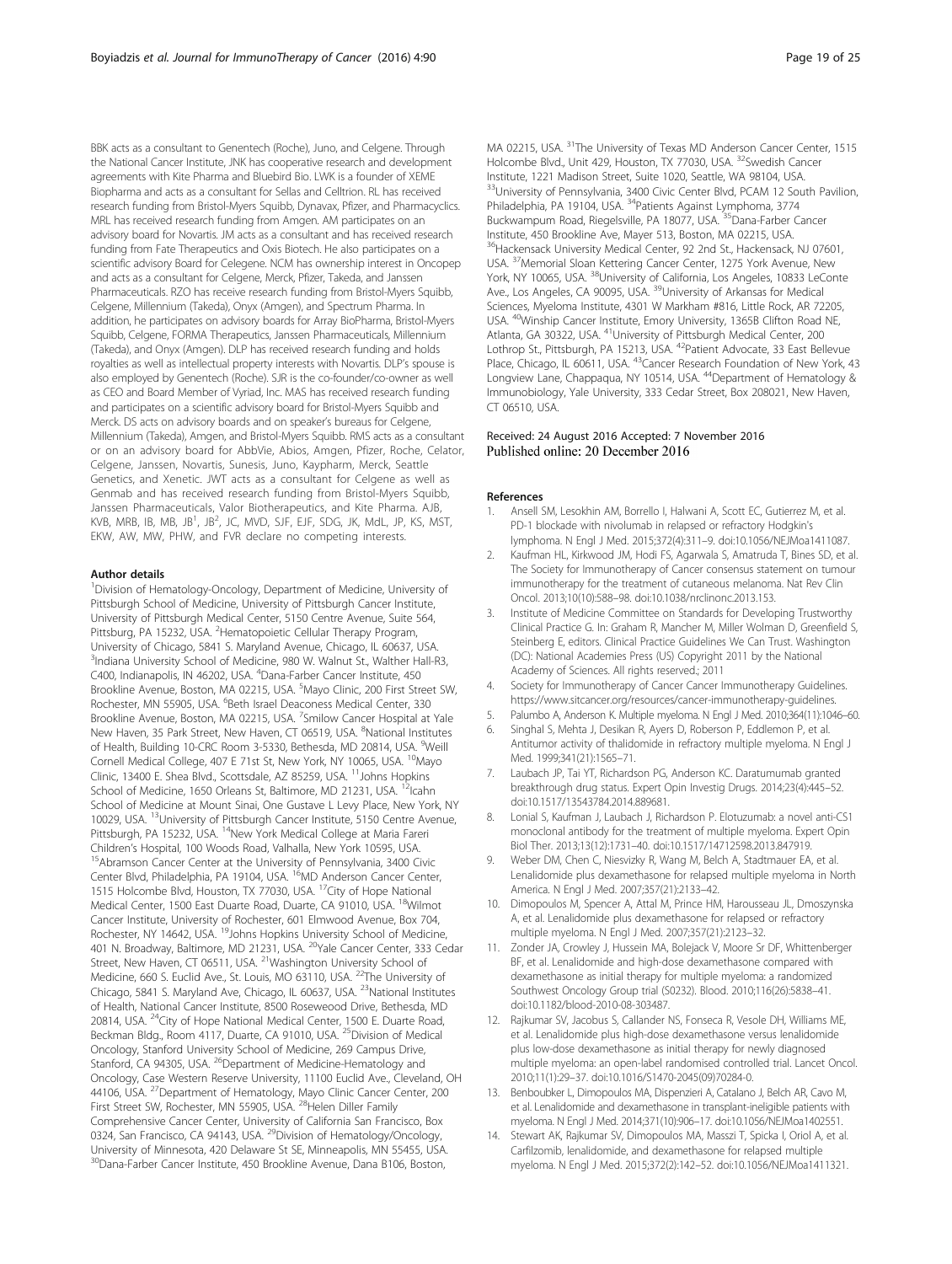BBK acts as a consultant to Genentech (Roche), Juno, and Celgene. Through the National Cancer Institute, JNK has cooperative research and development agreements with Kite Pharma and Bluebird Bio. LWK is a founder of XEME Biopharma and acts as a consultant for Sellas and Celltrion. RL has received research funding from Bristol-Myers Squibb, Dynavax, Pfizer, and Pharmacyclics. MRL has received research funding from Amgen. AM participates on an advisory board for Novartis. JM acts as a consultant and has received research funding from Fate Therapeutics and Oxis Biotech. He also participates on a scientific advisory Board for Celegene. NCM has ownership interest in Oncopep and acts as a consultant for Celgene, Merck, Pfizer, Takeda, and Janssen Pharmaceuticals. RZO has receive research funding from Bristol-Myers Squibb, Celgene, Millennium (Takeda), Onyx (Amgen), and Spectrum Pharma. In addition, he participates on advisory boards for Array BioPharma, Bristol-Myers Squibb, Celgene, FORMA Therapeutics, Janssen Pharmaceuticals, Millennium (Takeda), and Onyx (Amgen). DLP has received research funding and holds royalties as well as intellectual property interests with Novartis. DLP's spouse is also employed by Genentech (Roche). SJR is the co-founder/co-owner as well as CEO and Board Member of Vyriad, Inc. MAS has received research funding and participates on a scientific advisory board for Bristol-Myers Squibb and Merck. DS acts on advisory boards and on speaker's bureaus for Celgene, Millennium (Takeda), Amgen, and Bristol-Myers Squibb. RMS acts as a consultant or on an advisory board for AbbVie, Abios, Amgen, Pfizer, Roche, Celator, Celgene, Janssen, Novartis, Sunesis, Juno, Kaypharm, Merck, Seattle Genetics, and Xenetic. JWT acts as a consultant for Celgene as well as Genmab and has received research funding from Bristol-Myers Squibb, Janssen Pharmaceuticals, Valor Biotherapeutics, and Kite Pharma. AJB, KVB, MRB, IB, MB, JB[1], JB[2], JC, MVD, SJF, EJF, SDG, JK, MdL, JP, KS, MST, EKW, AW, MW, PHW, and FVR declare no competing interests.

#### Author details

[1]Division of Hematology-Oncology, Department of Medicine, University of Pittsburgh School of Medicine, University of Pittsburgh Cancer Institute, University of Pittsburgh Medical Center, 5150 Centre Avenue, Suite 564, Pittsburg, PA 15232, USA. [2]Hematopoietic Cellular Therapy Program, University of Chicago, 5841 S. Maryland Avenue, Chicago, IL 60637, USA. [3]Indiana University School of Medicine, 980 W. Walnut St., Walther Hall-R3, C400, Indianapolis, IN 46202, USA. [4]Dana-Farber Cancer Institute, 450 Brookline Avenue, Boston, MA 02215, USA. [5]Mayo Clinic, 200 First Street SW, Rochester, MN 55905, USA. [6]Beth Israel Deaconess Medical Center, 330 Brookline Avenue, Boston, MA 02215, USA. [7]Smilow Cancer Hospital at Yale New Haven, 35 Park Street, New Haven, CT 06519, USA. [8]National Institutes of Health, Building 10-CRC Room 3-5330, Bethesda, MD 20814, USA. [9]Weill Cornell Medical College, 407 E 71st St, New York, NY 10065, USA. [10]Mayo Clinic, 13400 E. Shea Blvd., Scottsdale, AZ 85259, USA. [11]Johns Hopkins School of Medicine, 1650 Orleans St, Baltimore, MD 21231, USA. [12]Icahn School of Medicine at Mount Sinai, One Gustave L Levy Place, New York, NY 10029, USA. [13]University of Pittsburgh Cancer Institute, 5150 Centre Avenue, Pittsburgh, PA 15232, USA. [14]New York Medical College at Maria Fareri Children's Hospital, 100 Woods Road, Valhalla, New York 10595, USA. [15]Abramson Cancer Center at the University of Pennsylvania, 3400 Civic Center Blvd, Philadelphia, PA 19104, USA. [16]MD Anderson Cancer Center, 1515 Holcombe Blvd, Houston, TX 77030, USA. [17]City of Hope National Medical Center, 1500 East Duarte Road, Duarte, CA 91010, USA. [18]Wilmot Cancer Institute, University of Rochester, 601 Elmwood Avenue, Box 704, Rochester, NY 14642, USA. [19]Johns Hopkins University School of Medicine, 401 N. Broadway, Baltimore, MD 21231, USA. [20]Yale Cancer Center, 333 Cedar Street, New Haven, CT 06511, USA. [21]Washington University School of Medicine, 660 S. Euclid Ave., St. Louis, MO 63110, USA. [22]The University of Chicago, 5841 S. Maryland Ave, Chicago, IL 60637, USA. [23]National Institutes of Health, National Cancer Institute, 8500 Rosewood Drive, Bethesda, MD 20814, USA. [24]City of Hope National Medical Center, 1500 E. Duarte Road, Beckman Bldg., Room 4117, Duarte, CA 91010, USA. [25]Division of Medical Oncology, Stanford University School of Medicine, 269 Campus Drive, Stanford, CA 94305, USA. [26]Department of Medicine-Hematology and Oncology, Case Western Reserve University, 11100 Euclid Ave., Cleveland, OH 44106, USA. [27]Department of Hematology, Mayo Clinic Cancer Center, 200 First Street SW, Rochester, MN 55905, USA. [28]Helen Diller Family Comprehensive Cancer Center, University of California San Francisco, Box 0324, San Francisco, CA 94143, USA. [29]Division of Hematology/Oncology, University of Minnesota, 420 Delaware St SE, Minneapolis, MN 55455, USA. [30]Dana-Farber Cancer Institute, 450 Brookline Avenue, Dana B106, Boston, MA 02215, USA. [31]The University of Texas MD Anderson Cancer Center, 1515 Holcombe Blvd., Unit 429, Houston, TX 77030, USA. [32]Swedish Cancer Institute, 1221 Madison Street, Suite 1020, Seattle, WA 98104, USA. [33]University of Pennsylvania, 3400 Civic Center Blvd, PCAM 12 South Pavilion, Philadelphia, PA 19104, USA. [34]Patients Against Lymphoma, 3774 Buckwampum Road, Riegelsville, PA 18077, USA. [35]Dana-Farber Cancer Institute, 450 Brookline Ave, Mayer 513, Boston, MA 02215, USA. [36]Hackensack University Medical Center, 92 2nd St., Hackensack, NJ 07601, USA. [37]Memorial Sloan Kettering Cancer Center, 1275 York Avenue, New York, NY 10065, USA. [38]University of California, Los Angeles, 10833 LeConte Ave., Los Angeles, CA 90095, USA. [39]University of Arkansas for Medical Sciences, Myeloma Institute, 4301 W Markham #816, Little Rock, AR 72205, USA. [40]Winship Cancer Institute, Emory University, 1365B Clifton Road NE, Atlanta, GA 30322, USA. [41]University of Pittsburgh Medical Center, 200 Lothrop St., Pittsburgh, PA 15213, USA. [42]Patient Advocate, 33 East Bellevue Place, Chicago, IL 60611, USA. [43]Cancer Research Foundation of New York, 43 Longview Lane, Chappaqua, NY 10514, USA. [44]Department of Hematology & Immunobiology, Yale University, 333 Cedar Street, Box 208021, New Haven, CT 06510, USA.

Received: 24 August 2016 Accepted: 7 November 2016
Published online: 20 December 2016

#### References

1. Ansell SM, Lesokhin AM, Borrello I, Halwani A, Scott EC, Gutierrez M, et al. PD-1 blockade with nivolumab in relapsed or refractory Hodgkin's lymphoma. N Engl J Med. 2015;372(4):311–9. doi:10.1056/NEJMoa1411087.
2. Kaufman HL, Kirkwood JM, Hodi FS, Agarwala S, Amatruda T, Bines SD, et al. The Society for Immunotherapy of Cancer consensus statement on tumour immunotherapy for the treatment of cutaneous melanoma. Nat Rev Clin Oncol. 2013;10(10):588–98. doi:10.1038/nrclinonc.2013.153.
3. Institute of Medicine Committee on Standards for Developing Trustworthy Clinical Practice G. In: Graham R, Mancher M, Miller Wolman D, Greenfield S, Steinberg E, editors. Clinical Practice Guidelines We Can Trust. Washington (DC): National Academies Press (US) Copyright 2011 by the National Academy of Sciences. All rights reserved.; 2011
4. Society for Immunotherapy of Cancer Immunotherapy Guidelines. https://www.sitcancer.org/resources/cancer-immunotherapy-guidelines.
5. Palumbo A, Anderson K. Multiple myeloma. N Engl J Med. 2010;364(11):1046–60.
6. Singhal S, Mehta J, Desikan R, Ayers D, Roberson P, Eddlemon P, et al. Antitumor activity of thalidomide in refractory multiple myeloma. N Engl J Med. 1999;341(21):1565–71.
7. Laubach JP, Tai YT, Richardson PG, Anderson KC. Daratumumab granted breakthrough drug status. Expert Opin Investig Drugs. 2014;23(4):445–52. doi:10.1517/13543784.2014.889681.
8. Lonial S, Kaufman J, Laubach J, Richardson P. Elotuzumab: a novel anti-CS1 monoclonal antibody for the treatment of multiple myeloma. Expert Opin Biol Ther. 2013;13(12):1731–40. doi:10.1517/14712598.2013.847919.
9. Weber DM, Chen C, Niesvizky R, Wang M, Belch A, Stadtmauer EA, et al. Lenalidomide plus dexamethasone for relapsed multiple myeloma in North America. N Engl J Med. 2007;357(21):2133–42.
10. Dimopoulos M, Spencer A, Attal M, Prince HM, Harousseau JL, Dmoszynska A, et al. Lenalidomide plus dexamethasone for relapsed or refractory multiple myeloma. N Engl J Med. 2007;357(21):2123–32.
11. Zonder JA, Crowley J, Hussein MA, Bolejack V, Moore Sr DF, Whittenberger BF, et al. Lenalidomide and high-dose dexamethasone compared with dexamethasone as initial therapy for multiple myeloma: a randomized Southwest Oncology Group trial (S0232). Blood. 2010;116(26):5838–41. doi:10.1182/blood-2010-08-303487.
12. Rajkumar SV, Jacobus S, Callander NS, Fonseca R, Vesole DH, Williams ME, et al. Lenalidomide plus high-dose dexamethasone versus lenalidomide plus low-dose dexamethasone as initial therapy for newly diagnosed multiple myeloma: an open-label randomised controlled trial. Lancet Oncol. 2010;11(1):29–37. doi:10.1016/S1470-2045(09)70284-0.
13. Benboubker L, Dimopoulos MA, Dispenzieri A, Catalano J, Belch AR, Cavo M, et al. Lenalidomide and dexamethasone in transplant-ineligible patients with myeloma. N Engl J Med. 2014;371(10):906–17. doi:10.1056/NEJMoa1402551.
14. Stewart AK, Rajkumar SV, Dimopoulos MA, Masszi T, Spicka I, Oriol A, et al. Carfilzomib, lenalidomide, and dexamethasone for relapsed multiple myeloma. N Engl J Med. 2015;372(2):142–52. doi:10.1056/NEJMoa1411321.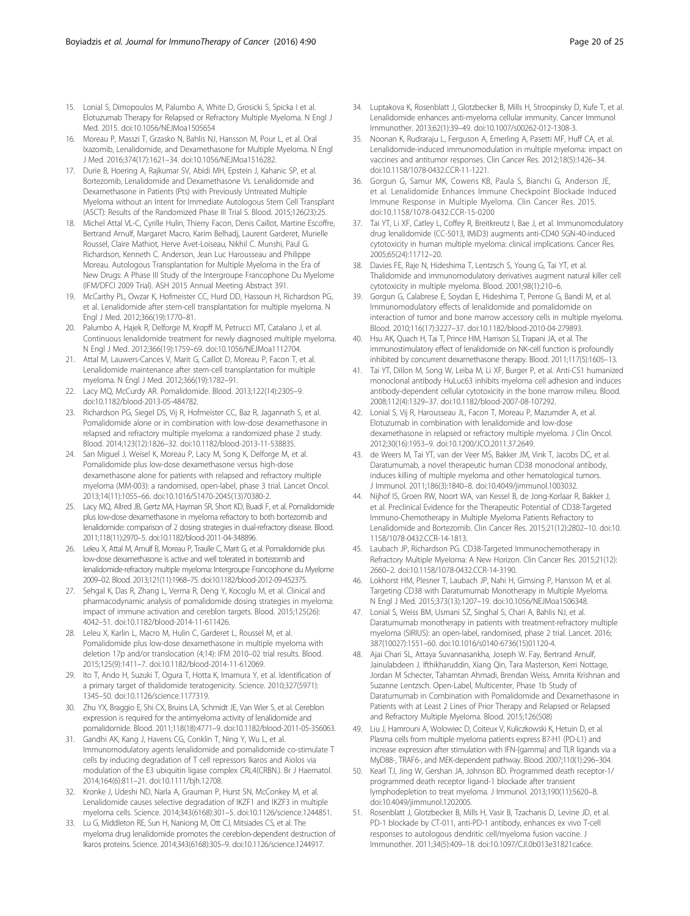15. Lonial S, Dimopoulos M, Palumbo A, White D, Grosicki S, Spicka I et al. Elotuzumab Therapy for Relapsed or Refractory Multiple Myeloma. N Engl J Med. 2015. doi:10.1056/NEJMoa1505654
16. Moreau P, Masszi T, Grzasko N, Bahlis NJ, Hansson M, Pour L, et al. Oral Ixazomib, Lenalidomide, and Dexamethasone for Multiple Myeloma. N Engl J Med. 2016;374(17):1621–34. doi:10.1056/NEJMoa1516282.
17. Durie B, Hoering A, Rajkumar SV, Abidi MH, Epstein J, Kahanic SP, et al. Bortezomib, Lenalidomide and Dexamethasone Vs. Lenalidomide and Dexamethasone in Patients (Pts) with Previously Untreated Multiple Myeloma without an Intent for Immediate Autologous Stem Cell Transplant (ASCT): Results of the Randomized Phase III Trial S. Blood. 2015;126(23):25.
18. Michel Attal VL-C, Cyrille Hulin, Thierry Facon, Denis Caillot, Martine Escoffre, Bertrand Arnulf, Margaret Macro, Karim Belhadj, Laurent Garderet, Murielle Roussel, Claire Mathiot, Herve Avet-Loiseau, Nikhil C. Munshi, Paul G. Richardson, Kenneth C. Anderson, Jean Luc Harousseau and Philippe Moreau. Autologous Transplantation for Multiple Myeloma in the Era of New Drugs: A Phase III Study of the Intergroupe Francophone Du Myelome (IFM/DFCI 2009 Trial). ASH 2015 Annual Meeting Abstract 391.
19. McCarthy PL, Owzar K, Hofmeister CC, Hurd DD, Hassoun H, Richardson PG, et al. Lenalidomide after stem-cell transplantation for multiple myeloma. N Engl J Med. 2012;366(19):1770–81.
20. Palumbo A, Hajek R, Delforge M, Kropff M, Petrucci MT, Catalano J, et al. Continuous lenalidomide treatment for newly diagnosed multiple myeloma. N Engl J Med. 2012;366(19):1759–69. doi:10.1056/NEJMoa1112704.
21. Attal M, Lauwers-Cances V, Marit G, Caillot D, Moreau P, Facon T, et al. Lenalidomide maintenance after stem-cell transplantation for multiple myeloma. N Engl J Med. 2012;366(19):1782–91.
22. Lacy MQ, McCurdy AR. Pomalidomide. Blood. 2013;122(14):2305–9. doi:10.1182/blood-2013-05-484782.
23. Richardson PG, Siegel DS, Vij R, Hofmeister CC, Baz R, Jagannath S, et al. Pomalidomide alone or in combination with low-dose dexamethasone in relapsed and refractory multiple myeloma: a randomized phase 2 study. Blood. 2014;123(12):1826–32. doi:10.1182/blood-2013-11-538835.
24. San Miguel J, Weisel K, Moreau P, Lacy M, Song K, Delforge M, et al. Pomalidomide plus low-dose dexamethasone versus high-dose dexamethasone alone for patients with relapsed and refractory multiple myeloma (MM-003): a randomised, open-label, phase 3 trial. Lancet Oncol. 2013;14(11):1055–66. doi:10.1016/S1470-2045(13)70380-2.
25. Lacy MQ, Allred JB, Gertz MA, Hayman SR, Short KD, Buadi F, et al. Pomalidomide plus low-dose dexamethasone in myeloma refractory to both bortezomib and lenalidomide: comparison of 2 dosing strategies in dual-refractory disease. Blood. 2011;118(11):2970–5. doi:10.1182/blood-2011-04-348896.
26. Leleu X, Attal M, Arnulf B, Moreau P, Traulle C, Marit G, et al. Pomalidomide plus low-dose dexamethasone is active and well tolerated in bortezomib and lenalidomide-refractory multiple myeloma: Intergroupe Francophone du Myelome 2009–02. Blood. 2013;121(11):1968–75. doi:10.1182/blood-2012-09-452375.
27. Sehgal K, Das R, Zhang L, Verma R, Deng Y, Kocoglu M, et al. Clinical and pharmacodynamic analysis of pomalidomide dosing strategies in myeloma: impact of immune activation and cereblon targets. Blood. 2015;125(26):4042–51. doi:10.1182/blood-2014-11-611426.
28. Leleu X, Karlin L, Macro M, Hulin C, Garderet L, Roussel M, et al. Pomalidomide plus low-dose dexamethasone in multiple myeloma with deletion 17p and/or translocation (4;14): IFM 2010–02 trial results. Blood. 2015;125(9):1411–7. doi:10.1182/blood-2014-11-612069.
29. Ito T, Ando H, Suzuki T, Ogura T, Hotta K, Imamura Y, et al. Identification of a primary target of thalidomide teratogenicity. Science. 2010;327(5971):1345–50. doi:10.1126/science.1177319.
30. Zhu YX, Braggio E, Shi CX, Bruins LA, Schmidt JE, Van Wier S, et al. Cereblon expression is required for the antimyeloma activity of lenalidomide and pomalidomide. Blood. 2011;118(18):4771–9. doi:10.1182/blood-2011-05-356063.
31. Gandhi AK, Kang J, Havens CG, Conklin T, Ning Y, Wu L, et al. Immunomodulatory agents lenalidomide and pomalidomide co-stimulate T cells by inducing degradation of T cell repressors Ikaros and Aiolos via modulation of the E3 ubiquitin ligase complex CRL4(CRBN.). Br J Haematol. 2014;164(6):811–21. doi:10.1111/bjh.12708.
32. Kronke J, Udeshi ND, Narla A, Grauman P, Hurst SN, McConkey M, et al. Lenalidomide causes selective degradation of IKZF1 and IKZF3 in multiple myeloma cells. Science. 2014;343(6168):301–5. doi:10.1126/science.1244851.
33. Lu G, Middleton RE, Sun H, Naniong M, Ott CJ, Mitsiades CS, et al. The myeloma drug lenalidomide promotes the cereblon-dependent destruction of Ikaros proteins. Science. 2014;343(6168):305–9. doi:10.1126/science.1244917.
34. Luptakova K, Rosenblatt J, Glotzbecker B, Mills H, Stroopinsky D, Kufe T, et al. Lenalidomide enhances anti-myeloma cellular immunity. Cancer Immunol Immunother. 2013;62(1):39–49. doi:10.1007/s00262-012-1308-3.
35. Noonan K, Rudraraju L, Ferguson A, Emerling A, Pasetti MF, Huff CA, et al. Lenalidomide-induced immunomodulation in multiple myeloma: impact on vaccines and antitumor responses. Clin Cancer Res. 2012;18(5):1426–34. doi:10.1158/1078-0432.CCR-11-1221.
36. Gorgun G, Samur MK, Cowens KB, Paula S, Bianchi G, Anderson JE, et al. Lenalidomide Enhances Immune Checkpoint Blockade Induced Immune Response in Multiple Myeloma. Clin Cancer Res. 2015. doi:10.1158/1078-0432.CCR-15-0200
37. Tai YT, Li XF, Catley L, Coffey R, Breitkreutz I, Bae J, et al. Immunomodulatory drug lenalidomide (CC-5013, IMiD3) augments anti-CD40 SGN-40-induced cytotoxicity in human multiple myeloma: clinical implications. Cancer Res. 2005;65(24):11712–20.
38. Davies FE, Raje N, Hideshima T, Lentzsch S, Young G, Tai YT, et al. Thalidomide and immunomodulatory derivatives augment natural killer cell cytotoxicity in multiple myeloma. Blood. 2001;98(1):210–6.
39. Gorgun G, Calabrese E, Soydan E, Hideshima T, Perrone G, Bandi M, et al. Immunomodulatory effects of lenalidomide and pomalidomide on interaction of tumor and bone marrow accessory cells in multiple myeloma. Blood. 2010;116(17):3227–37. doi:10.1182/blood-2010-04-279893.
40. Hsu AK, Quach H, Tai T, Prince HM, Harrison SJ, Trapani JA, et al. The immunostimulatory effect of lenalidomide on NK-cell function is profoundly inhibited by concurrent dexamethasone therapy. Blood. 2011;117(5):1605–13.
41. Tai YT, Dillon M, Song W, Leiba M, Li XF, Burger P, et al. Anti-CS1 humanized monoclonal antibody HuLuc63 inhibits myeloma cell adhesion and induces antibody-dependent cellular cytotoxicity in the bone marrow milieu. Blood. 2008;112(4):1329–37. doi:10.1182/blood-2007-08-107292.
42. Lonial S, Vij R, Harousseau JL, Facon T, Moreau P, Mazumder A, et al. Elotuzumab in combination with lenalidomide and low-dose dexamethasone in relapsed or refractory multiple myeloma. J Clin Oncol. 2012;30(16):1953–9. doi:10.1200/JCO.2011.37.2649.
43. de Weers M, Tai YT, van der Veer MS, Bakker JM, Vink T, Jacobs DC, et al. Daratumumab, a novel therapeutic human CD38 monoclonal antibody, induces killing of multiple myeloma and other hematological tumors. J Immunol. 2011;186(3):1840–8. doi:10.4049/jimmunol.1003032.
44. Nijhof IS, Groen RW, Noort WA, van Kessel B, de Jong-Korlaar R, Bakker J, et al. Preclinical Evidence for the Therapeutic Potential of CD38-Targeted Immuno-Chemotherapy in Multiple Myeloma Patients Refractory to Lenalidomide and Bortezomib. Clin Cancer Res. 2015;21(12):2802–10. doi:10.1158/1078-0432.CCR-14-1813.
45. Laubach JP, Richardson PG. CD38-Targeted Immunochemotherapy in Refractory Multiple Myeloma: A New Horizon. Clin Cancer Res. 2015;21(12):2660–2. doi:10.1158/1078-0432.CCR-14-3190.
46. Lokhorst HM, Plesner T, Laubach JP, Nahi H, Gimsing P, Hansson M, et al. Targeting CD38 with Daratumumab Monotherapy in Multiple Myeloma. N Engl J Med. 2015;373(13):1207–19. doi:10.1056/NEJMoa1506348.
47. Lonial S, Weiss BM, Usmani SZ, Singhal S, Chari A, Bahlis NJ, et al. Daratumumab monotherapy in patients with treatment-refractory multiple myeloma (SIRIUS): an open-label, randomised, phase 2 trial. Lancet. 2016;387(10027):1551–60. doi:10.1016/s0140-6736(15)01120-4.
48. Ajai Chari SL, Attaya Suvannasankha, Joseph W. Fay, Bertrand Arnulf, Jainulabdeen J. Ifthikharuddin, Xiang Qin, Tara Masterson, Kerri Nottage, Jordan M Schecter, Tahamtan Ahmadi, Brendan Weiss, Amrita Krishnan and Suzanne Lentzsch. Open-Label, Multicenter, Phase 1b Study of Daratumumab in Combination with Pomalidomide and Dexamethasone in Patients with at Least 2 Lines of Prior Therapy and Relapsed or Relapsed and Refractory Multiple Myeloma. Blood. 2015;126(508)
49. Liu J, Hamrouni A, Wolowiec D, Coiteux V, Kuliczkowski K, Hetuin D, et al. Plasma cells from multiple myeloma patients express B7-H1 (PD-L1) and increase expression after stimulation with IFN-{gamma} and TLR ligands via a MyD88-, TRAF6-, and MEK-dependent pathway. Blood. 2007;110(1):296–304.
50. Kearl TJ, Jing W, Gershan JA, Johnson BD. Programmed death receptor-1/programmed death receptor ligand-1 blockade after transient lymphodepletion to treat myeloma. J Immunol. 2013;190(11):5620–8. doi:10.4049/jimmunol.1202005.
51. Rosenblatt J, Glotzbecker B, Mills H, Vasir B, Tzachanis D, Levine JD, et al. PD-1 blockade by CT-011, anti-PD-1 antibody, enhances ex vivo T-cell responses to autologous dendritic cell/myeloma fusion vaccine. J Immunother. 2011;34(5):409–18. doi:10.1097/CJI.0b013e31821ca6ce.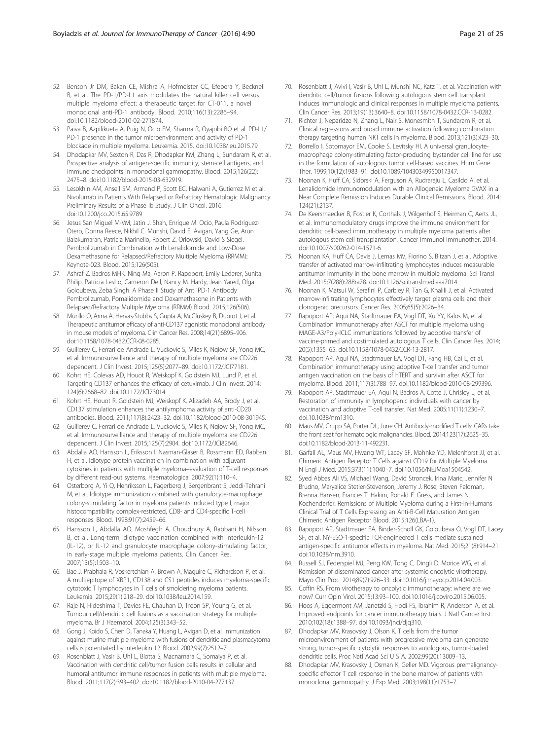52. Benson Jr DM, Bakan CE, Mishra A, Hofmeister CC, Efebera Y, Becknell B, et al. The PD-1/PD-L1 axis modulates the natural killer cell versus multiple myeloma effect: a therapeutic target for CT-011, a novel monoclonal anti-PD-1 antibody. Blood. 2010;116(13):2286–94. doi:10.1182/blood-2010-02-271874.
53. Paiva B, Azpilikueta A, Puig N, Ocio EM, Sharma R, Oyajobi BO et al. PD-L1/PD-1 presence in the tumor microenvironment and activity of PD-1 blockade in multiple myeloma. Leukemia. 2015. doi:10.1038/leu.2015.79
54. Dhodapkar MV, Sexton R, Das R, Dhodapkar KM, Zhang L, Sundaram R, et al. Prospective analysis of antigen-specific immunity, stem-cell antigens, and immune checkpoints in monoclonal gammopathy. Blood. 2015;126(22): 2475–8. doi:10.1182/blood-2015-03-632919.
55. Lesokhin AM, Ansell SM, Armand P, Scott EC, Halwani A, Gutierrez M et al. Nivolumab in Patients With Relapsed or Refractory Hematologic Malignancy: Preliminary Results of a Phase Ib Study. J Clin Oncol. 2016. doi:10.1200/jco.2015.65.9789
56. Jesus San Miguel M-VM, Jatin J. Shah, Enrique M. Ocio, Paula Rodriguez-Otero, Donna Reece, Nikhil C. Munshi, David E. Avigan, Yang Ge, Arun Balakumaran, Patricia Marinello, Robert Z. Orlowski, David S Siegel. Pembrolizumab in Combination with Lenalidomide and Low-Dose Dexamethasone for Relapsed/Refractory Multiple Myeloma (RRMM): Keynote-023. Blood. 2015;126(505).
57. Ashraf Z. Badros MHK, Ning Ma, Aaron P. Rapoport, Emily Lederer, Sunita Philip, Patricia Lesho, Cameron Dell, Nancy M. Hardy, Jean Yared, Olga Goloubeva, Zeba Singh. A Phase II Study of Anti PD-1 Antibody Pembrolizumab, Pomalidomide and Dexamethasone in Patients with Relapsed/Refractory Multiple Myeloma (RRMM) Blood. 2015;126(506).
58. Murillo O, Arina A, Hervas-Stubbs S, Gupta A, McCluskey B, Dubrot J, et al. Therapeutic antitumor efficacy of anti-CD137 agonistic monoclonal antibody in mouse models of myeloma. Clin Cancer Res. 2008;14(21):6895–906. doi:10.1158/1078-0432.CCR-08-0285.
59. Guillerey C, Ferrari de Andrade L, Vuckovic S, Miles K, Ngiow SF, Yong MC, et al. Immunosurveillance and therapy of multiple myeloma are CD226 dependent. J Clin Invest. 2015;125(5):2077–89. doi:10.1172/JCI77181.
60. Kohrt HE, Colevas AD, Houot R, Weiskopf K, Goldstein MJ, Lund P, et al. Targeting CD137 enhances the efficacy of cetuximab. J Clin Invest. 2014; 124(6):2668–82. doi:10.1172/JCI73014.
61. Kohrt HE, Houot R, Goldstein MJ, Weiskopf K, Alizadeh AA, Brody J, et al. CD137 stimulation enhances the antilymphoma activity of anti-CD20 antibodies. Blood. 2011;117(8):2423–32. doi:10.1182/blood-2010-08-301945.
62. Guillerey C, Ferrari de Andrade L, Vuckovic S, Miles K, Ngiow SF, Yong MC, et al. Immunosurveillance and therapy of multiple myeloma are CD226 dependent. J Clin Invest. 2015;125(7):2904. doi:10.1172/JCI82646.
63. Abdalla AO, Hansson L, Eriksson I, Nasman-Glaser B, Rossmann ED, Rabbani H, et al. Idiotype protein vaccination in combination with adjuvant cytokines in patients with multiple myeloma–evaluation of T-cell responses by different read-out systems. Haematologica. 2007;92(1):110–4.
64. Osterborg A, Yi Q, Henriksson L, Fagerberg J, Bergenbrant S, Jeddi-Tehrani M, et al. Idiotype immunization combined with granulocyte-macrophage colony-stimulating factor in myeloma patients induced type I, major histocompatibility complex-restricted, CD8- and CD4-specific T-cell responses. Blood. 1998;91(7):2459–66.
65. Hansson L, Abdalla AO, Moshfegh A, Choudhury A, Rabbani H, Nilsson B, et al. Long-term idiotype vaccination combined with interleukin-12 (IL-12), or IL-12 and granulocyte macrophage colony-stimulating factor, in early-stage multiple myeloma patients. Clin Cancer Res. 2007;13(5):1503–10.
66. Bae J, Prabhala R, Voskertchian A, Brown A, Maguire C, Richardson P, et al. A multiepitope of XBP1, CD138 and CS1 peptides induces myeloma-specific cytotoxic T lymphocytes in T cells of smoldering myeloma patients. Leukemia. 2015;29(1):218–29. doi:10.1038/leu.2014.159.
67. Raje N, Hideshima T, Davies FE, Chauhan D, Treon SP, Young G, et al. Tumour cell/dendritic cell fusions as a vaccination strategy for multiple myeloma. Br J Haematol. 2004;125(3):343–52.
68. Gong J, Koido S, Chen D, Tanaka Y, Huang L, Avigan D, et al. Immunization against murine multiple myeloma with fusions of dendritic and plasmacytoma cells is potentiated by interleukin 12. Blood. 2002;99(7):2512–7.
69. Rosenblatt J, Vasir B, Uhl L, Blotta S, Macnamara C, Somaiya P, et al. Vaccination with dendritic cell/tumor fusion cells results in cellular and humoral antitumor immune responses in patients with multiple myeloma. Blood. 2011;117(2):393–402. doi:10.1182/blood-2010-04-277137.
70. Rosenblatt J, Avivi I, Vasir B, Uhl L, Munshi NC, Katz T, et al. Vaccination with dendritic cell/tumor fusions following autologous stem cell transplant induces immunologic and clinical responses in multiple myeloma patients. Clin Cancer Res. 2013;19(13):3640–8. doi:10.1158/1078-0432.CCR-13-0282.
71. Richter J, Neparidze N, Zhang L, Nair S, Monesmith T, Sundaram R, et al. Clinical regressions and broad immune activation following combination therapy targeting human NKT cells in myeloma. Blood. 2013;121(3):423–30.
72. Borrello I, Sotomayor EM, Cooke S, Levitsky HI. A universal granulocyte-macrophage colony-stimulating factor-producing bystander cell line for use in the formulation of autologous tumor cell-based vaccines. Hum Gene Ther. 1999;10(12):1983–91. doi:10.1089/10430349950017347.
73. Noonan K, Huff CA, Sidorski A, Ferguson A, Rudraraju L, Casildo A, et al. Lenalidomide Immunomodulation with an Allogeneic Myeloma GVAX in a Near Complete Remission Induces Durable Clinical Remissions. Blood. 2014; 124(21):2137.
74. De Keersmaecker B, Fostier K, Corthals J, Wilgenhof S, Heirman C, Aerts JL, et al. Immunomodulatory drugs improve the immune environment for dendritic cell-based immunotherapy in multiple myeloma patients after autologous stem cell transplantation. Cancer Immunol Immunother. 2014. doi:10.1007/s00262-014-1571-6
75. Noonan KA, Huff CA, Davis J, Lemas MV, Fiorino S, Bitzan J, et al. Adoptive transfer of activated marrow-infiltrating lymphocytes induces measurable antitumor immunity in the bone marrow in multiple myeloma. Sci Transl Med. 2015;7(288):288ra78. doi:10.1126/scitranslmed.aaa7014.
76. Noonan K, Matsui W, Serafini P, Carbley R, Tan G, Khalili J, et al. Activated marrow-infiltrating lymphocytes effectively target plasma cells and their clonogenic precursors. Cancer Res. 2005;65(5):2026–34.
77. Rapoport AP, Aqui NA, Stadtmauer EA, Vogl DT, Xu YY, Kalos M, et al. Combination immunotherapy after ASCT for multiple myeloma using MAGE-A3/Poly-ICLC immunizations followed by adoptive transfer of vaccine-primed and costimulated autologous T cells. Clin Cancer Res. 2014; 20(5):1355–65. doi:10.1158/1078-0432.CCR-13-2817.
78. Rapoport AP, Aqui NA, Stadtmauer EA, Vogl DT, Fang HB, Cai L, et al. Combination immunotherapy using adoptive T-cell transfer and tumor antigen vaccination on the basis of hTERT and survivin after ASCT for myeloma. Blood. 2011;117(3):788–97. doi:10.1182/blood-2010-08-299396.
79. Rapoport AP, Stadtmauer EA, Aqui N, Badros A, Cotte J, Chrisley L, et al. Restoration of immunity in lymphopenic individuals with cancer by vaccination and adoptive T-cell transfer. Nat Med. 2005;11(11):1230–7. doi:10.1038/nm1310.
80. Maus MV, Grupp SA, Porter DL, June CH. Antibody-modified T cells: CARs take the front seat for hematologic malignancies. Blood. 2014;123(17):2625–35. doi:10.1182/blood-2013-11-492231.
81. Garfall AL, Maus MV, Hwang WT, Lacey SF, Mahnke YD, Melenhorst JJ, et al. Chimeric Antigen Receptor T Cells against CD19 for Multiple Myeloma. N Engl J Med. 2015;373(11):1040–7. doi:10.1056/NEJMoa1504542.
82. Syed Abbas Ali VS, Michael Wang, David Stroncek, Irina Maric, Jennifer N Brudno, Maryalice Stetler-Stevenson, Jeremy J. Rose, Steven Feldman, Brenna Hansen, Frances T. Hakim, Ronald E. Gress, and James N. Kochenderfer. Remissions of Multiple Myeloma during a First-in-Humans Clinical Trial of T Cells Expressing an Anti-B-Cell Maturation Antigen Chimeric Antigen Receptor Blood. 2015;126(LBA-1).
83. Rapoport AP, Stadtmauer EA, Binder-Scholl GK, Goloubeva O, Vogl DT, Lacey SF, et al. NY-ESO-1-specific TCR-engineered T cells mediate sustained antigen-specific antitumor effects in myeloma. Nat Med. 2015;21(8):914–21. doi:10.1038/nm.3910.
84. Russell SJ, Federspiel MJ, Peng KW, Tong C, Dingli D, Morice WG, et al. Remission of disseminated cancer after systemic oncolytic virotherapy. Mayo Clin Proc. 2014;89(7):926–33. doi:10.1016/j.mayocp.2014.04.003.
85. Coffin RS. From virotherapy to oncolytic immunotherapy: where are we now? Curr Opin Virol. 2015;13:93–100. doi:10.1016/j.coviro.2015.06.005.
86. Hoos A, Eggermont AM, Janetzki S, Hodi FS, Ibrahim R, Anderson A, et al. Improved endpoints for cancer immunotherapy trials. J Natl Cancer Inst. 2010;102(18):1388–97. doi:10.1093/jnci/djq310.
87. Dhodapkar MV, Krasovsky J, Olson K. T cells from the tumor microenvironment of patients with progressive myeloma can generate strong, tumor-specific cytolytic responses to autologous, tumor-loaded dendritic cells. Proc Natl Acad Sci U S A. 2002;99(20):13009–13.
88. Dhodapkar MV, Krasovsky J, Osman K, Geller MD. Vigorous premalignancy-specific effector T cell response in the bone marrow of patients with monoclonal gammopathy. J Exp Med. 2003;198(11):1753–7.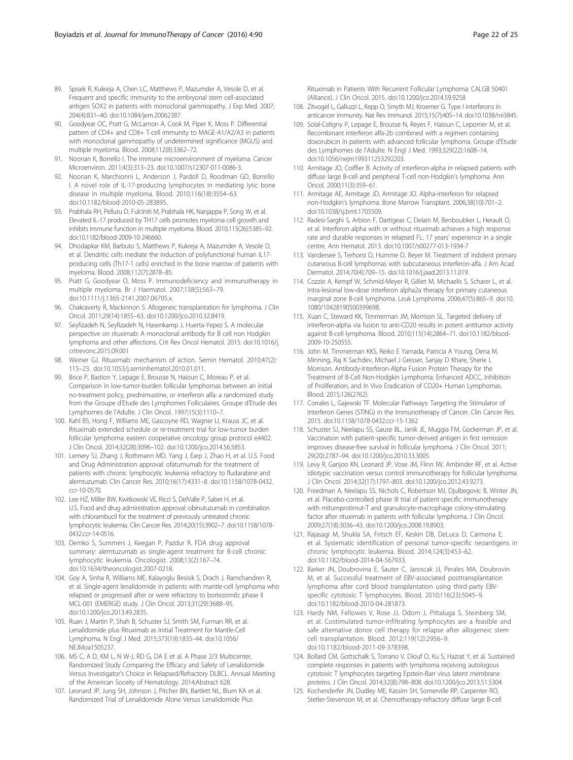89. Spisek R, Kukreja A, Chen LC, Matthews P, Mazumder A, Vesole D, et al. Frequent and specific immunity to the embryonal stem cell-associated antigen SOX2 in patients with monoclonal gammopathy. J Exp Med. 2007; 204(4):831–40. doi:10.1084/jem.20062387.
90. Goodyear OC, Pratt G, McLarnon A, Cook M, Piper K, Moss P. Differential pattern of CD4+ and CD8+ T-cell immunity to MAGE-A1/A2/A3 in patients with monoclonal gammopathy of undetermined significance (MGUS) and multiple myeloma. Blood. 2008;112(8):3362–72.
91. Noonan K, Borrello I. The immune microenvironment of myeloma. Cancer Microenviron. 2011;4(3):313–23. doi:10.1007/s12307-011-0086-3.
92. Noonan K, Marchionni L, Anderson J, Pardoll D, Roodman GD, Borrello I. A novel role of IL-17-producing lymphocytes in mediating lytic bone disease in multiple myeloma. Blood. 2010;116(18):3554–63. doi:10.1182/blood-2010-05-283895.
93. Prabhala RH, Pelluru D, Fulciniti M, Prabhala HK, Nanjappa P, Song W, et al. Elevated IL-17 produced by TH17 cells promotes myeloma cell growth and inhibits immune function in multiple myeloma. Blood. 2010;115(26):5385–92. doi:10.1182/blood-2009-10-246660.
94. Dhodapkar KM, Barbuto S, Matthews P, Kukreja A, Mazumder A, Vesole D, et al. Dendritic cells mediate the induction of polyfunctional human IL17-producing cells (Th17-1 cells) enriched in the bone marrow of patients with myeloma. Blood. 2008;112(7):2878–85.
95. Pratt G, Goodyear O, Moss P. Immunodeficiency and immunotherapy in multiple myeloma. Br J Haematol. 2007;138(5):563–79. doi:10.1111/j.1365-2141.2007.06705.x.
96. Chakraverty R, Mackinnon S. Allogeneic transplantation for lymphoma. J Clin Oncol. 2011;29(14):1855–63. doi:10.1200/jco.2010.32.8419.
97. Seyfizadeh N, Seyfizadeh N, Hasenkamp J, Huerta-Yepez S. A molecular perspective on rituximab: A monoclonal antibody for B cell non Hodgkin lymphoma and other affections. Crit Rev Oncol Hematol. 2015. doi:10.1016/j.critrevonc.2015.09.001
98. Weiner GJ. Rituximab: mechanism of action. Semin Hematol. 2010;47(2): 115–23. doi:10.1053/j.seminhematol.2010.01.011.
99. Brice P, Bastion Y, Lepage E, Brousse N, Haioun C, Moreau P, et al. Comparison in low-tumor-burden follicular lymphomas between an initial no-treatment policy, prednimustine, or interferon alfa: a randomized study from the Groupe d'Etude des Lymphomes Folliculaires. Groupe d'Etude des Lymphomes de l'Adulte. J Clin Oncol. 1997;15(3):1110–7.
100. Kahl BS, Hong F, Williams ME, Gascoyne RD, Wagner LI, Krauss JC, et al. Rituximab extended schedule or re-treatment trial for low-tumor burden follicular lymphoma: eastern cooperative oncology group protocol e4402. J Clin Oncol. 2014;32(28):3096–102. doi:10.1200/jco.2014.56.5853.
101. Lemery SJ, Zhang J, Rothmann MD, Yang J, Earp J, Zhao H, et al. U.S. Food and Drug Administration approval: ofatumumab for the treatment of patients with chronic lymphocytic leukemia refractory to fludarabine and alemtuzumab. Clin Cancer Res. 2010;16(17):4331–8. doi:10.1158/1078-0432.ccr-10-0570.
102. Lee HZ, Miller BW, Kwitkowski VE, Ricci S, DelValle P, Saber H, et al. U.S. Food and drug administration approval: obinutuzumab in combination with chlorambucil for the treatment of previously untreated chronic lymphocytic leukemia. Clin Cancer Res. 2014;20(15):3902–7. doi:10.1158/1078-0432.ccr-14-0516.
103. Demko S, Summers J, Keegan P, Pazdur R. FDA drug approval summary: alemtuzumab as single-agent treatment for B-cell chronic lymphocytic leukemia. Oncologist. 2008;13(2):167–74. doi:10.1634/theoncologist.2007-0218.
104. Goy A, Sinha R, Williams ME, Kalayoglu Besisik S, Drach J, Ramchandren R, et al. Single-agent lenalidomide in patients with mantle-cell lymphoma who relapsed or progressed after or were refractory to bortezomib: phase II MCL-001 (EMERGE) study. J Clin Oncol. 2013;31(29):3688–95. doi:10.1200/jco.2013.49.2835.
105. Ruan J, Martin P, Shah B, Schuster SJ, Smith SM, Furman RR, et al. Lenalidomide plus Rituximab as Initial Treatment for Mantle-Cell Lymphoma. N Engl J Med. 2015;373(19):1835–44. doi:10.1056/NEJMoa1505237.
106. MS C, A D, KM L, N W-J, RD G, DA E et al. A Phase 2/3 Multicenter, Randomized Study Comparing the Efficacy and Safety of Lenalidomide Versus Investigator's Choice in Relapsed/Refractory DLBCL. Annual Meeting of the American Soceity of Hematology. 2014;Abstract 628.
107. Leonard JP, Jung SH, Johnson J, Pitcher BN, Bartlett NL, Blum KA et al. Randomized Trial of Lenalidomide Alone Versus Lenalidomide Plus Rituximab in Patients With Recurrent Follicular Lymphoma: CALGB 50401 (Alliance). J Clin Oncol. 2015. doi:10.1200/jco.2014.59.9258
108. Zitvogel L, Galluzzi L, Kepp O, Smyth MJ, Kroemer G. Type I interferons in anticancer immunity. Nat Rev Immunol. 2015;15(7):405–14. doi:10.1038/nri3845.
109. Solal-Celigny P, Lepage E, Brousse N, Reyes F, Haioun C, Leporrier M, et al. Recombinant interferon alfa-2b combined with a regimen containing doxorubicin in patients with advanced follicular lymphoma. Groupe d'Etude des Lymphomes de l'Adulte. N Engl J Med. 1993;329(22):1608–14. doi:10.1056/nejm199311253292203.
110. Armitage JO, Coiffier B. Activity of interferon-alpha in relapsed patients with diffuse large B-cell and peripheral T-cell non-Hodgkin's lymphoma. Ann Oncol. 2000;11(3):359–61.
111. Armitage AE, Armitage JD, Armitage JO. Alpha-interferon for relapsed non-Hodgkin's lymphoma. Bone Marrow Transplant. 2006;38(10):701–2. doi:10.1038/sj.bmt.1705509.
112. Radesi-Sarghi S, Arbion F, Dartigeas C, Delain M, Benboubker L, Herault O, et al. Interferon alpha with or without rituximab achieves a high response rate and durable responses in relapsed FL: 17 years' experience in a single centre. Ann Hematol. 2013. doi:10.1007/s00277-013-1934-7
113. Vandersee S, Terhorst D, Humme D, Beyer M. Treatment of indolent primary cutaneous B-cell lymphomas with subcutaneous interferon-alfa. J Am Acad Dermatol. 2014;70(4):709–15. doi:10.1016/j.jaad.2013.11.019.
114. Cozzio A, Kempf W, Schmid-Meyer R, Gilliet M, Michaelis S, Scharer L, et al. Intra-lesional low-dose interferon alpha2a therapy for primary cutaneous marginal zone B-cell lymphoma. Leuk Lymphoma. 2006;47(5):865–9. doi:10.1080/10428190500399698.
115. Xuan C, Steward KK, Timmerman JM, Morrison SL. Targeted delivery of interferon-alpha via fusion to anti-CD20 results in potent antitumor activity against B-cell lymphoma. Blood. 2010;115(14):2864–71. doi:10.1182/blood-2009-10-250555.
116. John M. Timmerman KKS, Reiko E Yamada, Patricia A Young, Dena M. Minning, Raj K Sachdev, Michael J Gresser, Sanjay D Khare, Sherie L Morrison. Antibody-Interferon-Alpha Fusion Protein Therapy for the Treatment of B-Cell Non-Hodgkin Lymphoma: Enhanced ADCC, Inhibition of Proliferation, and In Vivo Eradication of CD20+ Human Lymphomas. Blood. 2015;126(2762).
117. Corrales L, Gajewski TF. Molecular Pathways: Targeting the Stimulator of Interferon Genes (STING) in the Immunotherapy of Cancer. Clin Cancer Res. 2015. doi:10.1158/1078-0432.ccr-15-1362
118. Schuster SJ, Neelapu SS, Gause BL, Janik JE, Muggia FM, Gockerman JP, et al. Vaccination with patient-specific tumor-derived antigen in first remission improves disease-free survival in follicular lymphoma. J Clin Oncol. 2011; 29(20):2787–94. doi:10.1200/jco.2010.33.3005.
119. Levy R, Ganjoo KN, Leonard JP, Vose JM, Flinn IW, Ambinder RF, et al. Active idiotypic vaccination versus control immunotherapy for follicular lymphoma. J Clin Oncol. 2014;32(17):1797–803. doi:10.1200/jco.2012.43.9273.
120. Freedman A, Neelapu SS, Nichols C, Robertson MJ, Djulbegovic B, Winter JN, et al. Placebo-controlled phase III trial of patient-specific immunotherapy with mitumprotimut-T and granulocyte-macrophage colony-stimulating factor after rituximab in patients with follicular lymphoma. J Clin Oncol. 2009;27(18):3036–43. doi:10.1200/jco.2008.19.8903.
121. Rajasagi M, Shukla SA, Fritsch EF, Keskin DB, DeLuca D, Carmona E, et al. Systematic identification of personal tumor-specific neoantigens in chronic lymphocytic leukemia. Blood. 2014;124(3):453–62. doi:10.1182/blood-2014-04-567933.
122. Barker JN, Doubrovina E, Sauter C, Jaroscak JJ, Perales MA, Doubrovin M, et al. Successful treatment of EBV-associated posttransplantation lymphoma after cord blood transplantation using third-party EBV-specific cytotoxic T lymphocytes. Blood. 2010;116(23):5045–9. doi:10.1182/blood-2010-04-281873.
123. Hardy NM, Fellowes V, Rose JJ, Odom J, Pittaluga S, Steinberg SM, et al. Costimulated tumor-infiltrating lymphocytes are a feasible and safe alternative donor cell therapy for relapse after allogeneic stem cell transplantation. Blood. 2012;119(12):2956–9. doi:10.1182/blood-2011-09-378398.
124. Bollard CM, Gottschalk S, Torrano V, Diouf O, Ku S, Hazrat Y, et al. Sustained complete responses in patients with lymphoma receiving autologous cytotoxic T lymphocytes targeting Epstein-Barr virus latent membrane proteins. J Clin Oncol. 2014;32(8):798–808. doi:10.1200/jco.2013.51.5304.
125. Kochenderfer JN, Dudley ME, Kassim SH, Somerville RP, Carpenter RO, Stetler-Stevenson M, et al. Chemotherapy-refractory diffuse large B-cell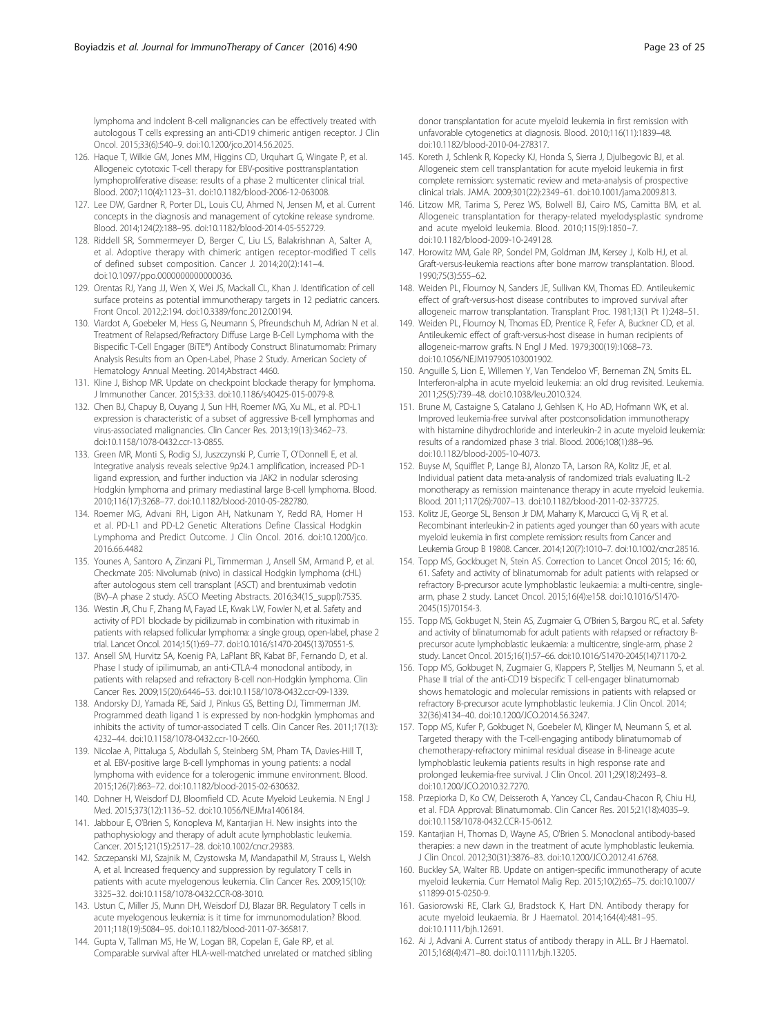lymphoma and indolent B-cell malignancies can be effectively treated with autologous T cells expressing an anti-CD19 chimeric antigen receptor. J Clin Oncol. 2015;33(6):540–9. doi:10.1200/jco.2014.56.2025.

126. Haque T, Wilkie GM, Jones MM, Higgins CD, Urquhart G, Wingate P, et al. Allogeneic cytotoxic T-cell therapy for EBV-positive posttransplantation lymphoproliferative disease: results of a phase 2 multicenter clinical trial. Blood. 2007;110(4):1123–31. doi:10.1182/blood-2006-12-063008.
127. Lee DW, Gardner R, Porter DL, Louis CU, Ahmed N, Jensen M, et al. Current concepts in the diagnosis and management of cytokine release syndrome. Blood. 2014;124(2):188–95. doi:10.1182/blood-2014-05-552729.
128. Riddell SR, Sommermeyer D, Berger C, Liu LS, Balakrishnan A, Salter A, et al. Adoptive therapy with chimeric antigen receptor-modified T cells of defined subset composition. Cancer J. 2014;20(2):141–4. doi:10.1097/ppo.0000000000000036.
129. Orentas RJ, Yang JJ, Wen X, Wei JS, Mackall CL, Khan J. Identification of cell surface proteins as potential immunotherapy targets in 12 pediatric cancers. Front Oncol. 2012;2:194. doi:10.3389/fonc.2012.00194.
130. Viardot A, Goebeler M, Hess G, Neumann S, Pfreundschuh M, Adrian N et al. Treatment of Relapsed/Refractory Diffuse Large B-Cell Lymphoma with the Bispecific T-Cell Engager (BiTE®) Antibody Construct Blinatumomab: Primary Analysis Results from an Open-Label, Phase 2 Study. American Society of Hematology Annual Meeting. 2014;Abstract 4460.
131. Kline J, Bishop MR. Update on checkpoint blockade therapy for lymphoma. J Immunother Cancer. 2015;3:33. doi:10.1186/s40425-015-0079-8.
132. Chen BJ, Chapuy B, Ouyang J, Sun HH, Roemer MG, Xu ML, et al. PD-L1 expression is characteristic of a subset of aggressive B-cell lymphomas and virus-associated malignancies. Clin Cancer Res. 2013;19(13):3462–73. doi:10.1158/1078-0432.ccr-13-0855.
133. Green MR, Monti S, Rodig SJ, Juszczynski P, Currie T, O'Donnell E, et al. Integrative analysis reveals selective 9p24.1 amplification, increased PD-1 ligand expression, and further induction via JAK2 in nodular sclerosing Hodgkin lymphoma and primary mediastinal large B-cell lymphoma. Blood. 2010;116(17):3268–77. doi:10.1182/blood-2010-05-282780.
134. Roemer MG, Advani RH, Ligon AH, Natkunam Y, Redd RA, Homer H et al. PD-L1 and PD-L2 Genetic Alterations Define Classical Hodgkin Lymphoma and Predict Outcome. J Clin Oncol. 2016. doi:10.1200/jco.2016.66.4482
135. Younes A, Santoro A, Zinzani PL, Timmerman J, Ansell SM, Armand P, et al. Checkmate 205: Nivolumab (nivo) in classical Hodgkin lymphoma (cHL) after autologous stem cell transplant (ASCT) and brentuximab vedotin (BV)–A phase 2 study. ASCO Meeting Abstracts. 2016;34(15_suppl):7535.
136. Westin JR, Chu F, Zhang M, Fayad LE, Kwak LW, Fowler N, et al. Safety and activity of PD1 blockade by pidilizumab in combination with rituximab in patients with relapsed follicular lymphoma: a single group, open-label, phase 2 trial. Lancet Oncol. 2014;15(1):69–77. doi:10.1016/s1470-2045(13)70551-5.
137. Ansell SM, Hurvitz SA, Koenig PA, LaPlant BR, Kabat BF, Fernando D, et al. Phase I study of ipilimumab, an anti-CTLA-4 monoclonal antibody, in patients with relapsed and refractory B-cell non-Hodgkin lymphoma. Clin Cancer Res. 2009;15(20):6446–53. doi:10.1158/1078-0432.ccr-09-1339.
138. Andorsky DJ, Yamada RE, Said J, Pinkus GS, Betting DJ, Timmerman JM. Programmed death ligand 1 is expressed by non-hodgkin lymphomas and inhibits the activity of tumor-associated T cells. Clin Cancer Res. 2011;17(13):4232–44. doi:10.1158/1078-0432.ccr-10-2660.
139. Nicolae A, Pittaluga S, Abdullah S, Steinberg SM, Pham TA, Davies-Hill T, et al. EBV-positive large B-cell lymphomas in young patients: a nodal lymphoma with evidence for a tolerogenic immune environment. Blood. 2015;126(7):863–72. doi:10.1182/blood-2015-02-630632.
140. Dohner H, Weisdorf DJ, Bloomfield CD. Acute Myeloid Leukemia. N Engl J Med. 2015;373(12):1136–52. doi:10.1056/NEJMra1406184.
141. Jabbour E, O'Brien S, Konopleva M, Kantarjian H. New insights into the pathophysiology and therapy of adult acute lymphoblastic leukemia. Cancer. 2015;121(15):2517–28. doi:10.1002/cncr.29383.
142. Szczepanski MJ, Szajnik M, Czystowska M, Mandapathil M, Strauss L, Welsh A, et al. Increased frequency and suppression by regulatory T cells in patients with acute myelogenous leukemia. Clin Cancer Res. 2009;15(10):3325–32. doi:10.1158/1078-0432.CCR-08-3010.
143. Ustun C, Miller JS, Munn DH, Weisdorf DJ, Blazar BR. Regulatory T cells in acute myelogenous leukemia: is it time for immunomodulation? Blood. 2011;118(19):5084–95. doi:10.1182/blood-2011-07-365817.
144. Gupta V, Tallman MS, He W, Logan BR, Copelan E, Gale RP, et al. Comparable survival after HLA-well-matched unrelated or matched sibling donor transplantation for acute myeloid leukemia in first remission with unfavorable cytogenetics at diagnosis. Blood. 2010;116(11):1839–48. doi:10.1182/blood-2010-04-278317.
145. Koreth J, Schlenk R, Kopecky KJ, Honda S, Sierra J, Djulbegovic BJ, et al. Allogeneic stem cell transplantation for acute myeloid leukemia in first complete remission: systematic review and meta-analysis of prospective clinical trials. JAMA. 2009;301(22):2349–61. doi:10.1001/jama.2009.813.
146. Litzow MR, Tarima S, Perez WS, Bolwell BJ, Cairo MS, Camitta BM, et al. Allogeneic transplantation for therapy-related myelodysplastic syndrome and acute myeloid leukemia. Blood. 2010;115(9):1850–7. doi:10.1182/blood-2009-10-249128.
147. Horowitz MM, Gale RP, Sondel PM, Goldman JM, Kersey J, Kolb HJ, et al. Graft-versus-leukemia reactions after bone marrow transplantation. Blood. 1990;75(3):555–62.
148. Weiden PL, Flournoy N, Sanders JE, Sullivan KM, Thomas ED. Antileukemic effect of graft-versus-host disease contributes to improved survival after allogeneic marrow transplantation. Transplant Proc. 1981;13(1 Pt 1):248–51.
149. Weiden PL, Flournoy N, Thomas ED, Prentice R, Fefer A, Buckner CD, et al. Antileukemic effect of graft-versus-host disease in human recipients of allogeneic-marrow grafts. N Engl J Med. 1979;300(19):1068–73. doi:10.1056/NEJM197905103001902.
150. Anguille S, Lion E, Willemen Y, Van Tendeloo VF, Berneman ZN, Smits EL. Interferon-alpha in acute myeloid leukemia: an old drug revisited. Leukemia. 2011;25(5):739–48. doi:10.1038/leu.2010.324.
151. Brune M, Castaigne S, Catalano J, Gehlsen K, Ho AD, Hofmann WK, et al. Improved leukemia-free survival after postconsolidation immunotherapy with histamine dihydrochloride and interleukin-2 in acute myeloid leukemia: results of a randomized phase 3 trial. Blood. 2006;108(1):88–96. doi:10.1182/blood-2005-10-4073.
152. Buyse M, Squifflet P, Lange BJ, Alonzo TA, Larson RA, Kolitz JE, et al. Individual patient data meta-analysis of randomized trials evaluating IL-2 monotherapy as remission maintenance therapy in acute myeloid leukemia. Blood. 2011;117(26):7007–13. doi:10.1182/blood-2011-02-337725.
153. Kolitz JE, George SL, Benson Jr DM, Maharry K, Marcucci G, Vij R, et al. Recombinant interleukin-2 in patients aged younger than 60 years with acute myeloid leukemia in first complete remission: results from Cancer and Leukemia Group B 19808. Cancer. 2014;120(7):1010–7. doi:10.1002/cncr.28516.
154. Topp MS, Gockbuget N, Stein AS. Correction to Lancet Oncol 2015; 16: 60, 61. Safety and activity of blinatumomab for adult patients with relapsed or refractory B-precursor acute lymphoblastic leukaemia: a multi-centre, single-arm, phase 2 study. Lancet Oncol. 2015;16(4):e158. doi:10.1016/S1470-2045(15)70154-3.
155. Topp MS, Gokbuget N, Stein AS, Zugmaier G, O'Brien S, Bargou RC, et al. Safety and activity of blinatumomab for adult patients with relapsed or refractory B-precursor acute lymphoblastic leukaemia: a multicentre, single-arm, phase 2 study. Lancet Oncol. 2015;16(1):57–66. doi:10.1016/S1470-2045(14)71170-2.
156. Topp MS, Gokbuget N, Zugmaier G, Klappers P, Stelljes M, Neumann S, et al. Phase II trial of the anti-CD19 bispecific T cell-engager blinatumomab shows hematologic and molecular remissions in patients with relapsed or refractory B-precursor acute lymphoblastic leukemia. J Clin Oncol. 2014;32(36):4134–40. doi:10.1200/JCO.2014.56.3247.
157. Topp MS, Kufer P, Gokbuget N, Goebeler M, Klinger M, Neumann S, et al. Targeted therapy with the T-cell-engaging antibody blinatumomab of chemotherapy-refractory minimal residual disease in B-lineage acute lymphoblastic leukemia patients results in high response rate and prolonged leukemia-free survival. J Clin Oncol. 2011;29(18):2493–8. doi:10.1200/JCO.2010.32.7270.
158. Przepiorka D, Ko CW, Deisseroth A, Yancey CL, Candau-Chacon R, Chiu HJ, et al. FDA Approval: Blinatumomab. Clin Cancer Res. 2015;21(18):4035–9. doi:10.1158/1078-0432.CCR-15-0612.
159. Kantarjian H, Thomas D, Wayne AS, O'Brien S. Monoclonal antibody-based therapies: a new dawn in the treatment of acute lymphoblastic leukemia. J Clin Oncol. 2012;30(31):3876–83. doi:10.1200/JCO.2012.41.6768.
160. Buckley SA, Walter RB. Update on antigen-specific immunotherapy of acute myeloid leukemia. Curr Hematol Malig Rep. 2015;10(2):65–75. doi:10.1007/s11899-015-0250-9.
161. Gasiorowski RE, Clark GJ, Bradstock K, Hart DN. Antibody therapy for acute myeloid leukaemia. Br J Haematol. 2014;164(4):481–95. doi:10.1111/bjh.12691.
162. Ai J, Advani A. Current status of antibody therapy in ALL. Br J Haematol. 2015;168(4):471–80. doi:10.1111/bjh.13205.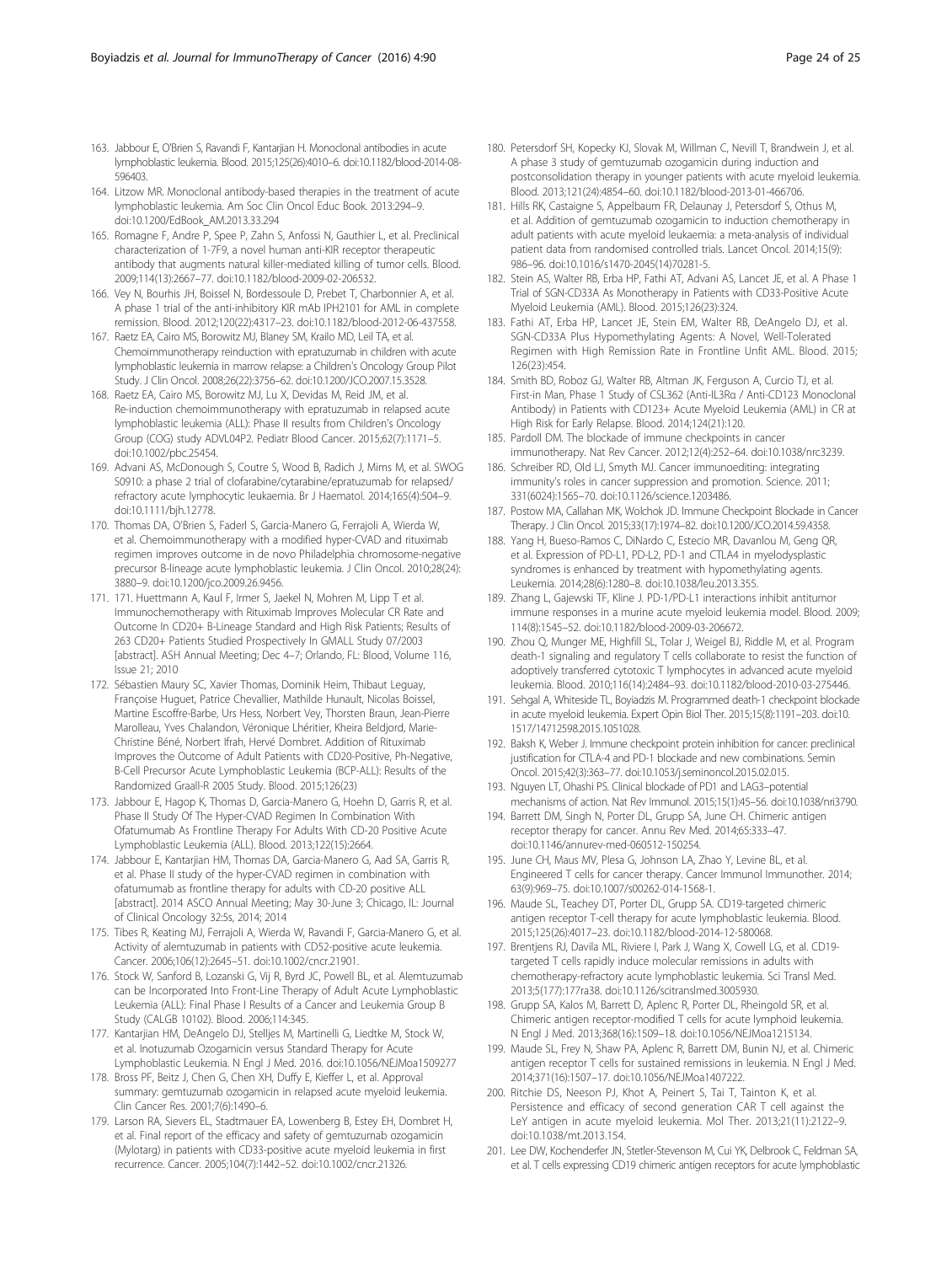163. Jabbour E, O'Brien S, Ravandi F, Kantarjian H. Monoclonal antibodies in acute lymphoblastic leukemia. Blood. 2015;125(26):4010–6. doi:10.1182/blood-2014-08-596403.
164. Litzow MR. Monoclonal antibody-based therapies in the treatment of acute lymphoblastic leukemia. Am Soc Clin Oncol Educ Book. 2013:294–9. doi:10.1200/EdBook_AM.2013.33.294
165. Romagne F, Andre P, Spee P, Zahn S, Anfossi N, Gauthier L, et al. Preclinical characterization of 1-7F9, a novel human anti-KIR receptor therapeutic antibody that augments natural killer-mediated killing of tumor cells. Blood. 2009;114(13):2667–77. doi:10.1182/blood-2009-02-206532.
166. Vey N, Bourhis JH, Boissel N, Bordessoule D, Prebet T, Charbonnier A, et al. A phase 1 trial of the anti-inhibitory KIR mAb IPH2101 for AML in complete remission. Blood. 2012;120(22):4317–23. doi:10.1182/blood-2012-06-437558.
167. Raetz EA, Cairo MS, Borowitz MJ, Blaney SM, Krailo MD, Leil TA, et al. Chemoimmunotherapy reinduction with epratuzumab in children with acute lymphoblastic leukemia in marrow relapse: a Children's Oncology Group Pilot Study. J Clin Oncol. 2008;26(22):3756–62. doi:10.1200/JCO.2007.15.3528.
168. Raetz EA, Cairo MS, Borowitz MJ, Lu X, Devidas M, Reid JM, et al. Re-induction chemoimmunotherapy with epratuzumab in relapsed acute lymphoblastic leukemia (ALL): Phase II results from Children's Oncology Group (COG) study ADVL04P2. Pediatr Blood Cancer. 2015;62(7):1171–5. doi:10.1002/pbc.25454.
169. Advani AS, McDonough S, Coutre S, Wood B, Radich J, Mims M, et al. SWOG S0910: a phase 2 trial of clofarabine/cytarabine/epratuzumab for relapsed/refractory acute lymphocytic leukaemia. Br J Haematol. 2014;165(4):504–9. doi:10.1111/bjh.12778.
170. Thomas DA, O'Brien S, Faderl S, Garcia-Manero G, Ferrajoli A, Wierda W, et al. Chemoimmunotherapy with a modified hyper-CVAD and rituximab regimen improves outcome in de novo Philadelphia chromosome-negative precursor B-lineage acute lymphoblastic leukemia. J Clin Oncol. 2010;28(24):3880–9. doi:10.1200/jco.2009.26.9456.
171. 171. Huettmann A, Kaul F, Irmer S, Jaekel N, Mohren M, Lipp T et al. Immunochemotherapy with Rituximab Improves Molecular CR Rate and Outcome In CD20+ B-Lineage Standard and High Risk Patients; Results of 263 CD20+ Patients Studied Prospectively In GMALL Study 07/2003 [abstract]. ASH Annual Meeting; Dec 4–7; Orlando, FL: Blood, Volume 116, Issue 21; 2010
172. Sébastien Maury SC, Xavier Thomas, Dominik Heim, Thibaut Leguay, Françoise Huguet, Patrice Chevallier, Mathilde Hunault, Nicolas Boissel, Martine Escoffre-Barbe, Urs Hess, Norbert Vey, Thorsten Braun, Jean-Pierre Marolleau, Yves Chalandon, Véronique Lhéritier, Kheira Beldjord, Marie-Christine Béné, Norbert Ifrah, Hervé Dombret. Addition of Rituximab Improves the Outcome of Adult Patients with CD20-Positive, Ph-Negative, B-Cell Precursor Acute Lymphoblastic Leukemia (BCP-ALL): Results of the Randomized Graall-R 2005 Study. Blood. 2015;126(23)
173. Jabbour E, Hagop K, Thomas D, Garcia-Manero G, Hoehn D, Garris R, et al. Phase II Study Of The Hyper-CVAD Regimen In Combination With Ofatumumab As Frontline Therapy For Adults With CD-20 Positive Acute Lymphoblastic Leukemia (ALL). Blood. 2013;122(15):2664.
174. Jabbour E, Kantarjian HM, Thomas DA, Garcia-Manero G, Aad SA, Garris R, et al. Phase II study of the hyper-CVAD regimen in combination with ofatumumab as frontline therapy for adults with CD-20 positive ALL [abstract]. 2014 ASCO Annual Meeting; May 30-June 3; Chicago, IL: Journal of Clinical Oncology 32:5s, 2014; 2014
175. Tibes R, Keating MJ, Ferrajoli A, Wierda W, Ravandi F, Garcia-Manero G, et al. Activity of alemtuzumab in patients with CD52-positive acute leukemia. Cancer. 2006;106(12):2645–51. doi:10.1002/cncr.21901.
176. Stock W, Sanford B, Lozanski G, Vij R, Byrd JC, Powell BL, et al. Alemtuzumab can be Incorporated Into Front-Line Therapy of Adult Acute Lymphoblastic Leukemia (ALL): Final Phase I Results of a Cancer and Leukemia Group B Study (CALGB 10102). Blood. 2006;114:345.
177. Kantarjian HM, DeAngelo DJ, Stelljes M, Martinelli G, Liedtke M, Stock W, et al. Inotuzumab Ozogamicin versus Standard Therapy for Acute Lymphoblastic Leukemia. N Engl J Med. 2016. doi:10.1056/NEJMoa1509277
178. Bross PF, Beitz J, Chen G, Chen XH, Duffy E, Kieffer L, et al. Approval summary: gemtuzumab ozogamicin in relapsed acute myeloid leukemia. Clin Cancer Res. 2001;7(6):1490–6.
179. Larson RA, Sievers EL, Stadtmauer EA, Lowenberg B, Estey EH, Dombret H, et al. Final report of the efficacy and safety of gemtuzumab ozogamicin (Mylotarg) in patients with CD33-positive acute myeloid leukemia in first recurrence. Cancer. 2005;104(7):1442–52. doi:10.1002/cncr.21326.
180. Petersdorf SH, Kopecky KJ, Slovak M, Willman C, Nevill T, Brandwein J, et al. A phase 3 study of gemtuzumab ozogamicin during induction and postconsolidation therapy in younger patients with acute myeloid leukemia. Blood. 2013;121(24):4854–60. doi:10.1182/blood-2013-01-466706.
181. Hills RK, Castaigne S, Appelbaum FR, Delaunay J, Petersdorf S, Othus M, et al. Addition of gemtuzumab ozogamicin to induction chemotherapy in adult patients with acute myeloid leukaemia: a meta-analysis of individual patient data from randomised controlled trials. Lancet Oncol. 2014;15(9):986–96. doi:10.1016/s1470-2045(14)70281-5.
182. Stein AS, Walter RB, Erba HP, Fathi AT, Advani AS, Lancet JE, et al. A Phase 1 Trial of SGN-CD33A As Monotherapy in Patients with CD33-Positive Acute Myeloid Leukemia (AML). Blood. 2015;126(23):324.
183. Fathi AT, Erba HP, Lancet JE, Stein EM, Walter RB, DeAngelo DJ, et al. SGN-CD33A Plus Hypomethylating Agents: A Novel, Well-Tolerated Regimen with High Remission Rate in Frontline Unfit AML. Blood. 2015; 126(23):454.
184. Smith BD, Roboz GJ, Walter RB, Altman JK, Ferguson A, Curcio TJ, et al. First-in Man, Phase 1 Study of CSL362 (Anti-IL3Rα / Anti-CD123 Monoclonal Antibody) in Patients with CD123+ Acute Myeloid Leukemia (AML) in CR at High Risk for Early Relapse. Blood. 2014;124(21):120.
185. Pardoll DM. The blockade of immune checkpoints in cancer immunotherapy. Nat Rev Cancer. 2012;12(4):252–64. doi:10.1038/nrc3239.
186. Schreiber RD, Old LJ, Smyth MJ. Cancer immunoediting: integrating immunity's roles in cancer suppression and promotion. Science. 2011; 331(6024):1565–70. doi:10.1126/science.1203486.
187. Postow MA, Callahan MK, Wolchok JD. Immune Checkpoint Blockade in Cancer Therapy. J Clin Oncol. 2015;33(17):1974–82. doi:10.1200/JCO.2014.59.4358.
188. Yang H, Bueso-Ramos C, DiNardo C, Estecio MR, Davanlou M, Geng QR, et al. Expression of PD-L1, PD-L2, PD-1 and CTLA4 in myelodysplastic syndromes is enhanced by treatment with hypomethylating agents. Leukemia. 2014;28(6):1280–8. doi:10.1038/leu.2013.355.
189. Zhang L, Gajewski TF, Kline J. PD-1/PD-L1 interactions inhibit antitumor immune responses in a murine acute myeloid leukemia model. Blood. 2009; 114(8):1545–52. doi:10.1182/blood-2009-03-206672.
190. Zhou Q, Munger ME, Highfill SL, Tolar J, Weigel BJ, Riddle M, et al. Program death-1 signaling and regulatory T cells collaborate to resist the function of adoptively transferred cytotoxic T lymphocytes in advanced acute myeloid leukemia. Blood. 2010;116(14):2484–93. doi:10.1182/blood-2010-03-275446.
191. Sehgal A, Whiteside TL, Boyiadzis M. Programmed death-1 checkpoint blockade in acute myeloid leukemia. Expert Opin Biol Ther. 2015;15(8):1191–203. doi:10.1517/14712598.2015.1051028.
192. Baksh K, Weber J. Immune checkpoint protein inhibition for cancer: preclinical justification for CTLA-4 and PD-1 blockade and new combinations. Semin Oncol. 2015;42(3):363–77. doi:10.1053/j.seminoncol.2015.02.015.
193. Nguyen LT, Ohashi PS. Clinical blockade of PD1 and LAG3–potential mechanisms of action. Nat Rev Immunol. 2015;15(1):45–56. doi:10.1038/nri3790.
194. Barrett DM, Singh N, Porter DL, Grupp SA, June CH. Chimeric antigen receptor therapy for cancer. Annu Rev Med. 2014;65:333–47. doi:10.1146/annurev-med-060512-150254.
195. June CH, Maus MV, Plesa G, Johnson LA, Zhao Y, Levine BL, et al. Engineered T cells for cancer therapy. Cancer Immunol Immunother. 2014; 63(9):969–75. doi:10.1007/s00262-014-1568-1.
196. Maude SL, Teachey DT, Porter DL, Grupp SA. CD19-targeted chimeric antigen receptor T-cell therapy for acute lymphoblastic leukemia. Blood. 2015;125(26):4017–23. doi:10.1182/blood-2014-12-580068.
197. Brentjens RJ, Davila ML, Riviere I, Park J, Wang X, Cowell LG, et al. CD19-targeted T cells rapidly induce molecular remissions in adults with chemotherapy-refractory acute lymphoblastic leukemia. Sci Transl Med. 2013;5(177):177ra38. doi:10.1126/scitranslmed.3005930.
198. Grupp SA, Kalos M, Barrett D, Aplenc R, Porter DL, Rheingold SR, et al. Chimeric antigen receptor-modified T cells for acute lymphoid leukemia. N Engl J Med. 2013;368(16):1509–18. doi:10.1056/NEJMoa1215134.
199. Maude SL, Frey N, Shaw PA, Aplenc R, Barrett DM, Bunin NJ, et al. Chimeric antigen receptor T cells for sustained remissions in leukemia. N Engl J Med. 2014;371(16):1507–17. doi:10.1056/NEJMoa1407222.
200. Ritchie DS, Neeson PJ, Khot A, Peinert S, Tai T, Tainton K, et al. Persistence and efficacy of second generation CAR T cell against the LeY antigen in acute myeloid leukemia. Mol Ther. 2013;21(11):2122–9. doi:10.1038/mt.2013.154.
201. Lee DW, Kochenderfer JN, Stetler-Stevenson M, Cui YK, Delbrook C, Feldman SA, et al. T cells expressing CD19 chimeric antigen receptors for acute lymphoblastic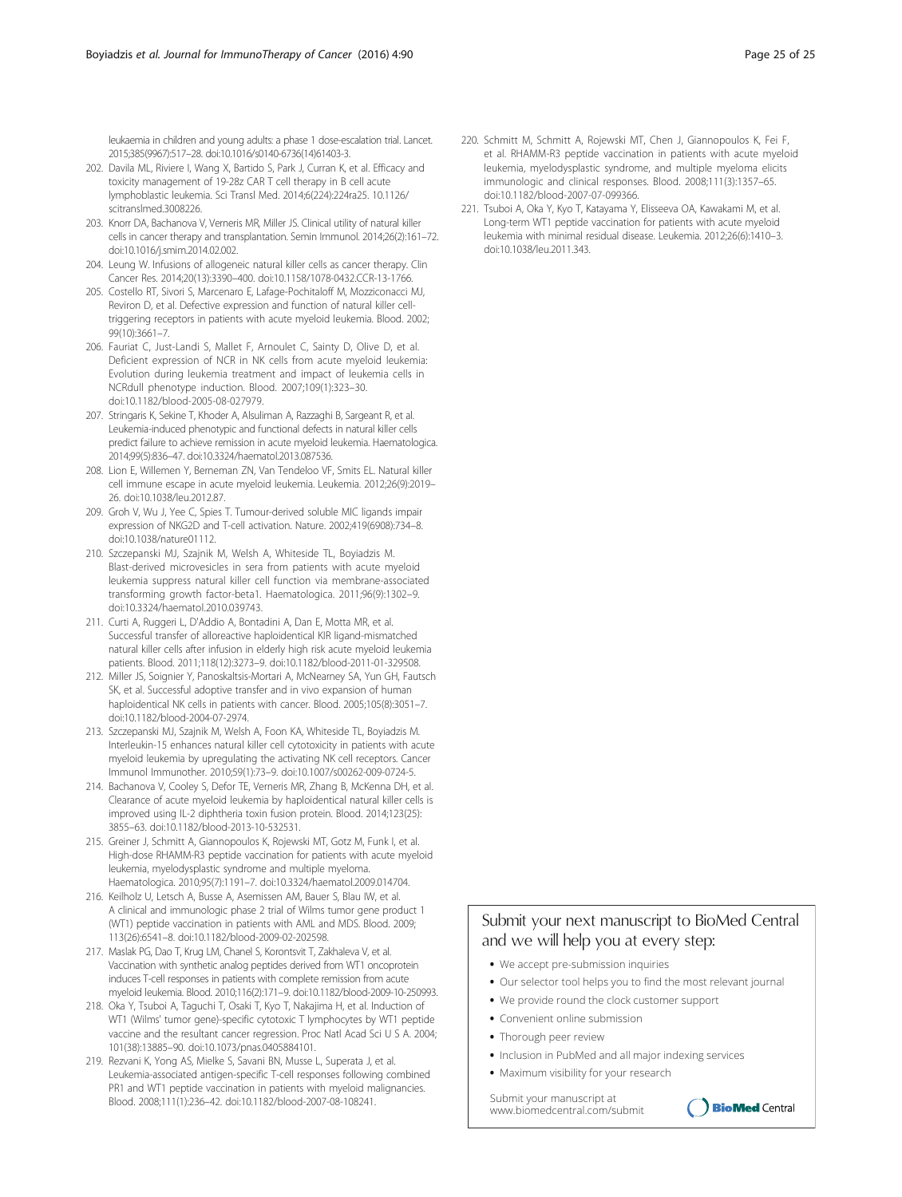leukaemia in children and young adults: a phase 1 dose-escalation trial. Lancet. 2015;385(9967):517–28. doi:10.1016/s0140-6736(14)61403-3.

202. Davila ML, Riviere I, Wang X, Bartido S, Park J, Curran K, et al. Efficacy and toxicity management of 19-28z CAR T cell therapy in B cell acute lymphoblastic leukemia. Sci Transl Med. 2014;6(224):224ra25. 10.1126/scitranslmed.3008226.
203. Knorr DA, Bachanova V, Verneris MR, Miller JS. Clinical utility of natural killer cells in cancer therapy and transplantation. Semin Immunol. 2014;26(2):161–72. doi:10.1016/j.smim.2014.02.002.
204. Leung W. Infusions of allogeneic natural killer cells as cancer therapy. Clin Cancer Res. 2014;20(13):3390–400. doi:10.1158/1078-0432.CCR-13-1766.
205. Costello RT, Sivori S, Marcenaro E, Lafage-Pochitaloff M, Mozziconacci MJ, Reviron D, et al. Defective expression and function of natural killer cell-triggering receptors in patients with acute myeloid leukemia. Blood. 2002; 99(10):3661–7.
206. Fauriat C, Just-Landi S, Mallet F, Arnoulet C, Sainty D, Olive D, et al. Deficient expression of NCR in NK cells from acute myeloid leukemia: Evolution during leukemia treatment and impact of leukemia cells in NCRdull phenotype induction. Blood. 2007;109(1):323–30. doi:10.1182/blood-2005-08-027979.
207. Stringaris K, Sekine T, Khoder A, Alsuliman A, Razzaghi B, Sargeant R, et al. Leukemia-induced phenotypic and functional defects in natural killer cells predict failure to achieve remission in acute myeloid leukemia. Haematologica. 2014;99(5):836–47. doi:10.3324/haematol.2013.087536.
208. Lion E, Willemen Y, Berneman ZN, Van Tendeloo VF, Smits EL. Natural killer cell immune escape in acute myeloid leukemia. Leukemia. 2012;26(9):2019–26. doi:10.1038/leu.2012.87.
209. Groh V, Wu J, Yee C, Spies T. Tumour-derived soluble MIC ligands impair expression of NKG2D and T-cell activation. Nature. 2002;419(6908):734–8. doi:10.1038/nature01112.
210. Szczepanski MJ, Szajnik M, Welsh A, Whiteside TL, Boyiadzis M. Blast-derived microvesicles in sera from patients with acute myeloid leukemia suppress natural killer cell function via membrane-associated transforming growth factor-beta1. Haematologica. 2011;96(9):1302–9. doi:10.3324/haematol.2010.039743.
211. Curti A, Ruggeri L, D'Addio A, Bontadini A, Dan E, Motta MR, et al. Successful transfer of alloreactive haploidentical KIR ligand-mismatched natural killer cells after infusion in elderly high risk acute myeloid leukemia patients. Blood. 2011;118(12):3273–9. doi:10.1182/blood-2011-01-329508.
212. Miller JS, Soignier Y, Panoskaltsis-Mortari A, McNearney SA, Yun GH, Fautsch SK, et al. Successful adoptive transfer and in vivo expansion of human haploidentical NK cells in patients with cancer. Blood. 2005;105(8):3051–7. doi:10.1182/blood-2004-07-2974.
213. Szczepanski MJ, Szajnik M, Welsh A, Foon KA, Whiteside TL, Boyiadzis M. Interleukin-15 enhances natural killer cell cytotoxicity in patients with acute myeloid leukemia by upregulating the activating NK cell receptors. Cancer Immunol Immunother. 2010;59(1):73–9. doi:10.1007/s00262-009-0724-5.
214. Bachanova V, Cooley S, Defor TE, Verneris MR, Zhang B, McKenna DH, et al. Clearance of acute myeloid leukemia by haploidentical natural killer cells is improved using IL-2 diphtheria toxin fusion protein. Blood. 2014;123(25): 3855–63. doi:10.1182/blood-2013-10-532531.
215. Greiner J, Schmitt A, Giannopoulos K, Rojewski MT, Gotz M, Funk I, et al. High-dose RHAMM-R3 peptide vaccination for patients with acute myeloid leukemia, myelodysplastic syndrome and multiple myeloma. Haematologica. 2010;95(7):1191–7. doi:10.3324/haematol.2009.014704.
216. Keilholz U, Letsch A, Busse A, Asemissen AM, Bauer S, Blau IW, et al. A clinical and immunologic phase 2 trial of Wilms tumor gene product 1 (WT1) peptide vaccination in patients with AML and MDS. Blood. 2009; 113(26):6541–8. doi:10.1182/blood-2009-02-202598.
217. Maslak PG, Dao T, Krug LM, Chanel S, Korontsvit T, Zakhaleva V, et al. Vaccination with synthetic analog peptides derived from WT1 oncoprotein induces T-cell responses in patients with complete remission from acute myeloid leukemia. Blood. 2010;116(2):171–9. doi:10.1182/blood-2009-10-250993.
218. Oka Y, Tsuboi A, Taguchi T, Osaki T, Kyo T, Nakajima H, et al. Induction of WT1 (Wilms' tumor gene)-specific cytotoxic T lymphocytes by WT1 peptide vaccine and the resultant cancer regression. Proc Natl Acad Sci U S A. 2004; 101(38):13885–90. doi:10.1073/pnas.0405884101.
219. Rezvani K, Yong AS, Mielke S, Savani BN, Musse L, Superata J, et al. Leukemia-associated antigen-specific T-cell responses following combined PR1 and WT1 peptide vaccination in patients with myeloid malignancies. Blood. 2008;111(1):236–42. doi:10.1182/blood-2007-08-108241.
220. Schmitt M, Schmitt A, Rojewski MT, Chen J, Giannopoulos K, Fei F, et al. RHAMM-R3 peptide vaccination in patients with acute myeloid leukemia, myelodysplastic syndrome, and multiple myeloma elicits immunologic and clinical responses. Blood. 2008;111(3):1357–65. doi:10.1182/blood-2007-07-099366.
221. Tsuboi A, Oka Y, Kyo T, Katayama Y, Elisseeva OA, Kawakami M, et al. Long-term WT1 peptide vaccination for patients with acute myeloid leukemia with minimal residual disease. Leukemia. 2012;26(6):1410–3. doi:10.1038/leu.2011.343.

## Submit your next manuscript to BioMed Central and we will help you at every step:

- We accept pre-submission inquiries
- Our selector tool helps you to find the most relevant journal
- We provide round the clock customer support
- Convenient online submission
- Thorough peer review
- Inclusion in PubMed and all major indexing services
- Maximum visibility for your research

Submit your manuscript at
www.biomedcentral.com/submit

BioMed Central